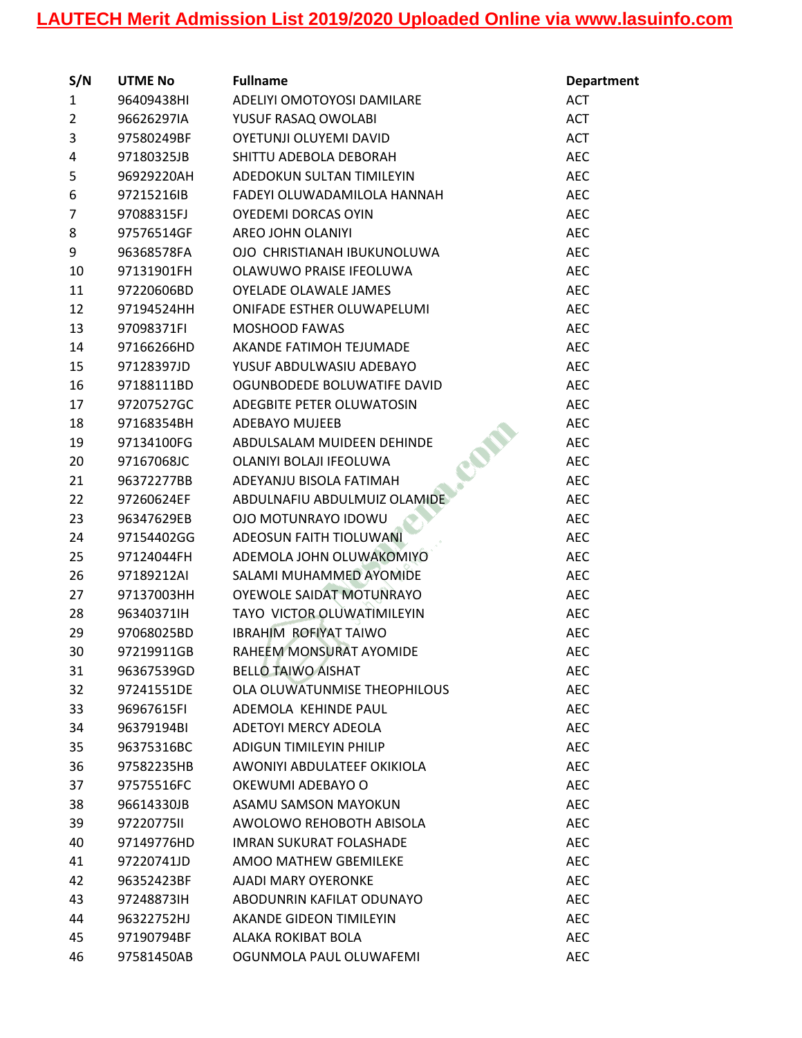# LAUTECH Merit Admission List 2019/2020 Uploaded Online via www.lasuinfo.com

| S/N | UTME No | Fullname | Department |
|---|---|---|---|
| 1 | 96409438HI | ADELIYI OMOTOYOSI DAMILARE | ACT |
| 2 | 96626297IA | YUSUF RASAQ OWOLABI | ACT |
| 3 | 97580249BF | OYETUNJI OLUYEMI DAVID | ACT |
| 4 | 97180325JB | SHITTU ADEBOLA DEBORAH | AEC |
| 5 | 96929220AH | ADEDOKUN SULTAN TIMILEYIN | AEC |
| 6 | 97215216IB | FADEYI OLUWADAMILOLA HANNAH | AEC |
| 7 | 97088315FJ | OYEDEMI DORCAS OYIN | AEC |
| 8 | 97576514GF | AREO JOHN OLANIYI | AEC |
| 9 | 96368578FA | OJO CHRISTIANAH IBUKUNOLUWA | AEC |
| 10 | 97131901FH | OLAWUWO PRAISE IFEOLUWA | AEC |
| 11 | 97220606BD | OYELADE OLAWALE JAMES | AEC |
| 12 | 97194524HH | ONIFADE ESTHER OLUWAPELUMI | AEC |
| 13 | 97098371FI | MOSHOOD FAWAS | AEC |
| 14 | 97166266HD | AKANDE FATIMOH TEJUMADE | AEC |
| 15 | 97128397JD | YUSUF ABDULWASIU ADEBAYO | AEC |
| 16 | 97188111BD | OGUNBODEDE BOLUWATIFE DAVID | AEC |
| 17 | 97207527GC | ADEGBITE PETER OLUWATOSIN | AEC |
| 18 | 97168354BH | ADEBAYO MUJEEB | AEC |
| 19 | 97134100FG | ABDULSALAM MUIDEEN DEHINDE | AEC |
| 20 | 97167068JC | OLANIYI BOLAJI IFEOLUWA | AEC |
| 21 | 96372277BB | ADEYANJU BISOLA FATIMAH | AEC |
| 22 | 97260624EF | ABDULNAFIU ABDULMUIZ OLAMIDE | AEC |
| 23 | 96347629EB | OJO MOTUNRAYO IDOWU | AEC |
| 24 | 97154402GG | ADEOSUN FAITH TIOLUWANI | AEC |
| 25 | 97124044FH | ADEMOLA JOHN OLUWAKOMIYO | AEC |
| 26 | 97189212AI | SALAMI MUHAMMED AYOMIDE | AEC |
| 27 | 97137003HH | OYEWOLE SAIDAT MOTUNRAYO | AEC |
| 28 | 96340371IH | TAYO VICTOR OLUWATIMILEYIN | AEC |
| 29 | 97068025BD | IBRAHIM ROFIYAT TAIWO | AEC |
| 30 | 97219911GB | RAHEEM MONSURAT AYOMIDE | AEC |
| 31 | 96367539GD | BELLO TAIWO AISHAT | AEC |
| 32 | 97241551DE | OLA OLUWATUNMISE THEOPHILOUS | AEC |
| 33 | 96967615FI | ADEMOLA KEHINDE PAUL | AEC |
| 34 | 96379194BI | ADETOYI MERCY ADEOLA | AEC |
| 35 | 96375316BC | ADIGUN TIMILEYIN PHILIP | AEC |
| 36 | 97582235HB | AWONIYI ABDULATEEF OKIKIOLA | AEC |
| 37 | 97575516FC | OKEWUMI ADEBAYO O | AEC |
| 38 | 96614330JB | ASAMU SAMSON MAYOKUN | AEC |
| 39 | 97220775II | AWOLOWO REHOBOTH ABISOLA | AEC |
| 40 | 97149776HD | IMRAN SUKURAT FOLASHADE | AEC |
| 41 | 97220741JD | AMOO MATHEW GBEMILEKE | AEC |
| 42 | 96352423BF | AJADI MARY OYERONKE | AEC |
| 43 | 97248873IH | ABODUNRIN KAFILAT ODUNAYO | AEC |
| 44 | 96322752HJ | AKANDE GIDEON TIMILEYIN | AEC |
| 45 | 97190794BF | ALAKA ROKIBAT BOLA | AEC |
| 46 | 97581450AB | OGUNMOLA PAUL OLUWAFEMI | AEC |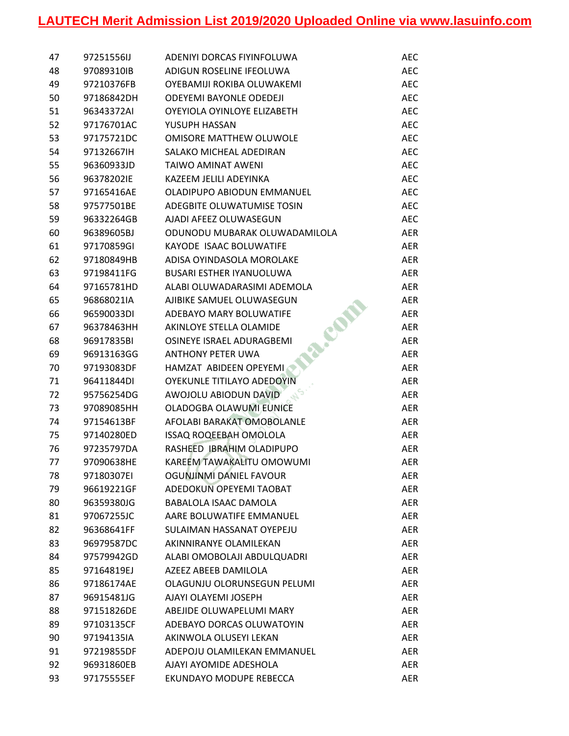| 47 | 97251556IJ | ADENIYI DORCAS FIYINFOLUWA | AEC |
|---|---|---|---|
| 48 | 97089310IB | ADIGUN ROSELINE IFEOLUWA | AEC |
| 49 | 97210376FB | OYEBAMIJI ROKIBA OLUWAKEMI | AEC |
| 50 | 97186842DH | ODEYEMI BAYONLE ODEDEJI | AEC |
| 51 | 96343372AI | OYEYIOLA OYINLOYE ELIZABETH | AEC |
| 52 | 97176701AC | YUSUPH HASSAN | AEC |
| 53 | 97175721DC | OMISORE MATTHEW OLUWOLE | AEC |
| 54 | 97132667IH | SALAKO MICHEAL ADEDIRAN | AEC |
| 55 | 96360933JD | TAIWO AMINAT AWENI | AEC |
| 56 | 96378202IE | KAZEEM JELILI ADEYINKA | AEC |
| 57 | 97165416AE | OLADIPUPO ABIODUN EMMANUEL | AEC |
| 58 | 97577501BE | ADEGBITE OLUWATUMISE TOSIN | AEC |
| 59 | 96332264GB | AJADI AFEEZ OLUWASEGUN | AEC |
| 60 | 96389605BJ | ODUNODU MUBARAK OLUWADAMILOLA | AER |
| 61 | 97170859GI | KAYODE ISAAC BOLUWATIFE | AER |
| 62 | 97180849HB | ADISA OYINDASOLA MOROLAKE | AER |
| 63 | 97198411FG | BUSARI ESTHER IYANUOLUWA | AER |
| 64 | 97165781HD | ALABI OLUWADARASIMI ADEMOLA | AER |
| 65 | 96868021IA | AJIBIKE SAMUEL OLUWASEGUN | AER |
| 66 | 96590033DI | ADEBAYO MARY BOLUWATIFE | AER |
| 67 | 96378463HH | AKINLOYE STELLA OLAMIDE | AER |
| 68 | 96917835BI | OSINEYE ISRAEL ADURAGBEMI | AER |
| 69 | 96913163GG | ANTHONY PETER UWA | AER |
| 70 | 97193083DF | HAMZAT ABIDEEN OPEYEMI | AER |
| 71 | 96411844DI | OYEKUNLE TITILAYO ADEDOYIN | AER |
| 72 | 95756254DG | AWOJOLU ABIODUN DAVID | AER |
| 73 | 97089085HH | OLADOGBA OLAWUMI EUNICE | AER |
| 74 | 97154613BF | AFOLABI BARAKAT OMOBOLANLE | AER |
| 75 | 97140280ED | ISSAQ ROQEEBAH OMOLOLA | AER |
| 76 | 97235797DA | RASHEED IBRAHIM OLADIPUPO | AER |
| 77 | 97090638HE | KAREEM TAWAKALITU OMOWUMI | AER |
| 78 | 97180307EI | OGUNJINMI DANIEL FAVOUR | AER |
| 79 | 96619221GF | ADEDOKUN OPEYEMI TAOBAT | AER |
| 80 | 96359380JG | BABALOLA ISAAC DAMOLA | AER |
| 81 | 97067255JC | AARE BOLUWATIFE EMMANUEL | AER |
| 82 | 96368641FF | SULAIMAN HASSANAT OYEPEJU | AER |
| 83 | 96979587DC | AKINNIRANYE OLAMILEKAN | AER |
| 84 | 97579942GD | ALABI OMOBOLAJI ABDULQUADRI | AER |
| 85 | 97164819EJ | AZEEZ ABEEB DAMILOLA | AER |
| 86 | 97186174AE | OLAGUNJU OLORUNSEGUN PELUMI | AER |
| 87 | 96915481JG | AJAYI OLAYEMI JOSEPH | AER |
| 88 | 97151826DE | ABEJIDE OLUWAPELUMI MARY | AER |
| 89 | 97103135CF | ADEBAYO DORCAS OLUWATOYIN | AER |
| 90 | 97194135IA | AKINWOLA OLUSEYI LEKAN | AER |
| 91 | 97219855DF | ADEPOJU OLAMILEKAN EMMANUEL | AER |
| 92 | 96931860EB | AJAYI AYOMIDE ADESHOLA | AER |
| 93 | 97175555EF | EKUNDAYO MODUPE REBECCA | AER |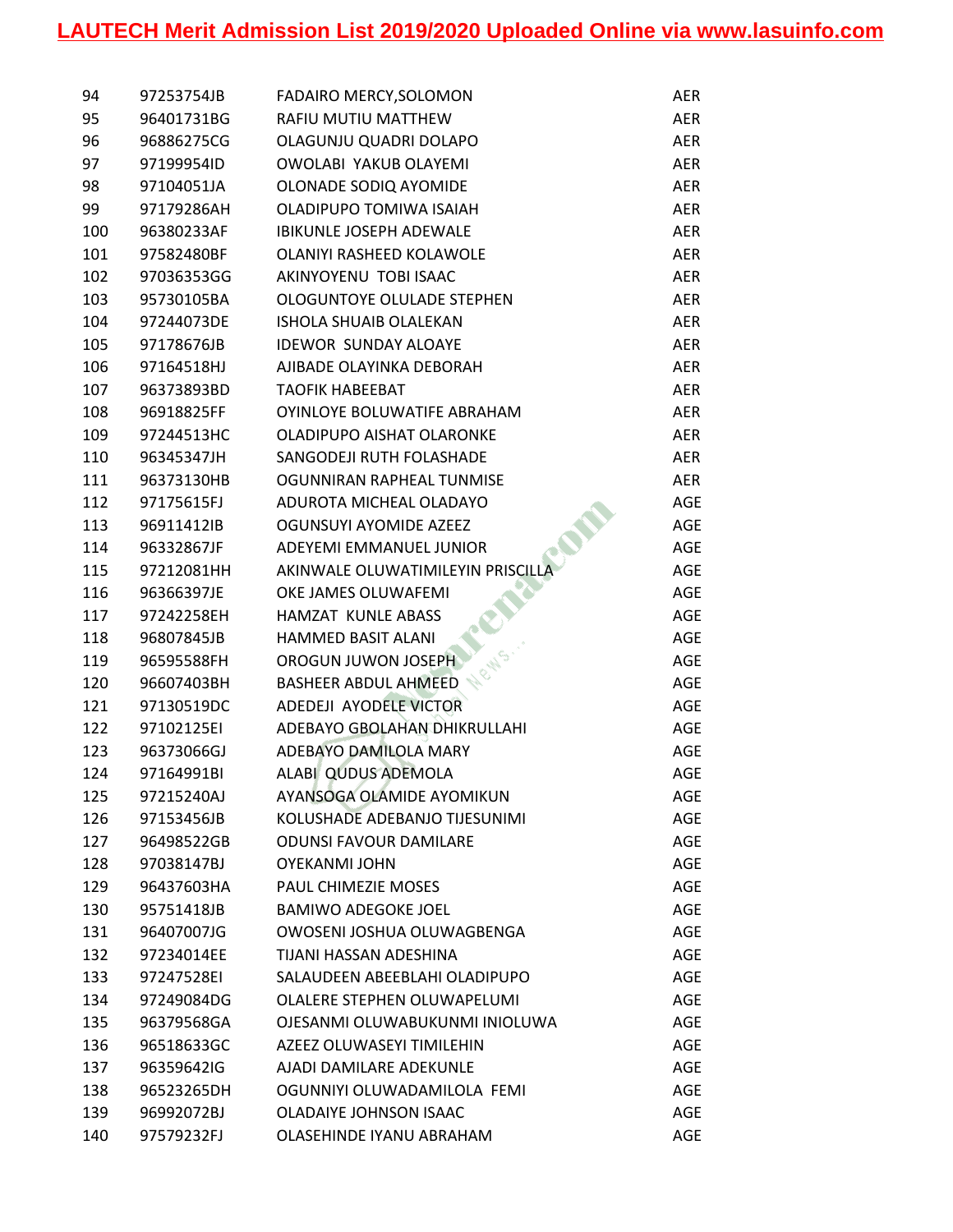| | | | |
|---|---|---|---|
| 94 | 97253754JB | FADAIRO MERCY,SOLOMON | AER |
| 95 | 96401731BG | RAFIU MUTIU MATTHEW | AER |
| 96 | 96886275CG | OLAGUNJU QUADRI DOLAPO | AER |
| 97 | 97199954ID | OWOLABI YAKUB OLAYEMI | AER |
| 98 | 97104051JA | OLONADE SODIQ AYOMIDE | AER |
| 99 | 97179286AH | OLADIPUPO TOMIWA ISAIAH | AER |
| 100 | 96380233AF | IBIKUNLE JOSEPH ADEWALE | AER |
| 101 | 97582480BF | OLANIYI RASHEED KOLAWOLE | AER |
| 102 | 97036353GG | AKINYOYENU TOBI ISAAC | AER |
| 103 | 95730105BA | OLOGUNTOYE OLULADE STEPHEN | AER |
| 104 | 97244073DE | ISHOLA SHUAIB OLALEKAN | AER |
| 105 | 97178676JB | IDEWOR SUNDAY ALOAYE | AER |
| 106 | 97164518HJ | AJIBADE OLAYINKA DEBORAH | AER |
| 107 | 96373893BD | TAOFIK HABEEBAT | AER |
| 108 | 96918825FF | OYINLOYE BOLUWATIFE ABRAHAM | AER |
| 109 | 97244513HC | OLADIPUPO AISHAT OLARONKE | AER |
| 110 | 96345347JH | SANGODEJI RUTH FOLASHADE | AER |
| 111 | 96373130HB | OGUNNIRAN RAPHEAL TUNMISE | AER |
| 112 | 97175615FJ | ADUROTA MICHEAL OLADAYO | AGE |
| 113 | 96911412IB | OGUNSUYI AYOMIDE AZEEZ | AGE |
| 114 | 96332867JF | ADEYEMI EMMANUEL JUNIOR | AGE |
| 115 | 97212081HH | AKINWALE OLUWATIMILEYIN PRISCILLA | AGE |
| 116 | 96366397JE | OKE JAMES OLUWAFEMI | AGE |
| 117 | 97242258EH | HAMZAT KUNLE ABASS | AGE |
| 118 | 96807845JB | HAMMED BASIT ALANI | AGE |
| 119 | 96595588FH | OROGUN JUWON JOSEPH | AGE |
| 120 | 96607403BH | BASHEER ABDUL AHMEED | AGE |
| 121 | 97130519DC | ADEDEJI AYODELE VICTOR | AGE |
| 122 | 97102125EI | ADEBAYO GBOLAHAN DHIKRULLAHI | AGE |
| 123 | 96373066GJ | ADEBAYO DAMILOLA MARY | AGE |
| 124 | 97164991BI | ALABI QUDUS ADEMOLA | AGE |
| 125 | 97215240AJ | AYANSOGA OLAMIDE AYOMIKUN | AGE |
| 126 | 97153456JB | KOLUSHADE ADEBANJO TIJESUNIMI | AGE |
| 127 | 96498522GB | ODUNSI FAVOUR DAMILARE | AGE |
| 128 | 97038147BJ | OYEKANMI JOHN | AGE |
| 129 | 96437603HA | PAUL CHIMEZIE MOSES | AGE |
| 130 | 95751418JB | BAMIWO ADEGOKE JOEL | AGE |
| 131 | 96407007JG | OWOSENI JOSHUA OLUWAGBENGA | AGE |
| 132 | 97234014EE | TIJANI HASSAN ADESHINA | AGE |
| 133 | 97247528EI | SALAUDEEN ABEEBLAHI OLADIPUPO | AGE |
| 134 | 97249084DG | OLALERE STEPHEN OLUWAPELUMI | AGE |
| 135 | 96379568GA | OJESANMI OLUWABUKUNMI INIOLUWA | AGE |
| 136 | 96518633GC | AZEEZ OLUWASEYI TIMILEHIN | AGE |
| 137 | 96359642IG | AJADI DAMILARE ADEKUNLE | AGE |
| 138 | 96523265DH | OGUNNIYI OLUWADAMILOLA FEMI | AGE |
| 139 | 96992072BJ | OLADAIYE JOHNSON ISAAC | AGE |
| 140 | 97579232FJ | OLASEHINDE IYANU ABRAHAM | AGE |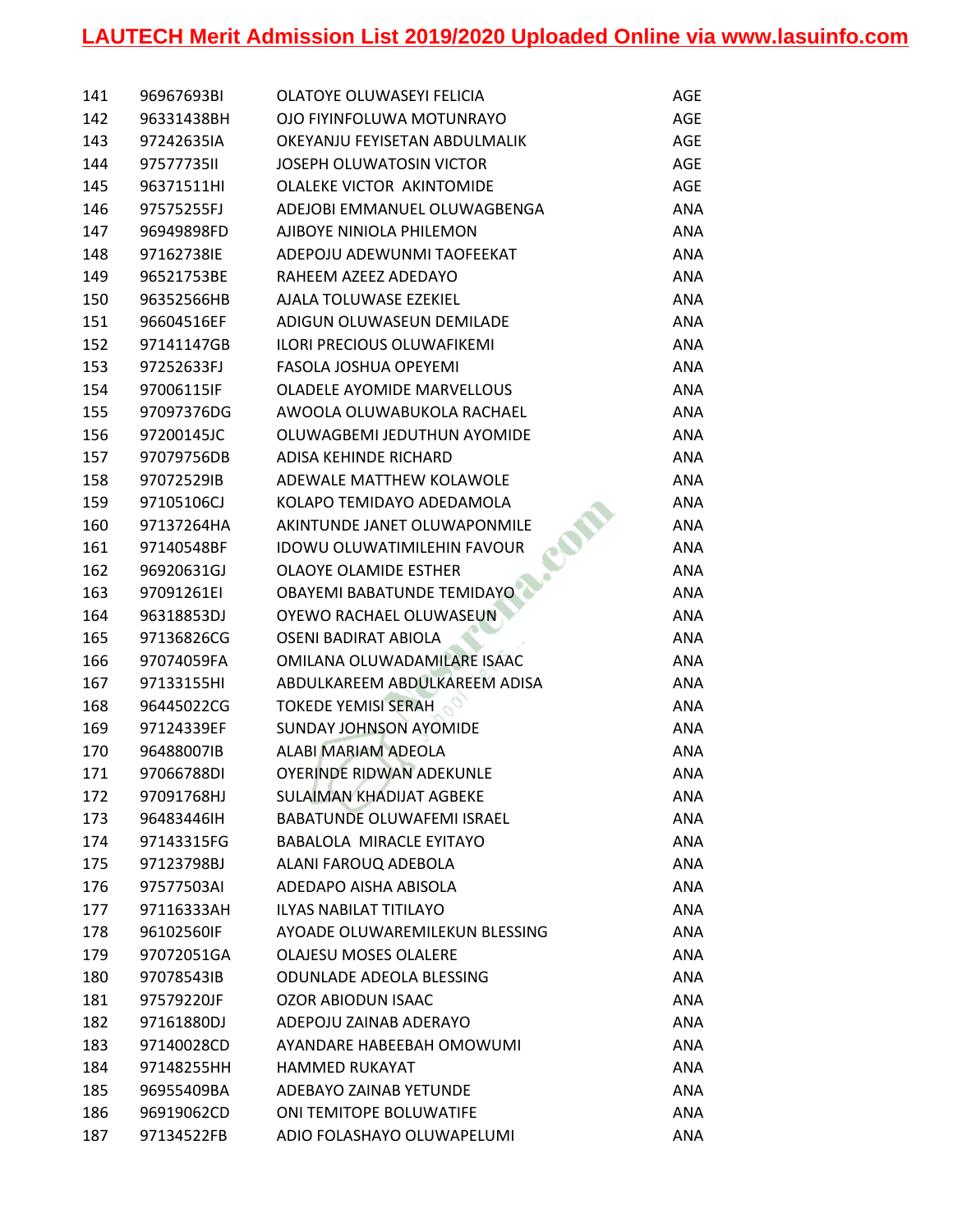| 141 | 96967693BI | OLATOYE OLUWASEYI FELICIA | AGE |
|---|---|---|---|
| 142 | 96331438BH | OJO FIYINFOLUWA MOTUNRAYO | AGE |
| 143 | 97242635IA | OKEYANJU FEYISETAN ABDULMALIK | AGE |
| 144 | 97577735II | JOSEPH OLUWATOSIN VICTOR | AGE |
| 145 | 96371511HI | OLALEKE VICTOR AKINTOMIDE | AGE |
| 146 | 97575255FJ | ADEJOBI EMMANUEL OLUWAGBENGA | ANA |
| 147 | 96949898FD | AJIBOYE NINIOLA PHILEMON | ANA |
| 148 | 97162738IE | ADEPOJU ADEWUNMI TAOFEEKAT | ANA |
| 149 | 96521753BE | RAHEEM AZEEZ ADEDAYO | ANA |
| 150 | 96352566HB | AJALA TOLUWASE EZEKIEL | ANA |
| 151 | 96604516EF | ADIGUN OLUWASEUN DEMILADE | ANA |
| 152 | 97141147GB | ILORI PRECIOUS OLUWAFIKEMI | ANA |
| 153 | 97252633FJ | FASOLA JOSHUA OPEYEMI | ANA |
| 154 | 97006115IF | OLADELE AYOMIDE MARVELLOUS | ANA |
| 155 | 97097376DG | AWOOLA OLUWABUKOLA RACHAEL | ANA |
| 156 | 97200145JC | OLUWAGBEMI JEDUTHUN AYOMIDE | ANA |
| 157 | 97079756DB | ADISA KEHINDE RICHARD | ANA |
| 158 | 97072529IB | ADEWALE MATTHEW KOLAWOLE | ANA |
| 159 | 97105106CJ | KOLAPO TEMIDAYO ADEDAMOLA | ANA |
| 160 | 97137264HA | AKINTUNDE JANET OLUWAPONMILE | ANA |
| 161 | 97140548BF | IDOWU OLUWATIMILEHIN FAVOUR | ANA |
| 162 | 96920631GJ | OLAOYE OLAMIDE ESTHER | ANA |
| 163 | 97091261EI | OBAYEMI BABATUNDE TEMIDAYO | ANA |
| 164 | 96318853DJ | OYEWO RACHAEL OLUWASEUN | ANA |
| 165 | 97136826CG | OSENI BADIRAT ABIOLA | ANA |
| 166 | 97074059FA | OMILANA OLUWADAMILARE ISAAC | ANA |
| 167 | 97133155HI | ABDULKAREEM ABDULKAREEM ADISA | ANA |
| 168 | 96445022CG | TOKEDE YEMISI SERAH | ANA |
| 169 | 97124339EF | SUNDAY JOHNSON AYOMIDE | ANA |
| 170 | 96488007IB | ALABI MARIAM ADEOLA | ANA |
| 171 | 97066788DI | OYERINDE RIDWAN ADEKUNLE | ANA |
| 172 | 97091768HJ | SULAIMAN KHADIJAT AGBEKE | ANA |
| 173 | 96483446IH | BABATUNDE OLUWAFEMI ISRAEL | ANA |
| 174 | 97143315FG | BABALOLA MIRACLE EYITAYO | ANA |
| 175 | 97123798BJ | ALANI FAROUQ ADEBOLA | ANA |
| 176 | 97577503AI | ADEDAPO AISHA ABISOLA | ANA |
| 177 | 97116333AH | ILYAS NABILAT TITILAYO | ANA |
| 178 | 96102560IF | AYOADE OLUWAREMILEKUN BLESSING | ANA |
| 179 | 97072051GA | OLAJESU MOSES OLALERE | ANA |
| 180 | 97078543IB | ODUNLADE ADEOLA BLESSING | ANA |
| 181 | 97579220JF | OZOR ABIODUN ISAAC | ANA |
| 182 | 97161880DJ | ADEPOJU ZAINAB ADERAYO | ANA |
| 183 | 97140028CD | AYANDARE HABEEBAH OMOWUMI | ANA |
| 184 | 97148255HH | HAMMED RUKAYAT | ANA |
| 185 | 96955409BA | ADEBAYO ZAINAB YETUNDE | ANA |
| 186 | 96919062CD | ONI TEMITOPE BOLUWATIFE | ANA |
| 187 | 97134522FB | ADIO FOLASHAYO OLUWAPELUMI | ANA |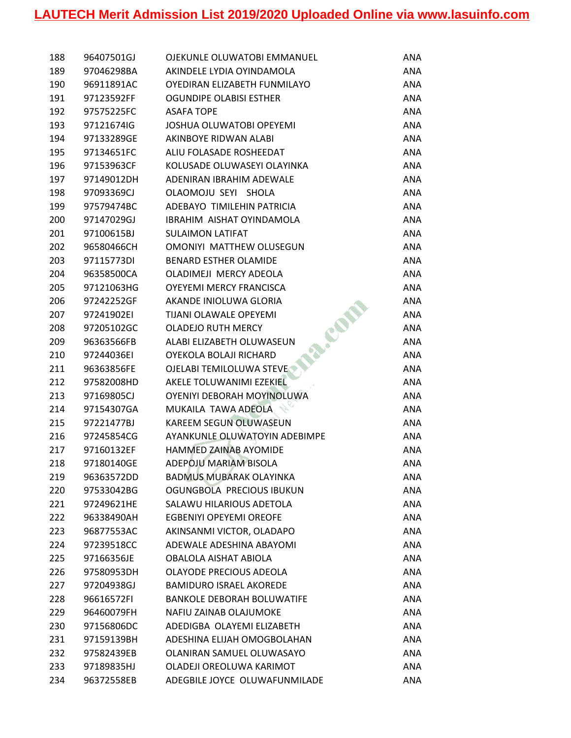| | | | |
|---|---|---|---|
| 188 | 96407501GJ | OJEKUNLE OLUWATOBI EMMANUEL | ANA |
| 189 | 97046298BA | AKINDELE LYDIA OYINDAMOLA | ANA |
| 190 | 96911891AC | OYEDIRAN ELIZABETH FUNMILAYO | ANA |
| 191 | 97123592FF | OGUNDIPE OLABISI ESTHER | ANA |
| 192 | 97575225FC | ASAFA TOPE | ANA |
| 193 | 97121674IG | JOSHUA OLUWATOBI OPEYEMI | ANA |
| 194 | 97133289GE | AKINBOYE RIDWAN ALABI | ANA |
| 195 | 97134651FC | ALIU FOLASADE ROSHEEDAT | ANA |
| 196 | 97153963CF | KOLUSADE OLUWASEYI OLAYINKA | ANA |
| 197 | 97149012DH | ADENIRAN IBRAHIM ADEWALE | ANA |
| 198 | 97093369CJ | OLAOMOJU SEYI SHOLA | ANA |
| 199 | 97579474BC | ADEBAYO TIMILEHIN PATRICIA | ANA |
| 200 | 97147029GJ | IBRAHIM AISHAT OYINDAMOLA | ANA |
| 201 | 97100615BJ | SULAIMON LATIFAT | ANA |
| 202 | 96580466CH | OMONIYI MATTHEW OLUSEGUN | ANA |
| 203 | 97115773DI | BENARD ESTHER OLAMIDE | ANA |
| 204 | 96358500CA | OLADIMEJI MERCY ADEOLA | ANA |
| 205 | 97121063HG | OYEYEMI MERCY FRANCISCA | ANA |
| 206 | 97242252GF | AKANDE INIOLUWA GLORIA | ANA |
| 207 | 97241902EI | TIJANI OLAWALE OPEYEMI | ANA |
| 208 | 97205102GC | OLADEJO RUTH MERCY | ANA |
| 209 | 96363566FB | ALABI ELIZABETH OLUWASEUN | ANA |
| 210 | 97244036EI | OYEKOLA BOLAJI RICHARD | ANA |
| 211 | 96363856FE | OJELABI TEMILOLUWA STEVE | ANA |
| 212 | 97582008HD | AKELE TOLUWANIMI EZEKIEL | ANA |
| 213 | 97169805CJ | OYENIYI DEBORAH MOYINOLUWA | ANA |
| 214 | 97154307GA | MUKAILA TAWA ADEOLA | ANA |
| 215 | 97221477BJ | KAREEM SEGUN OLUWASEUN | ANA |
| 216 | 97245854CG | AYANKUNLE OLUWATOYIN ADEBIMPE | ANA |
| 217 | 97160132EF | HAMMED ZAINAB AYOMIDE | ANA |
| 218 | 97180140GE | ADEPOJU MARIAM BISOLA | ANA |
| 219 | 96363572DD | BADMUS MUBARAK OLAYINKA | ANA |
| 220 | 97533042BG | OGUNGBOLA PRECIOUS IBUKUN | ANA |
| 221 | 97249621HE | SALAWU HILARIOUS ADETOLA | ANA |
| 222 | 96338490AH | EGBENIYI OPEYEMI OREOFE | ANA |
| 223 | 96877553AC | AKINSANMI VICTOR, OLADAPO | ANA |
| 224 | 97239518CC | ADEWALE ADESHINA ABAYOMI | ANA |
| 225 | 97166356JE | OBALOLA AISHAT ABIOLA | ANA |
| 226 | 97580953DH | OLAYODE PRECIOUS ADEOLA | ANA |
| 227 | 97204938GJ | BAMIDURO ISRAEL AKOREDE | ANA |
| 228 | 96616572FI | BANKOLE DEBORAH BOLUWATIFE | ANA |
| 229 | 96460079FH | NAFIU ZAINAB OLAJUMOKE | ANA |
| 230 | 97156806DC | ADEDIGBA OLAYEMI ELIZABETH | ANA |
| 231 | 97159139BH | ADESHINA ELIJAH OMOGBOLAHAN | ANA |
| 232 | 97582439EB | OLANIRAN SAMUEL OLUWASAYO | ANA |
| 233 | 97189835HJ | OLADEJI OREOLUWA KARIMOT | ANA |
| 234 | 96372558EB | ADEGBILE JOYCE OLUWAFUNMILADE | ANA |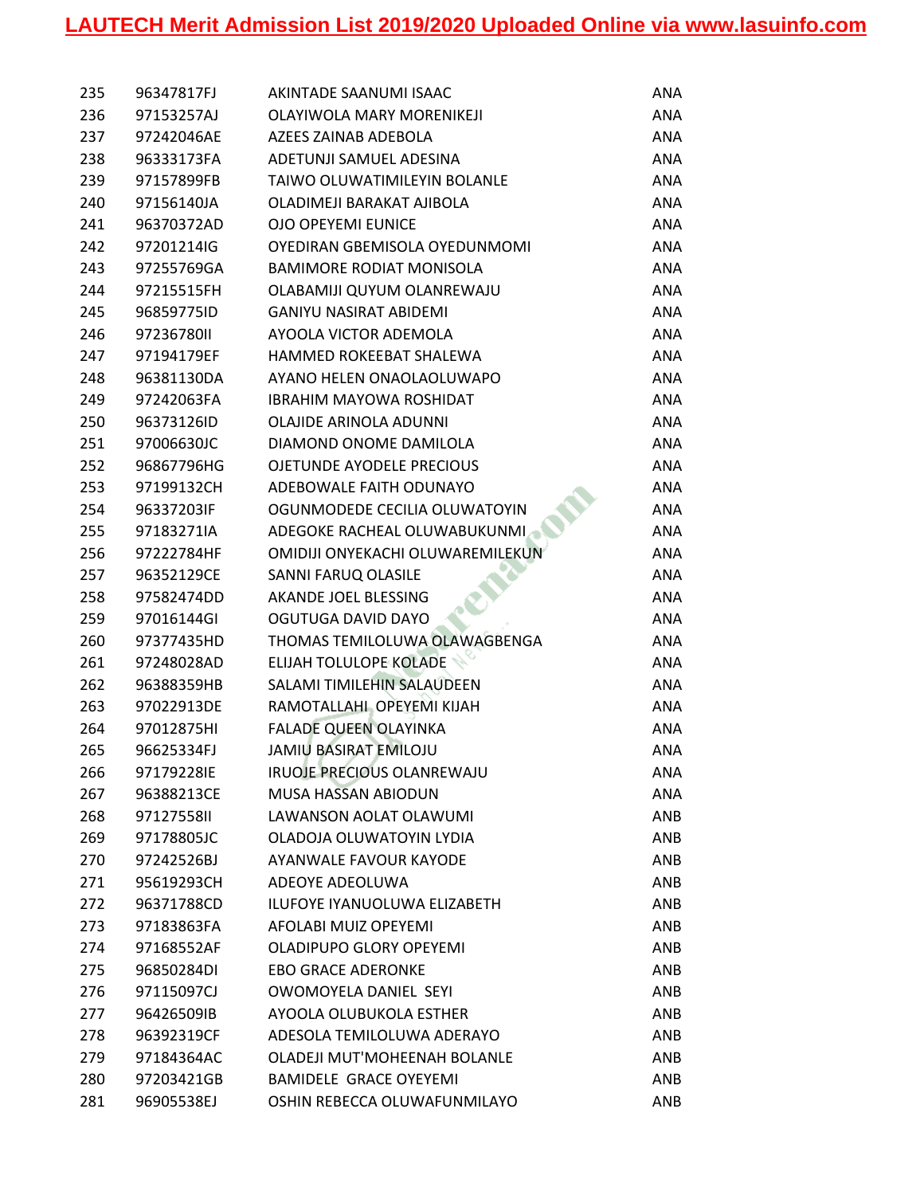| | | | |
|---|---|---|---|
| 235 | 96347817FJ | AKINTADE SAANUMI ISAAC | ANA |
| 236 | 97153257AJ | OLAYIWOLA MARY MORENIKEJI | ANA |
| 237 | 97242046AE | AZEES ZAINAB ADEBOLA | ANA |
| 238 | 96333173FA | ADETUNJI SAMUEL ADESINA | ANA |
| 239 | 97157899FB | TAIWO OLUWATIMILEYIN BOLANLE | ANA |
| 240 | 97156140JA | OLADIMEJI BARAKAT AJIBOLA | ANA |
| 241 | 96370372AD | OJO OPEYEMI EUNICE | ANA |
| 242 | 97201214IG | OYEDIRAN GBEMISOLA OYEDUNMOMI | ANA |
| 243 | 97255769GA | BAMIMORE RODIAT MONISOLA | ANA |
| 244 | 97215515FH | OLABAMIJI QUYUM OLANREWAJU | ANA |
| 245 | 96859775ID | GANIYU NASIRAT ABIDEMI | ANA |
| 246 | 97236780II | AYOOLA VICTOR ADEMOLA | ANA |
| 247 | 97194179EF | HAMMED ROKEEBAT SHALEWA | ANA |
| 248 | 96381130DA | AYANO HELEN ONAOLAOLUWAPO | ANA |
| 249 | 97242063FA | IBRAHIM MAYOWA ROSHIDAT | ANA |
| 250 | 96373126ID | OLAJIDE ARINOLA ADUNNI | ANA |
| 251 | 97006630JC | DIAMOND ONOME DAMILOLA | ANA |
| 252 | 96867796HG | OJETUNDE AYODELE PRECIOUS | ANA |
| 253 | 97199132CH | ADEBOWALE FAITH ODUNAYO | ANA |
| 254 | 96337203IF | OGUNMODEDE CECILIA OLUWATOYIN | ANA |
| 255 | 97183271IA | ADEGOKE RACHEAL OLUWABUKUNMI | ANA |
| 256 | 97222784HF | OMIDIJI ONYEKACHI OLUWAREMILEKUN | ANA |
| 257 | 96352129CE | SANNI FARUQ OLASILE | ANA |
| 258 | 97582474DD | AKANDE JOEL BLESSING | ANA |
| 259 | 97016144GI | OGUTUGA DAVID DAYO | ANA |
| 260 | 97377435HD | THOMAS TEMILOLUWA OLAWAGBENGA | ANA |
| 261 | 97248028AD | ELIJAH TOLULOPE KOLADE | ANA |
| 262 | 96388359HB | SALAMI TIMILEHIN SALAUDEEN | ANA |
| 263 | 97022913DE | RAMOTALLAHI OPEYEMI KIJAH | ANA |
| 264 | 97012875HI | FALADE QUEEN OLAYINKA | ANA |
| 265 | 96625334FJ | JAMIU BASIRAT EMILOJU | ANA |
| 266 | 97179228IE | IRUOJE PRECIOUS OLANREWAJU | ANA |
| 267 | 96388213CE | MUSA HASSAN ABIODUN | ANA |
| 268 | 97127558II | LAWANSON AOLAT OLAWUMI | ANB |
| 269 | 97178805JC | OLADOJA OLUWATOYIN LYDIA | ANB |
| 270 | 97242526BJ | AYANWALE FAVOUR KAYODE | ANB |
| 271 | 95619293CH | ADEOYE ADEOLUWA | ANB |
| 272 | 96371788CD | ILUFOYE IYANUOLUWA ELIZABETH | ANB |
| 273 | 97183863FA | AFOLABI MUIZ OPEYEMI | ANB |
| 274 | 97168552AF | OLADIPUPO GLORY OPEYEMI | ANB |
| 275 | 96850284DI | EBO GRACE ADERONKE | ANB |
| 276 | 97115097CJ | OWOMOYELA DANIEL SEYI | ANB |
| 277 | 96426509IB | AYOOLA OLUBUKOLA ESTHER | ANB |
| 278 | 96392319CF | ADESOLA TEMILOLUWA ADERAYO | ANB |
| 279 | 97184364AC | OLADEJI MUT'MOHEENAH BOLANLE | ANB |
| 280 | 97203421GB | BAMIDELE GRACE OYEYEMI | ANB |
| 281 | 96905538EJ | OSHIN REBECCA OLUWAFUNMILAYO | ANB |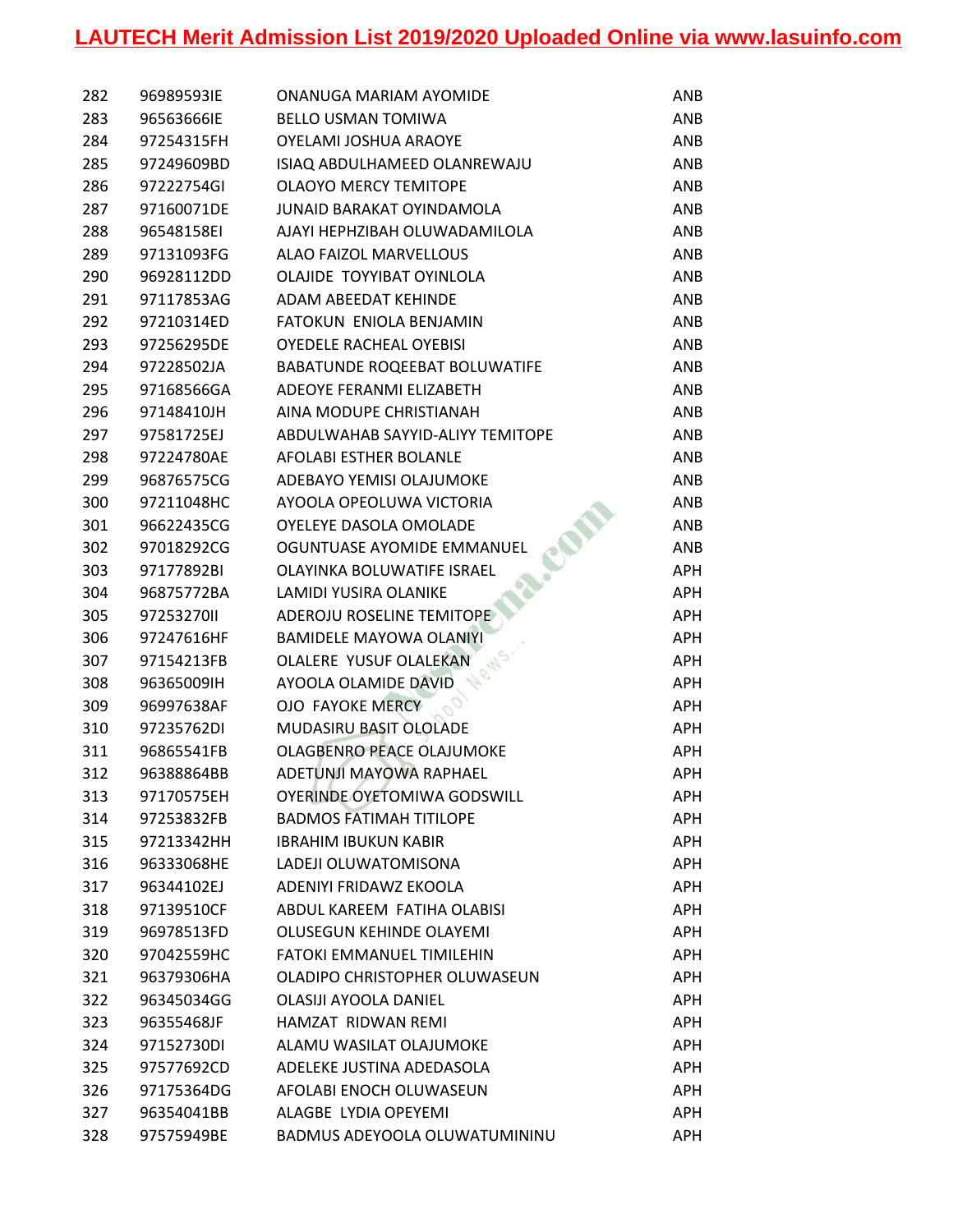| 282 | 96989593IE | ONANUGA MARIAM AYOMIDE | ANB |
|---|---|---|---|
| 283 | 96563666IE | BELLO USMAN TOMIWA | ANB |
| 284 | 97254315FH | OYELAMI JOSHUA ARAOYE | ANB |
| 285 | 97249609BD | ISIAQ ABDULHAMEED OLANREWAJU | ANB |
| 286 | 97222754GI | OLAOYO MERCY TEMITOPE | ANB |
| 287 | 97160071DE | JUNAID BARAKAT OYINDAMOLA | ANB |
| 288 | 96548158EI | AJAYI HEPHZIBAH OLUWADAMILOLA | ANB |
| 289 | 97131093FG | ALAO FAIZOL MARVELLOUS | ANB |
| 290 | 96928112DD | OLAJIDE TOYYIBAT OYINLOLA | ANB |
| 291 | 97117853AG | ADAM ABEEDAT KEHINDE | ANB |
| 292 | 97210314ED | FATOKUN ENIOLA BENJAMIN | ANB |
| 293 | 97256295DE | OYEDELE RACHEAL OYEBISI | ANB |
| 294 | 97228502JA | BABATUNDE ROQEEBAT BOLUWATIFE | ANB |
| 295 | 97168566GA | ADEOYE FERANMI ELIZABETH | ANB |
| 296 | 97148410JH | AINA MODUPE CHRISTIANAH | ANB |
| 297 | 97581725EJ | ABDULWAHAB SAYYID-ALIYY TEMITOPE | ANB |
| 298 | 97224780AE | AFOLABI ESTHER BOLANLE | ANB |
| 299 | 96876575CG | ADEBAYO YEMISI OLAJUMOKE | ANB |
| 300 | 97211048HC | AYOOLA OPEOLUWA VICTORIA | ANB |
| 301 | 96622435CG | OYELEYE DASOLA OMOLADE | ANB |
| 302 | 97018292CG | OGUNTUASE AYOMIDE EMMANUEL | ANB |
| 303 | 97177892BI | OLAYINKA BOLUWATIFE ISRAEL | APH |
| 304 | 96875772BA | LAMIDI YUSIRA OLANIKE | APH |
| 305 | 97253270II | ADEROJU ROSELINE TEMITOPE | APH |
| 306 | 97247616HF | BAMIDELE MAYOWA OLANIYI | APH |
| 307 | 97154213FB | OLALERE YUSUF OLALEKAN | APH |
| 308 | 96365009IH | AYOOLA OLAMIDE DAVID | APH |
| 309 | 96997638AF | OJO FAYOKE MERCY | APH |
| 310 | 97235762DI | MUDASIRU BASIT OLOLADE | APH |
| 311 | 96865541FB | OLAGBENRO PEACE OLAJUMOKE | APH |
| 312 | 96388864BB | ADETUNJI MAYOWA RAPHAEL | APH |
| 313 | 97170575EH | OYERINDE OYETOMIWA GODSWILL | APH |
| 314 | 97253832FB | BADMOS FATIMAH TITILOPE | APH |
| 315 | 97213342HH | IBRAHIM IBUKUN KABIR | APH |
| 316 | 96333068HE | LADEJI OLUWATOMISONA | APH |
| 317 | 96344102EJ | ADENIYI FRIDAWZ EKOOLA | APH |
| 318 | 97139510CF | ABDUL KAREEM FATIHA OLABISI | APH |
| 319 | 96978513FD | OLUSEGUN KEHINDE OLAYEMI | APH |
| 320 | 97042559HC | FATOKI EMMANUEL TIMILEHIN | APH |
| 321 | 96379306HA | OLADIPO CHRISTOPHER OLUWASEUN | APH |
| 322 | 96345034GG | OLASIJI AYOOLA DANIEL | APH |
| 323 | 96355468JF | HAMZAT RIDWAN REMI | APH |
| 324 | 97152730DI | ALAMU WASILAT OLAJUMOKE | APH |
| 325 | 97577692CD | ADELEKE JUSTINA ADEDASOLA | APH |
| 326 | 97175364DG | AFOLABI ENOCH OLUWASEUN | APH |
| 327 | 96354041BB | ALAGBE LYDIA OPEYEMI | APH |
| 328 | 97575949BE | BADMUS ADEYOOLA OLUWATUMININU | APH |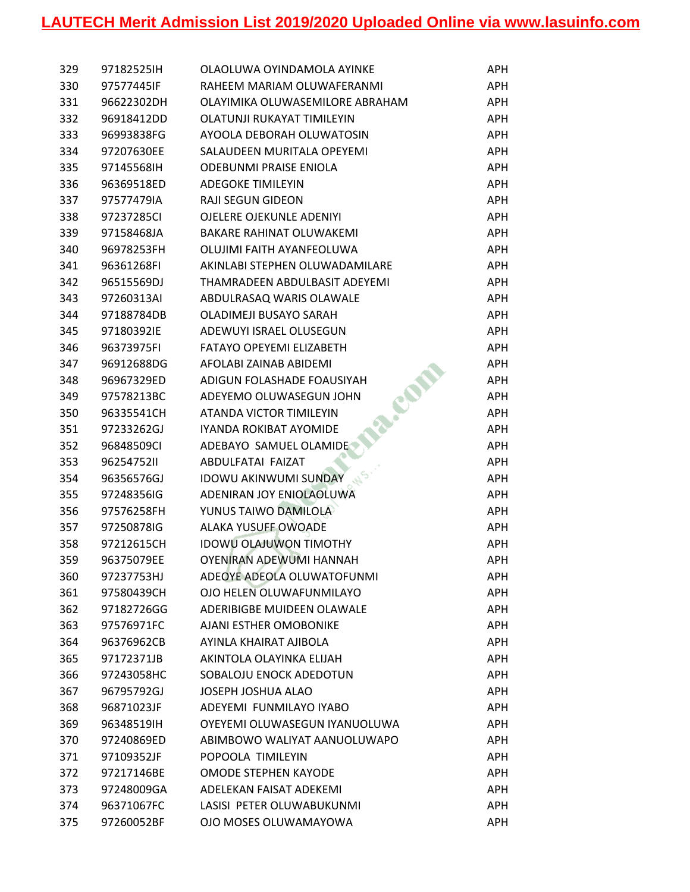# LAUTECH Merit Admission List 2019/2020 Uploaded Online via www.lasuinfo.com

| | | | |
|---|---|---|---|
| 329 | 97182525IH | OLAOLUWA OYINDAMOLA AYINKE | APH |
| 330 | 97577445IF | RAHEEM MARIAM OLUWAFERANMI | APH |
| 331 | 96622302DH | OLAYIMIKA OLUWASEMILORE ABRAHAM | APH |
| 332 | 96918412DD | OLATUNJI RUKAYAT TIMILEYIN | APH |
| 333 | 96993838FG | AYOOLA DEBORAH OLUWATOSIN | APH |
| 334 | 97207630EE | SALAUDEEN MURITALA OPEYEMI | APH |
| 335 | 97145568IH | ODEBUNMI PRAISE ENIOLA | APH |
| 336 | 96369518ED | ADEGOKE TIMILEYIN | APH |
| 337 | 97577479IA | RAJI SEGUN GIDEON | APH |
| 338 | 97237285CI | OJELERE OJEKUNLE ADENIYI | APH |
| 339 | 97158468JA | BAKARE RAHINAT OLUWAKEMI | APH |
| 340 | 96978253FH | OLUJIMI FAITH AYANFEOLUWA | APH |
| 341 | 96361268FI | AKINLABI STEPHEN OLUWADAMILARE | APH |
| 342 | 96515569DJ | THAMRADEEN ABDULBASIT ADEYEMI | APH |
| 343 | 97260313AI | ABDULRASAQ WARIS OLAWALE | APH |
| 344 | 97188784DB | OLADIMEJI BUSAYO SARAH | APH |
| 345 | 97180392IE | ADEWUYI ISRAEL OLUSEGUN | APH |
| 346 | 96373975FI | FATAYO OPEYEMI ELIZABETH | APH |
| 347 | 96912688DG | AFOLABI ZAINAB ABIDEMI | APH |
| 348 | 96967329ED | ADIGUN FOLASHADE FOAUSIYAH | APH |
| 349 | 97578213BC | ADEYEMO OLUWASEGUN JOHN | APH |
| 350 | 96335541CH | ATANDA VICTOR TIMILEYIN | APH |
| 351 | 97233262GJ | IYANDA ROKIBAT AYOMIDE | APH |
| 352 | 96848509CI | ADEBAYO SAMUEL OLAMIDE | APH |
| 353 | 96254752II | ABDULFATAI FAIZAT | APH |
| 354 | 96356576GJ | IDOWU AKINWUMI SUNDAY | APH |
| 355 | 97248356IG | ADENIRAN JOY ENIOLAOLUWA | APH |
| 356 | 97576258FH | YUNUS TAIWO DAMILOLA | APH |
| 357 | 97250878IG | ALAKA YUSUFF OWOADE | APH |
| 358 | 97212615CH | IDOWU OLAJUWON TIMOTHY | APH |
| 359 | 96375079EE | OYENIRAN ADEWUMI HANNAH | APH |
| 360 | 97237753HJ | ADEOYE ADEOLA OLUWATOFUNMI | APH |
| 361 | 97580439CH | OJO HELEN OLUWAFUNMILAYO | APH |
| 362 | 97182726GG | ADERIBIGBE MUIDEEN OLAWALE | APH |
| 363 | 97576971FC | AJANI ESTHER OMOBONIKE | APH |
| 364 | 96376962CB | AYINLA KHAIRAT AJIBOLA | APH |
| 365 | 97172371JB | AKINTOLA OLAYINKA ELIJAH | APH |
| 366 | 97243058HC | SOBALOJU ENOCK ADEDOTUN | APH |
| 367 | 96795792GJ | JOSEPH JOSHUA ALAO | APH |
| 368 | 96871023JF | ADEYEMI FUNMILAYO IYABO | APH |
| 369 | 96348519IH | OYEYEMI OLUWASEGUN IYANUOLUWA | APH |
| 370 | 97240869ED | ABIMBOWO WALIYAT AANUOLUWAPO | APH |
| 371 | 97109352JF | POPOOLA TIMILEYIN | APH |
| 372 | 97217146BE | OMODE STEPHEN KAYODE | APH |
| 373 | 97248009GA | ADELEKAN FAISAT ADEKEMI | APH |
| 374 | 96371067FC | LASISI PETER OLUWABUKUNMI | APH |
| 375 | 97260052BF | OJO MOSES OLUWAMAYOWA | APH |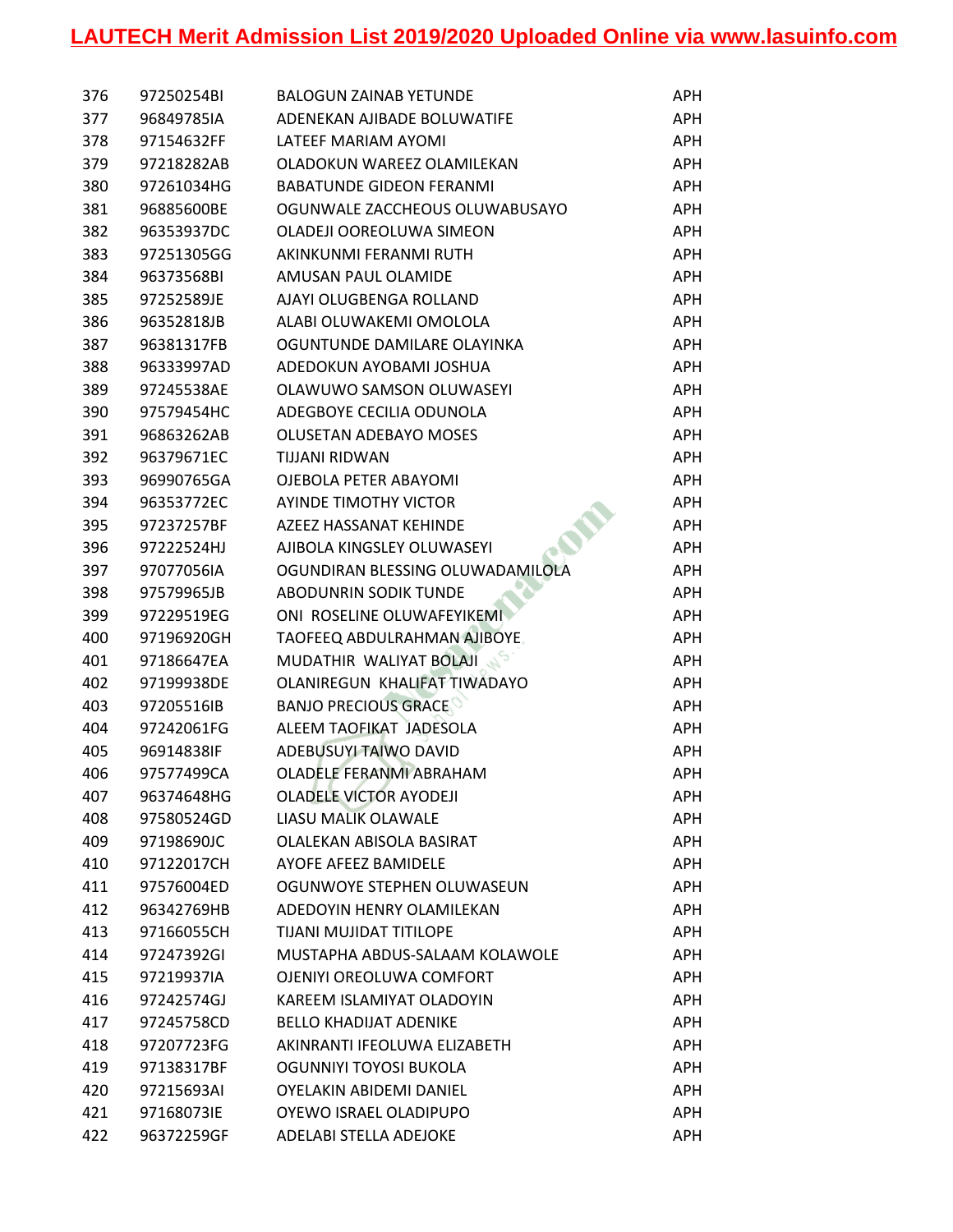| | | | |
|---|---|---|---|
| 376 | 97250254BI | BALOGUN ZAINAB YETUNDE | APH |
| 377 | 96849785IA | ADENEKAN AJIBADE BOLUWATIFE | APH |
| 378 | 97154632FF | LATEEF MARIAM AYOMI | APH |
| 379 | 97218282AB | OLADOKUN WAREEZ OLAMILEKAN | APH |
| 380 | 97261034HG | BABATUNDE GIDEON FERANMI | APH |
| 381 | 96885600BE | OGUNWALE ZACCHEOUS OLUWABUSAYO | APH |
| 382 | 96353937DC | OLADEJI OOREOLUWA SIMEON | APH |
| 383 | 97251305GG | AKINKUNMI FERANMI RUTH | APH |
| 384 | 96373568BI | AMUSAN PAUL OLAMIDE | APH |
| 385 | 97252589JE | AJAYI OLUGBENGA ROLLAND | APH |
| 386 | 96352818JB | ALABI OLUWAKEMI OMOLOLA | APH |
| 387 | 96381317FB | OGUNTUNDE DAMILARE OLAYINKA | APH |
| 388 | 96333997AD | ADEDOKUN AYOBAMI JOSHUA | APH |
| 389 | 97245538AE | OLAWUWO SAMSON OLUWASEYI | APH |
| 390 | 97579454HC | ADEGBOYE CECILIA ODUNOLA | APH |
| 391 | 96863262AB | OLUSETAN ADEBAYO MOSES | APH |
| 392 | 96379671EC | TIJJANI RIDWAN | APH |
| 393 | 96990765GA | OJEBOLA PETER ABAYOMI | APH |
| 394 | 96353772EC | AYINDE TIMOTHY VICTOR | APH |
| 395 | 97237257BF | AZEEZ HASSANAT KEHINDE | APH |
| 396 | 97222524HJ | AJIBOLA KINGSLEY OLUWASEYI | APH |
| 397 | 97077056IA | OGUNDIRAN BLESSING OLUWADAMILOLA | APH |
| 398 | 97579965JB | ABODUNRIN SODIK TUNDE | APH |
| 399 | 97229519EG | ONI ROSELINE OLUWAFEYIKEMI | APH |
| 400 | 97196920GH | TAOFEEQ ABDULRAHMAN AJIBOYE | APH |
| 401 | 97186647EA | MUDATHIR WALIYAT BOLAJI | APH |
| 402 | 97199938DE | OLANIREGUN KHALIFAT TIWADAYO | APH |
| 403 | 97205516IB | BANJO PRECIOUS GRACE | APH |
| 404 | 97242061FG | ALEEM TAOFIKAT JADESOLA | APH |
| 405 | 96914838IF | ADEBUSUYI TAIWO DAVID | APH |
| 406 | 97577499CA | OLADELE FERANMI ABRAHAM | APH |
| 407 | 96374648HG | OLADELE VICTOR AYODEJI | APH |
| 408 | 97580524GD | LIASU MALIK OLAWALE | APH |
| 409 | 97198690JC | OLALEKAN ABISOLA BASIRAT | APH |
| 410 | 97122017CH | AYOFE AFEEZ BAMIDELE | APH |
| 411 | 97576004ED | OGUNWOYE STEPHEN OLUWASEUN | APH |
| 412 | 96342769HB | ADEDOYIN HENRY OLAMILEKAN | APH |
| 413 | 97166055CH | TIJANI MUJIDAT TITILOPE | APH |
| 414 | 97247392GI | MUSTAPHA ABDUS-SALAAM KOLAWOLE | APH |
| 415 | 97219937IA | OJENIYI OREOLUWA COMFORT | APH |
| 416 | 97242574GJ | KAREEM ISLAMIYAT OLADOYIN | APH |
| 417 | 97245758CD | BELLO KHADIJAT ADENIKE | APH |
| 418 | 97207723FG | AKINRANTI IFEOLUWA ELIZABETH | APH |
| 419 | 97138317BF | OGUNNIYI TOYOSI BUKOLA | APH |
| 420 | 97215693AI | OYELAKIN ABIDEMI DANIEL | APH |
| 421 | 97168073IE | OYEWO ISRAEL OLADIPUPO | APH |
| 422 | 96372259GF | ADELABI STELLA ADEJOKE | APH |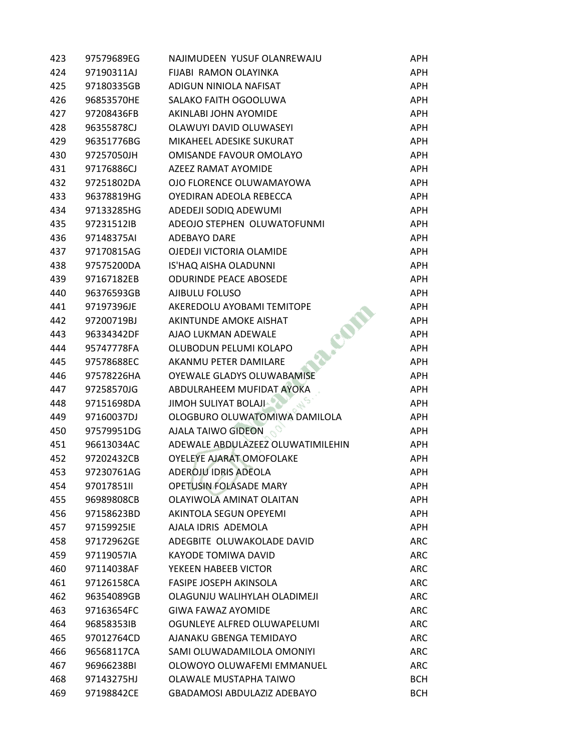| | | | |
|---|---|---|---|
| 423 | 97579689EG | NAJIMUDEEN YUSUF OLANREWAJU | APH |
| 424 | 97190311AJ | FIJABI RAMON OLAYINKA | APH |
| 425 | 97180335GB | ADIGUN NINIOLA NAFISAT | APH |
| 426 | 96853570HE | SALAKO FAITH OGOOLUWA | APH |
| 427 | 97208436FB | AKINLABI JOHN AYOMIDE | APH |
| 428 | 96355878CJ | OLAWUYI DAVID OLUWASEYI | APH |
| 429 | 96351776BG | MIKAHEEL ADESIKE SUKURAT | APH |
| 430 | 97257050JH | OMISANDE FAVOUR OMOLAYO | APH |
| 431 | 97176886CJ | AZEEZ RAMAT AYOMIDE | APH |
| 432 | 97251802DA | OJO FLORENCE OLUWAMAYOWA | APH |
| 433 | 96378819HG | OYEDIRAN ADEOLA REBECCA | APH |
| 434 | 97133285HG | ADEDEJI SODIQ ADEWUMI | APH |
| 435 | 97231512IB | ADEOJO STEPHEN OLUWATOFUNMI | APH |
| 436 | 97148375AI | ADEBAYO DARE | APH |
| 437 | 97170815AG | OJEDEJI VICTORIA OLAMIDE | APH |
| 438 | 97575200DA | IS'HAQ AISHA OLADUNNI | APH |
| 439 | 97167182EB | ODURINDE PEACE ABOSEDE | APH |
| 440 | 96376593GB | AJIBULU FOLUSO | APH |
| 441 | 97197396JE | AKEREDOLU AYOBAMI TEMITOPE | APH |
| 442 | 97200719BJ | AKINTUNDE AMOKE AISHAT | APH |
| 443 | 96334342DF | AJAO LUKMAN ADEWALE | APH |
| 444 | 95747778FA | OLUBODUN PELUMI KOLAPO | APH |
| 445 | 97578688EC | AKANMU PETER DAMILARE | APH |
| 446 | 97578226HA | OYEWALE GLADYS OLUWABAMISE | APH |
| 447 | 97258570JG | ABDULRAHEEM MUFIDAT AYOKA | APH |
| 448 | 97151698DA | JIMOH SULIYAT BOLAJI | APH |
| 449 | 97160037DJ | OLOGBURO OLUWATOMIWA DAMILOLA | APH |
| 450 | 97579951DG | AJALA TAIWO GIDEON | APH |
| 451 | 96613034AC | ADEWALE ABDULAZEEZ OLUWATIMILEHIN | APH |
| 452 | 97202432CB | OYELEYE AJARAT OMOFOLAKE | APH |
| 453 | 97230761AG | ADEROJU IDRIS ADEOLA | APH |
| 454 | 97017851II | OPETUSIN FOLASADE MARY | APH |
| 455 | 96989808CB | OLAYIWOLA AMINAT OLAITAN | APH |
| 456 | 97158623BD | AKINTOLA SEGUN OPEYEMI | APH |
| 457 | 97159925IE | AJALA IDRIS ADEMOLA | APH |
| 458 | 97172962GE | ADEGBITE OLUWAKOLADE DAVID | ARC |
| 459 | 97119057IA | KAYODE TOMIWA DAVID | ARC |
| 460 | 97114038AF | YEKEEN HABEEB VICTOR | ARC |
| 461 | 97126158CA | FASIPE JOSEPH AKINSOLA | ARC |
| 462 | 96354089GB | OLAGUNJU WALIHYLAH OLADIMEJI | ARC |
| 463 | 97163654FC | GIWA FAWAZ AYOMIDE | ARC |
| 464 | 96858353IB | OGUNLEYE ALFRED OLUWAPELUMI | ARC |
| 465 | 97012764CD | AJANAKU GBENGA TEMIDAYO | ARC |
| 466 | 96568117CA | SAMI OLUWADAMILOLA OMONIYI | ARC |
| 467 | 96966238BI | OLOWOYO OLUWAFEMI EMMANUEL | ARC |
| 468 | 97143275HJ | OLAWALE MUSTAPHA TAIWO | BCH |
| 469 | 97198842CE | GBADAMOSI ABDULAZIZ ADEBAYO | BCH |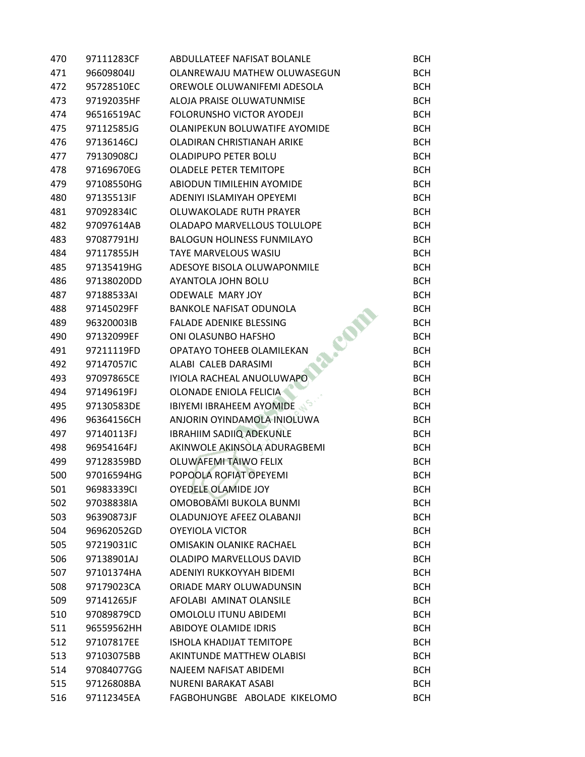| | | | |
|---|---|---|---|
| 470 | 97111283CF | ABDULLATEEF NAFISAT BOLANLE | BCH |
| 471 | 96609804IJ | OLANREWAJU MATHEW OLUWASEGUN | BCH |
| 472 | 95728510EC | OREWOLE OLUWANIFEMI ADESOLA | BCH |
| 473 | 97192035HF | ALOJA PRAISE OLUWATUNMISE | BCH |
| 474 | 96516519AC | FOLORUNSHO VICTOR AYODEJI | BCH |
| 475 | 97112585JG | OLANIPEKUN BOLUWATIFE AYOMIDE | BCH |
| 476 | 97136146CJ | OLADIRAN CHRISTIANAH ARIKE | BCH |
| 477 | 79130908CJ | OLADIPUPO PETER BOLU | BCH |
| 478 | 97169670EG | OLADELE PETER TEMITOPE | BCH |
| 479 | 97108550HG | ABIODUN TIMILEHIN AYOMIDE | BCH |
| 480 | 97135513IF | ADENIYI ISLAMIYAH OPEYEMI | BCH |
| 481 | 97092834IC | OLUWAKOLADE RUTH PRAYER | BCH |
| 482 | 97097614AB | OLADAPO MARVELLOUS TOLULOPE | BCH |
| 483 | 97087791HJ | BALOGUN HOLINESS FUNMILAYO | BCH |
| 484 | 97117855JH | TAYE MARVELOUS WASIU | BCH |
| 485 | 97135419HG | ADESOYE BISOLA OLUWAPONMILE | BCH |
| 486 | 97138020DD | AYANTOLA JOHN BOLU | BCH |
| 487 | 97188533AI | ODEWALE MARY JOY | BCH |
| 488 | 97145029FF | BANKOLE NAFISAT ODUNOLA | BCH |
| 489 | 96320003IB | FALADE ADENIKE BLESSING | BCH |
| 490 | 97132099EF | ONI OLASUNBO HAFSHO | BCH |
| 491 | 97211119FD | OPATAYO TOHEEB OLAMILEKAN | BCH |
| 492 | 97147057IC | ALABI CALEB DARASIMI | BCH |
| 493 | 97097865CE | IYIOLA RACHEAL ANUOLUWAPO | BCH |
| 494 | 97149619FJ | OLONADE ENIOLA FELICIA | BCH |
| 495 | 97130583DE | IBIYEMI IBRAHEEM AYOMIDE | BCH |
| 496 | 96364156CH | ANJORIN OYINDAMOLA INIOLUWA | BCH |
| 497 | 97140113FJ | IBRAHIIM SADIIQ ADEKUNLE | BCH |
| 498 | 96954164FJ | AKINWOLE AKINSOLA ADURAGBEMI | BCH |
| 499 | 97128359BD | OLUWAFEMI TAIWO FELIX | BCH |
| 500 | 97016594HG | POPOOLA ROFIAT OPEYEMI | BCH |
| 501 | 96983339CI | OYEDELE OLAMIDE JOY | BCH |
| 502 | 97038838IA | OMOBOBAMI BUKOLA BUNMI | BCH |
| 503 | 96390873JF | OLADUNJOYE AFEEZ OLABANJI | BCH |
| 504 | 96962052GD | OYEYIOLA VICTOR | BCH |
| 505 | 97219031IC | OMISAKIN OLANIKE RACHAEL | BCH |
| 506 | 97138901AJ | OLADIPO MARVELLOUS DAVID | BCH |
| 507 | 97101374HA | ADENIYI RUKKOYYAH BIDEMI | BCH |
| 508 | 97179023CA | ORIADE MARY OLUWADUNSIN | BCH |
| 509 | 97141265JF | AFOLABI AMINAT OLANSILE | BCH |
| 510 | 97089879CD | OMOLOLU ITUNU ABIDEMI | BCH |
| 511 | 96559562HH | ABIDOYE OLAMIDE IDRIS | BCH |
| 512 | 97107817EE | ISHOLA KHADIJAT TEMITOPE | BCH |
| 513 | 97103075BB | AKINTUNDE MATTHEW OLABISI | BCH |
| 514 | 97084077GG | NAJEEM NAFISAT ABIDEMI | BCH |
| 515 | 97126808BA | NURENI BARAKAT ASABI | BCH |
| 516 | 97112345EA | FAGBOHUNGBE ABOLADE KIKELOMO | BCH |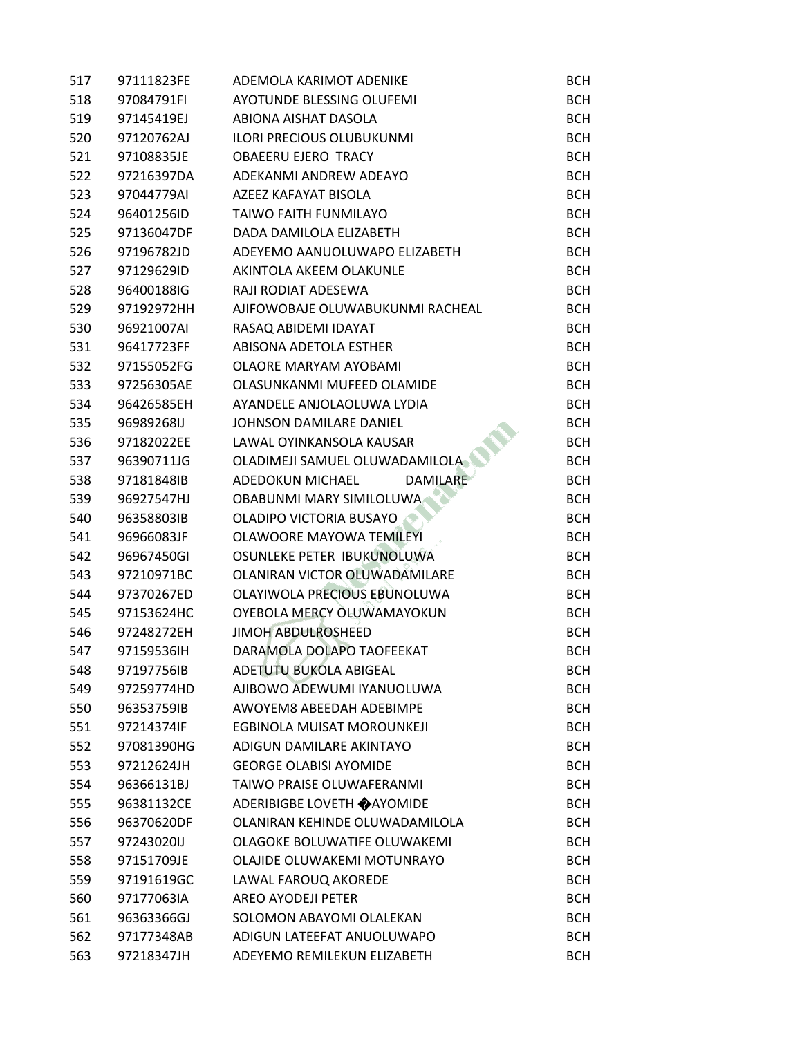| | | | |
|---|---|---|---|
| 517 | 97111823FE | ADEMOLA KARIMOT ADENIKE | BCH |
| 518 | 97084791FI | AYOTUNDE BLESSING OLUFEMI | BCH |
| 519 | 97145419EJ | ABIONA AISHAT DASOLA | BCH |
| 520 | 97120762AJ | ILORI PRECIOUS OLUBUKUNMI | BCH |
| 521 | 97108835JE | OBAEERU EJERO TRACY | BCH |
| 522 | 97216397DA | ADEKANMI ANDREW ADEAYO | BCH |
| 523 | 97044779AI | AZEEZ KAFAYAT BISOLA | BCH |
| 524 | 96401256ID | TAIWO FAITH FUNMILAYO | BCH |
| 525 | 97136047DF | DADA DAMILOLA ELIZABETH | BCH |
| 526 | 97196782JD | ADEYEMO AANUOLUWAPO ELIZABETH | BCH |
| 527 | 97129629ID | AKINTOLA AKEEM OLAKUNLE | BCH |
| 528 | 96400188IG | RAJI RODIAT ADESEWA | BCH |
| 529 | 97192972HH | AJIFOWOBAJE OLUWABUKUNMI RACHEAL | BCH |
| 530 | 96921007AI | RASAQ ABIDEMI IDAYAT | BCH |
| 531 | 96417723FF | ABISONA ADETOLA ESTHER | BCH |
| 532 | 97155052FG | OLAORE MARYAM AYOBAMI | BCH |
| 533 | 97256305AE | OLASUNKANMI MUFEED OLAMIDE | BCH |
| 534 | 96426585EH | AYANDELE ANJOLAOLUWA LYDIA | BCH |
| 535 | 96989268IJ | JOHNSON DAMILARE DANIEL | BCH |
| 536 | 97182022EE | LAWAL OYINKANSOLA KAUSAR | BCH |
| 537 | 96390711JG | OLADIMEJI SAMUEL OLUWADAMILOLA | BCH |
| 538 | 97181848IB | ADEDOKUN MICHAEL DAMILARE | BCH |
| 539 | 96927547HJ | OBABUNMI MARY SIMILOLUWA | BCH |
| 540 | 96358803IB | OLADIPO VICTORIA BUSAYO | BCH |
| 541 | 96966083JF | OLAWOORE MAYOWA TEMILEYI | BCH |
| 542 | 96967450GI | OSUNLEKE PETER IBUKUNOLUWA | BCH |
| 543 | 97210971BC | OLANIRAN VICTOR OLUWADAMILARE | BCH |
| 544 | 97370267ED | OLAYIWOLA PRECIOUS EBUNOLUWA | BCH |
| 545 | 97153624HC | OYEBOLA MERCY OLUWAMAYOKUN | BCH |
| 546 | 97248272EH | JIMOH ABDULROSHEED | BCH |
| 547 | 97159536IH | DARAMOLA DOLAPO TAOFEEKAT | BCH |
| 548 | 97197756IB | ADETUTU BUKOLA ABIGEAL | BCH |
| 549 | 97259774HD | AJIBOWO ADEWUMI IYANUOLUWA | BCH |
| 550 | 96353759IB | AWOYEM8 ABEEDAH ADEBIMPE | BCH |
| 551 | 97214374IF | EGBINOLA MUISAT MOROUNKEJI | BCH |
| 552 | 97081390HG | ADIGUN DAMILARE AKINTAYO | BCH |
| 553 | 97212624JH | GEORGE OLABISI AYOMIDE | BCH |
| 554 | 96366131BJ | TAIWO PRAISE OLUWAFERANMI | BCH |
| 555 | 96381132CE | ADERIBIGBE LOVETH �AYOMIDE | BCH |
| 556 | 96370620DF | OLANIRAN KEHINDE OLUWADAMILOLA | BCH |
| 557 | 97243020IJ | OLAGOKE BOLUWATIFE OLUWAKEMI | BCH |
| 558 | 97151709JE | OLAJIDE OLUWAKEMI MOTUNRAYO | BCH |
| 559 | 97191619GC | LAWAL FAROUQ AKOREDE | BCH |
| 560 | 97177063IA | AREO AYODEJI PETER | BCH |
| 561 | 96363366GJ | SOLOMON ABAYOMI OLALEKAN | BCH |
| 562 | 97177348AB | ADIGUN LATEEFAT ANUOLUWAPO | BCH |
| 563 | 97218347JH | ADEYEMO REMILEKUN ELIZABETH | BCH |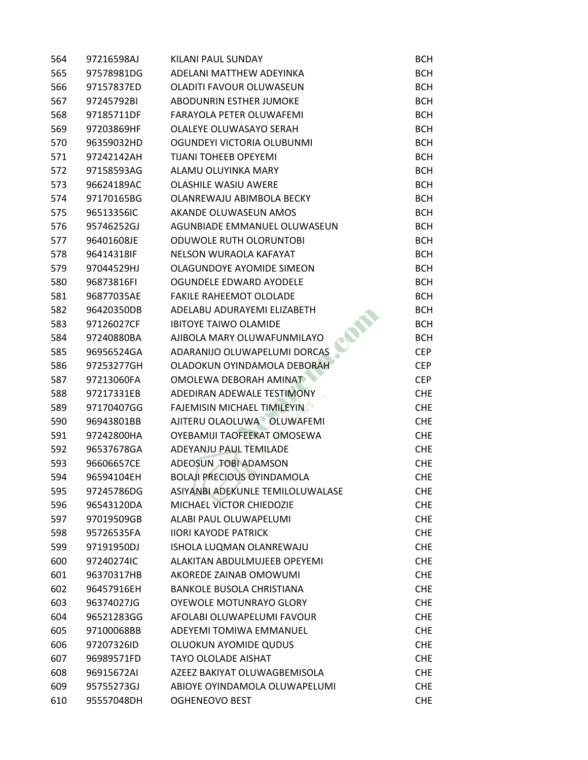| | | | |
|---|---|---|---|
| 564 | 97216598AJ | KILANI PAUL SUNDAY | BCH |
| 565 | 97578981DG | ADELANI MATTHEW ADEYINKA | BCH |
| 566 | 97157837ED | OLADITI FAVOUR OLUWASEUN | BCH |
| 567 | 97245792BI | ABODUNRIN ESTHER JUMOKE | BCH |
| 568 | 97185711DF | FARAYOLA PETER OLUWAFEMI | BCH |
| 569 | 97203869HF | OLALEYE OLUWASAYO SERAH | BCH |
| 570 | 96359032HD | OGUNDEYI VICTORIA OLUBUNMI | BCH |
| 571 | 97242142AH | TIJANI TOHEEB OPEYEMI | BCH |
| 572 | 97158593AG | ALAMU OLUYINKA MARY | BCH |
| 573 | 96624189AC | OLASHILE WASIU AWERE | BCH |
| 574 | 97170165BG | OLANREWAJU ABIMBOLA BECKY | BCH |
| 575 | 96513356IC | AKANDE OLUWASEUN AMOS | BCH |
| 576 | 95746252GJ | AGUNBIADE EMMANUEL OLUWASEUN | BCH |
| 577 | 96401608JE | ODUWOLE RUTH OLORUNTOBI | BCH |
| 578 | 96414318IF | NELSON WURAOLA KAFAYAT | BCH |
| 579 | 97044529HJ | OLAGUNDOYE AYOMIDE SIMEON | BCH |
| 580 | 96873816FI | OGUNDELE EDWARD AYODELE | BCH |
| 581 | 96877035AE | FAKILE RAHEEMOT OLOLADE | BCH |
| 582 | 96420350DB | ADELABU ADURAYEMI ELIZABETH | BCH |
| 583 | 97126027CF | IBITOYE TAIWO OLAMIDE | BCH |
| 584 | 97240880BA | AJIBOLA MARY OLUWAFUNMILAYO | BCH |
| 585 | 96956524GA | ADARANIJO OLUWAPELUMI DORCAS | CEP |
| 586 | 97253277GH | OLADOKUN OYINDAMOLA DEBORAH | CEP |
| 587 | 97213060FA | OMOLEWA DEBORAH AMINAT | CEP |
| 588 | 97217331EB | ADEDIRAN ADEWALE TESTIMONY | CHE |
| 589 | 97170407GG | FAJEMISIN MICHAEL TIMILEYIN | CHE |
| 590 | 96943801BB | AJITERU OLAOLUWA OLUWAFEMI | CHE |
| 591 | 97242800HA | OYEBAMIJI TAOFEEKAT OMOSEWA | CHE |
| 592 | 96537678GA | ADEYANJU PAUL TEMILADE | CHE |
| 593 | 96606657CE | ADEOSUN TOBI ADAMSON | CHE |
| 594 | 96594104EH | BOLAJI PRECIOUS OYINDAMOLA | CHE |
| 595 | 97245786DG | ASIYANBI ADEKUNLE TEMILOLUWALASE | CHE |
| 596 | 96543120DA | MICHAEL VICTOR CHIEDOZIE | CHE |
| 597 | 97019509GB | ALABI PAUL OLUWAPELUMI | CHE |
| 598 | 95726535FA | IIORI KAYODE PATRICK | CHE |
| 599 | 97191950DJ | ISHOLA LUQMAN OLANREWAJU | CHE |
| 600 | 97240274IC | ALAKITAN ABDULMUJEEB OPEYEMI | CHE |
| 601 | 96370317HB | AKOREDE ZAINAB OMOWUMI | CHE |
| 602 | 96457916EH | BANKOLE BUSOLA CHRISTIANA | CHE |
| 603 | 96374027JG | OYEWOLE MOTUNRAYO GLORY | CHE |
| 604 | 96521283GG | AFOLABI OLUWAPELUMI FAVOUR | CHE |
| 605 | 97100068BB | ADEYEMI TOMIWA EMMANUEL | CHE |
| 606 | 97207326ID | OLUOKUN AYOMIDE QUDUS | CHE |
| 607 | 96989571FD | TAYO OLOLADE AISHAT | CHE |
| 608 | 96915672AI | AZEEZ BAKIYAT OLUWAGBEMISOLA | CHE |
| 609 | 95755273GJ | ABIOYE OYINDAMOLA OLUWAPELUMI | CHE |
| 610 | 95557048DH | OGHENEOVO BEST | CHE |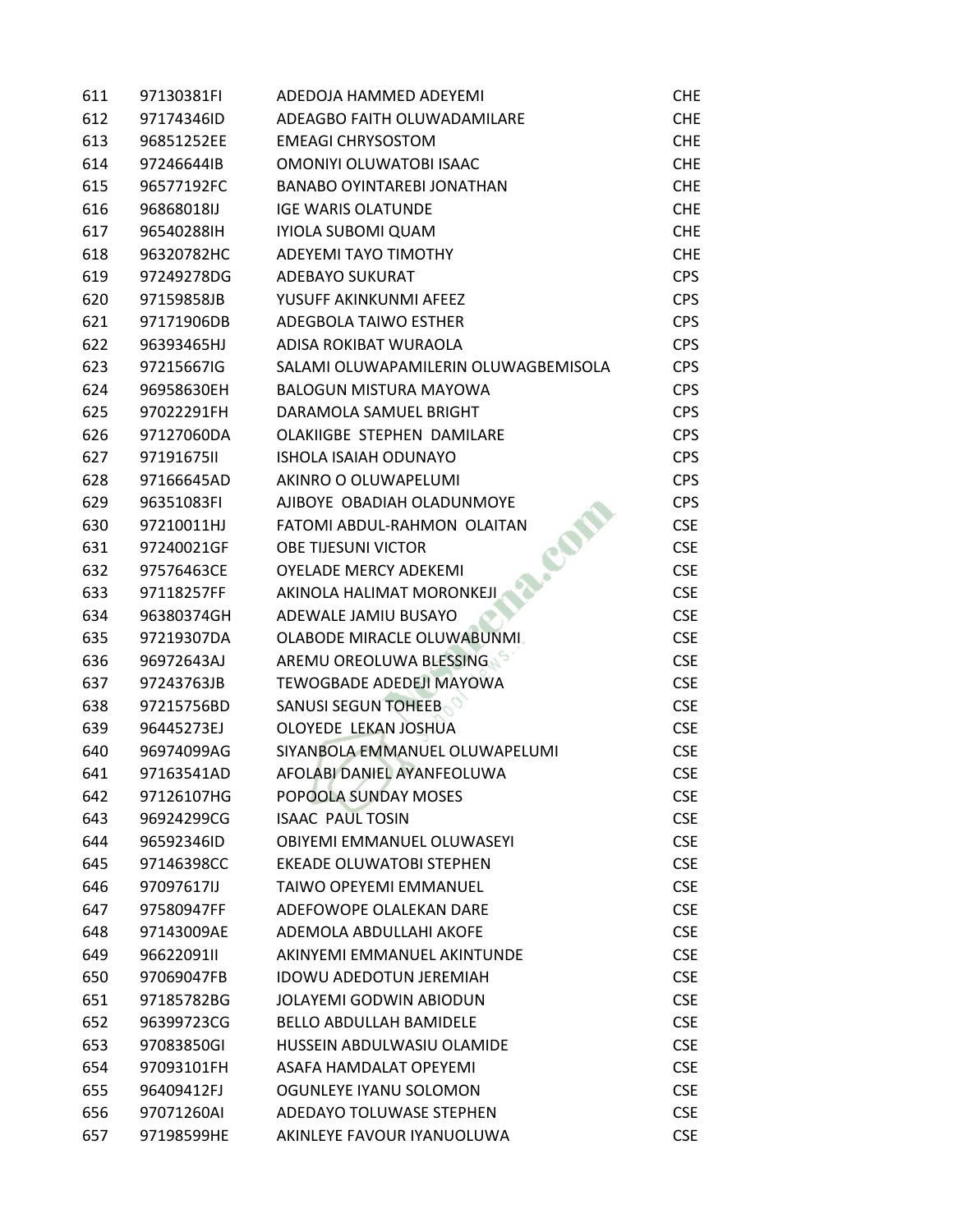| | | | |
|---|---|---|---|
| 611 | 97130381FI | ADEDOJA HAMMED ADEYEMI | CHE |
| 612 | 97174346ID | ADEAGBO FAITH OLUWADAMILARE | CHE |
| 613 | 96851252EE | EMEAGI CHRYSOSTOM | CHE |
| 614 | 97246644IB | OMONIYI OLUWATOBI ISAAC | CHE |
| 615 | 96577192FC | BANABO OYINTAREBI JONATHAN | CHE |
| 616 | 96868018IJ | IGE WARIS OLATUNDE | CHE |
| 617 | 96540288IH | IYIOLA SUBOMI QUAM | CHE |
| 618 | 96320782HC | ADEYEMI TAYO TIMOTHY | CHE |
| 619 | 97249278DG | ADEBAYO SUKURAT | CPS |
| 620 | 97159858JB | YUSUFF AKINKUNMI AFEEZ | CPS |
| 621 | 97171906DB | ADEGBOLA TAIWO ESTHER | CPS |
| 622 | 96393465HJ | ADISA ROKIBAT WURAOLA | CPS |
| 623 | 97215667IG | SALAMI OLUWAPAMILERIN OLUWAGBEMISOLA | CPS |
| 624 | 96958630EH | BALOGUN MISTURA MAYOWA | CPS |
| 625 | 97022291FH | DARAMOLA SAMUEL BRIGHT | CPS |
| 626 | 97127060DA | OLAKIIGBE STEPHEN DAMILARE | CPS |
| 627 | 97191675II | ISHOLA ISAIAH ODUNAYO | CPS |
| 628 | 97166645AD | AKINRO O OLUWAPELUMI | CPS |
| 629 | 96351083FI | AJIBOYE OBADIAH OLADUNMOYE | CPS |
| 630 | 97210011HJ | FATOMI ABDUL-RAHMON OLAITAN | CSE |
| 631 | 97240021GF | OBE TIJESUNI VICTOR | CSE |
| 632 | 97576463CE | OYELADE MERCY ADEKEMI | CSE |
| 633 | 97118257FF | AKINOLA HALIMAT MORONKEJI | CSE |
| 634 | 96380374GH | ADEWALE JAMIU BUSAYO | CSE |
| 635 | 97219307DA | OLABODE MIRACLE OLUWABUNMI | CSE |
| 636 | 96972643AJ | AREMU OREOLUWA BLESSING | CSE |
| 637 | 97243763JB | TEWOGBADE ADEDEJI MAYOWA | CSE |
| 638 | 97215756BD | SANUSI SEGUN TOHEEB | CSE |
| 639 | 96445273EJ | OLOYEDE LEKAN JOSHUA | CSE |
| 640 | 96974099AG | SIYANBOLA EMMANUEL OLUWAPELUMI | CSE |
| 641 | 97163541AD | AFOLABI DANIEL AYANFEOLUWA | CSE |
| 642 | 97126107HG | POPOOLA SUNDAY MOSES | CSE |
| 643 | 96924299CG | ISAAC PAUL TOSIN | CSE |
| 644 | 96592346ID | OBIYEMI EMMANUEL OLUWASEYI | CSE |
| 645 | 97146398CC | EKEADE OLUWATOBI STEPHEN | CSE |
| 646 | 97097617IJ | TAIWO OPEYEMI EMMANUEL | CSE |
| 647 | 97580947FF | ADEFOWOPE OLALEKAN DARE | CSE |
| 648 | 97143009AE | ADEMOLA ABDULLAHI AKOFE | CSE |
| 649 | 96622091II | AKINYEMI EMMANUEL AKINTUNDE | CSE |
| 650 | 97069047FB | IDOWU ADEDOTUN JEREMIAH | CSE |
| 651 | 97185782BG | JOLAYEMI GODWIN ABIODUN | CSE |
| 652 | 96399723CG | BELLO ABDULLAH BAMIDELE | CSE |
| 653 | 97083850GI | HUSSEIN ABDULWASIU OLAMIDE | CSE |
| 654 | 97093101FH | ASAFA HAMDALAT OPEYEMI | CSE |
| 655 | 96409412FJ | OGUNLEYE IYANU SOLOMON | CSE |
| 656 | 97071260AI | ADEDAYO TOLUWASE STEPHEN | CSE |
| 657 | 97198599HE | AKINLEYE FAVOUR IYANUOLUWA | CSE |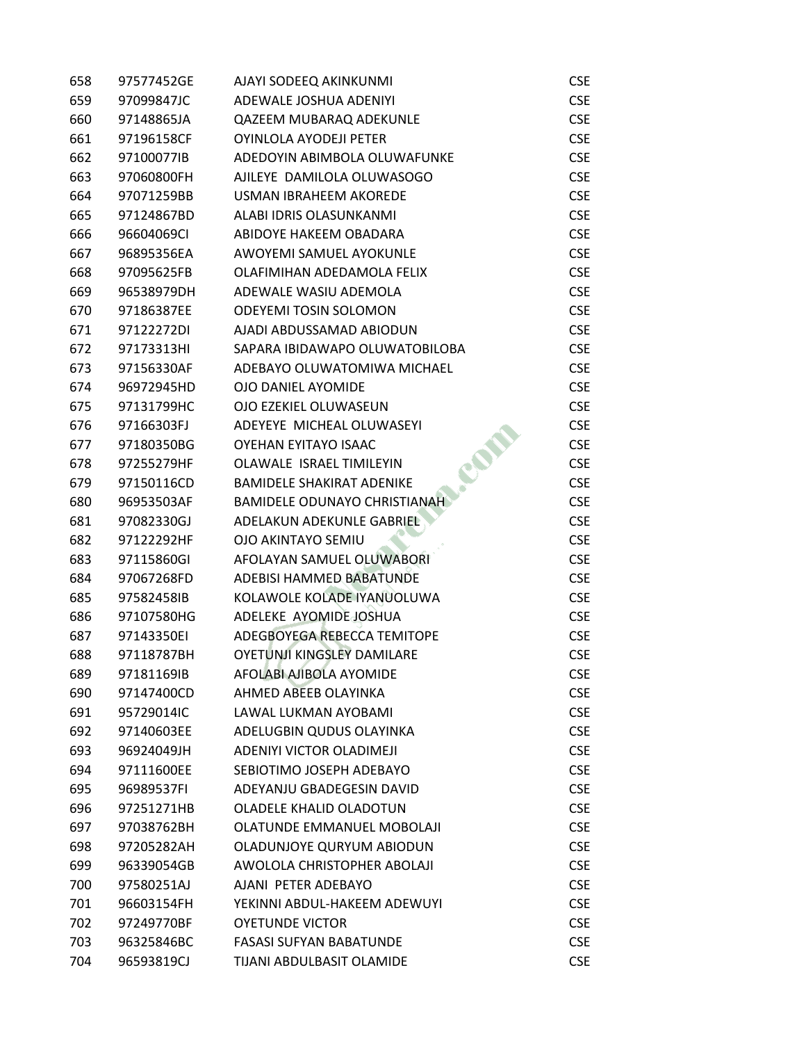| | | | |
|---|---|---|---|
| 658 | 97577452GE | AJAYI SODEEQ AKINKUNMI | CSE |
| 659 | 97099847JC | ADEWALE JOSHUA ADENIYI | CSE |
| 660 | 97148865JA | QAZEEM MUBARAQ ADEKUNLE | CSE |
| 661 | 97196158CF | OYINLOLA AYODEJI PETER | CSE |
| 662 | 97100077IB | ADEDOYIN ABIMBOLA OLUWAFUNKE | CSE |
| 663 | 97060800FH | AJILEYE DAMILOLA OLUWASOGO | CSE |
| 664 | 97071259BB | USMAN IBRAHEEM AKOREDE | CSE |
| 665 | 97124867BD | ALABI IDRIS OLASUNKANMI | CSE |
| 666 | 96604069CI | ABIDOYE HAKEEM OBADARA | CSE |
| 667 | 96895356EA | AWOYEMI SAMUEL AYOKUNLE | CSE |
| 668 | 97095625FB | OLAFIMIHAN ADEDAMOLA FELIX | CSE |
| 669 | 96538979DH | ADEWALE WASIU ADEMOLA | CSE |
| 670 | 97186387EE | ODEYEMI TOSIN SOLOMON | CSE |
| 671 | 97122272DI | AJADI ABDUSSAMAD ABIODUN | CSE |
| 672 | 97173313HI | SAPARA IBIDAWAPO OLUWATOBILOBA | CSE |
| 673 | 97156330AF | ADEBAYO OLUWATOMIWA MICHAEL | CSE |
| 674 | 96972945HD | OJO DANIEL AYOMIDE | CSE |
| 675 | 97131799HC | OJO EZEKIEL OLUWASEUN | CSE |
| 676 | 97166303FJ | ADEYEYE MICHEAL OLUWASEYI | CSE |
| 677 | 97180350BG | OYEHAN EYITAYO ISAAC | CSE |
| 678 | 97255279HF | OLAWALE ISRAEL TIMILEYIN | CSE |
| 679 | 97150116CD | BAMIDELE SHAKIRAT ADENIKE | CSE |
| 680 | 96953503AF | BAMIDELE ODUNAYO CHRISTIANAH | CSE |
| 681 | 97082330GJ | ADELAKUN ADEKUNLE GABRIEL | CSE |
| 682 | 97122292HF | OJO AKINTAYO SEMIU | CSE |
| 683 | 97115860GI | AFOLAYAN SAMUEL OLUWABORI | CSE |
| 684 | 97067268FD | ADEBISI HAMMED BABATUNDE | CSE |
| 685 | 97582458IB | KOLAWOLE KOLADE IYANUOLUWA | CSE |
| 686 | 97107580HG | ADELEKE AYOMIDE JOSHUA | CSE |
| 687 | 97143350EI | ADEGBOYEGA REBECCA TEMITOPE | CSE |
| 688 | 97118787BH | OYETUNJI KINGSLEY DAMILARE | CSE |
| 689 | 97181169IB | AFOLABI AJIBOLA AYOMIDE | CSE |
| 690 | 97147400CD | AHMED ABEEB OLAYINKA | CSE |
| 691 | 95729014IC | LAWAL LUKMAN AYOBAMI | CSE |
| 692 | 97140603EE | ADELUGBIN QUDUS OLAYINKA | CSE |
| 693 | 96924049JH | ADENIYI VICTOR OLADIMEJI | CSE |
| 694 | 97111600EE | SEBIOTIMO JOSEPH ADEBAYO | CSE |
| 695 | 96989537FI | ADEYANJU GBADEGESIN DAVID | CSE |
| 696 | 97251271HB | OLADELE KHALID OLADOTUN | CSE |
| 697 | 97038762BH | OLATUNDE EMMANUEL MOBOLAJI | CSE |
| 698 | 97205282AH | OLADUNJOYE QURYUM ABIODUN | CSE |
| 699 | 96339054GB | AWOLOLA CHRISTOPHER ABOLAJI | CSE |
| 700 | 97580251AJ | AJANI PETER ADEBAYO | CSE |
| 701 | 96603154FH | YEKINNI ABDUL-HAKEEM ADEWUYI | CSE |
| 702 | 97249770BF | OYETUNDE VICTOR | CSE |
| 703 | 96325846BC | FASASI SUFYAN BABATUNDE | CSE |
| 704 | 96593819CJ | TIJANI ABDULBASIT OLAMIDE | CSE |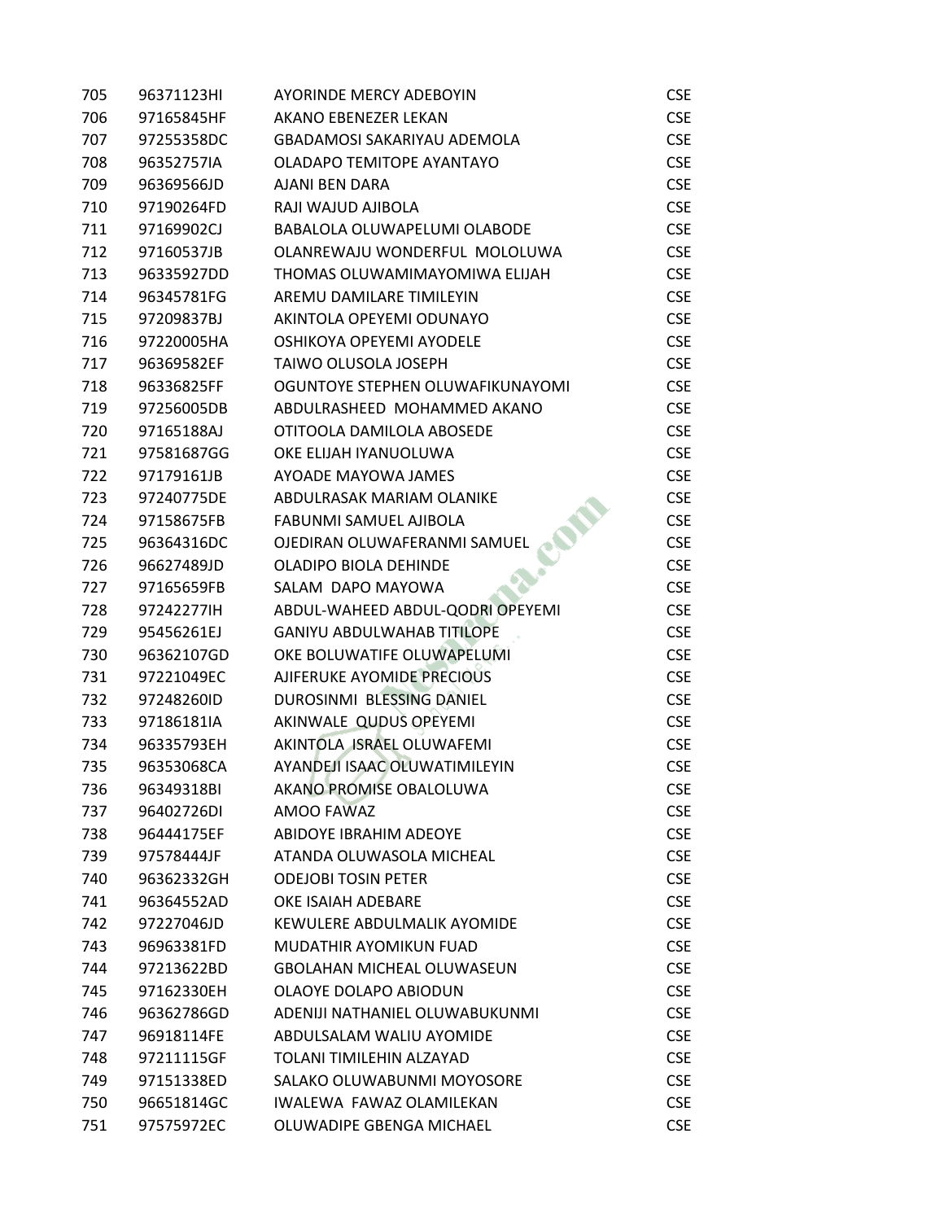| | | | |
|---|---|---|---|
| 705 | 96371123HI | AYORINDE MERCY ADEBOYIN | CSE |
| 706 | 97165845HF | AKANO EBENEZER LEKAN | CSE |
| 707 | 97255358DC | GBADAMOSI SAKARIYAU ADEMOLA | CSE |
| 708 | 96352757IA | OLADAPO TEMITOPE AYANTAYO | CSE |
| 709 | 96369566JD | AJANI BEN DARA | CSE |
| 710 | 97190264FD | RAJI WAJUD AJIBOLA | CSE |
| 711 | 97169902CJ | BABALOLA OLUWAPELUMI OLABODE | CSE |
| 712 | 97160537JB | OLANREWAJU WONDERFUL MOLOLUWA | CSE |
| 713 | 96335927DD | THOMAS OLUWAMIMAYOMIWA ELIJAH | CSE |
| 714 | 96345781FG | AREMU DAMILARE TIMILEYIN | CSE |
| 715 | 97209837BJ | AKINTOLA OPEYEMI ODUNAYO | CSE |
| 716 | 97220005HA | OSHIKOYA OPEYEMI AYODELE | CSE |
| 717 | 96369582EF | TAIWO OLUSOLA JOSEPH | CSE |
| 718 | 96336825FF | OGUNTOYE STEPHEN OLUWAFIKUNAYOMI | CSE |
| 719 | 97256005DB | ABDULRASHEED MOHAMMED AKANO | CSE |
| 720 | 97165188AJ | OTITOOLA DAMILOLA ABOSEDE | CSE |
| 721 | 97581687GG | OKE ELIJAH IYANUOLUWA | CSE |
| 722 | 97179161JB | AYOADE MAYOWA JAMES | CSE |
| 723 | 97240775DE | ABDULRASAK MARIAM OLANIKE | CSE |
| 724 | 97158675FB | FABUNMI SAMUEL AJIBOLA | CSE |
| 725 | 96364316DC | OJEDIRAN OLUWAFERANMI SAMUEL | CSE |
| 726 | 96627489JD | OLADIPO BIOLA DEHINDE | CSE |
| 727 | 97165659FB | SALAM DAPO MAYOWA | CSE |
| 728 | 97242277IH | ABDUL-WAHEED ABDUL-QODRI OPEYEMI | CSE |
| 729 | 95456261EJ | GANIYU ABDULWAHAB TITILOPE | CSE |
| 730 | 96362107GD | OKE BOLUWATIFE OLUWAPELUMI | CSE |
| 731 | 97221049EC | AJIFERUKE AYOMIDE PRECIOUS | CSE |
| 732 | 97248260ID | DUROSINMI BLESSING DANIEL | CSE |
| 733 | 97186181IA | AKINWALE QUDUS OPEYEMI | CSE |
| 734 | 96335793EH | AKINTOLA ISRAEL OLUWAFEMI | CSE |
| 735 | 96353068CA | AYANDEJI ISAAC OLUWATIMILEYIN | CSE |
| 736 | 96349318BI | AKANO PROMISE OBALOLUWA | CSE |
| 737 | 96402726DI | AMOO FAWAZ | CSE |
| 738 | 96444175EF | ABIDOYE IBRAHIM ADEOYE | CSE |
| 739 | 97578444JF | ATANDA OLUWASOLA MICHEAL | CSE |
| 740 | 96362332GH | ODEJOBI TOSIN PETER | CSE |
| 741 | 96364552AD | OKE ISAIAH ADEBARE | CSE |
| 742 | 97227046JD | KEWULERE ABDULMALIK AYOMIDE | CSE |
| 743 | 96963381FD | MUDATHIR AYOMIKUN FUAD | CSE |
| 744 | 97213622BD | GBOLAHAN MICHEAL OLUWASEUN | CSE |
| 745 | 97162330EH | OLAOYE DOLAPO ABIODUN | CSE |
| 746 | 96362786GD | ADENIJI NATHANIEL OLUWABUKUNMI | CSE |
| 747 | 96918114FE | ABDULSALAM WALIU AYOMIDE | CSE |
| 748 | 97211115GF | TOLANI TIMILEHIN ALZAYAD | CSE |
| 749 | 97151338ED | SALAKO OLUWABUNMI MOYOSORE | CSE |
| 750 | 96651814GC | IWALEWA FAWAZ OLAMILEKAN | CSE |
| 751 | 97575972EC | OLUWADIPE GBENGA MICHAEL | CSE |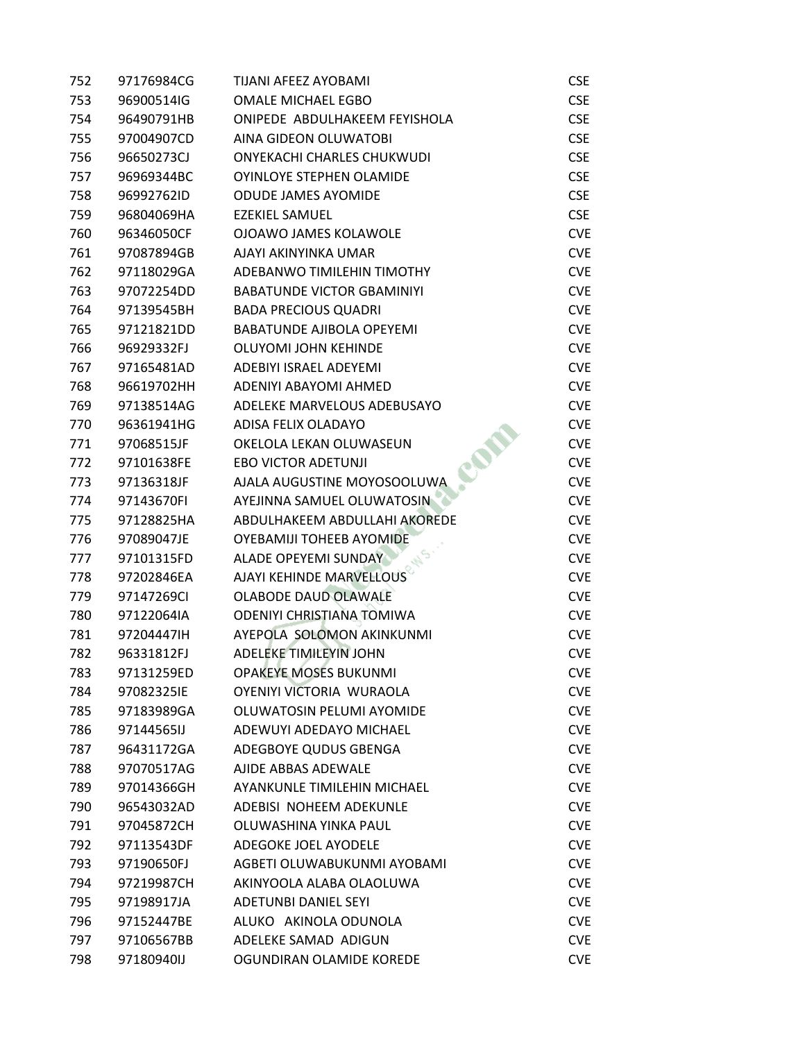| | | | |
|---|---|---|---|
| 752 | 97176984CG | TIJANI AFEEZ AYOBAMI | CSE |
| 753 | 96900514IG | OMALE MICHAEL EGBO | CSE |
| 754 | 96490791HB | ONIPEDE ABDULHAKEEM FEYISHOLA | CSE |
| 755 | 97004907CD | AINA GIDEON OLUWATOBI | CSE |
| 756 | 96650273CJ | ONYEKACHI CHARLES CHUKWUDI | CSE |
| 757 | 96969344BC | OYINLOYE STEPHEN OLAMIDE | CSE |
| 758 | 96992762ID | ODUDE JAMES AYOMIDE | CSE |
| 759 | 96804069HA | EZEKIEL SAMUEL | CSE |
| 760 | 96346050CF | OJOAWO JAMES KOLAWOLE | CVE |
| 761 | 97087894GB | AJAYI AKINYINKA UMAR | CVE |
| 762 | 97118029GA | ADEBANWO TIMILEHIN TIMOTHY | CVE |
| 763 | 97072254DD | BABATUNDE VICTOR GBAMINIYI | CVE |
| 764 | 97139545BH | BADA PRECIOUS QUADRI | CVE |
| 765 | 97121821DD | BABATUNDE AJIBOLA OPEYEMI | CVE |
| 766 | 96929332FJ | OLUYOMI JOHN KEHINDE | CVE |
| 767 | 97165481AD | ADEBIYI ISRAEL ADEYEMI | CVE |
| 768 | 96619702HH | ADENIYI ABAYOMI AHMED | CVE |
| 769 | 97138514AG | ADELEKE MARVELOUS ADEBUSAYO | CVE |
| 770 | 96361941HG | ADISA FELIX OLADAYO | CVE |
| 771 | 97068515JF | OKELOLA LEKAN OLUWASEUN | CVE |
| 772 | 97101638FE | EBO VICTOR ADETUNJI | CVE |
| 773 | 97136318JF | AJALA AUGUSTINE MOYOSOOLUWA | CVE |
| 774 | 97143670FI | AYEJINNA SAMUEL OLUWATOSIN | CVE |
| 775 | 97128825HA | ABDULHAKEEM ABDULLAHI AKOREDE | CVE |
| 776 | 97089047JE | OYEBAMIJI TOHEEB AYOMIDE | CVE |
| 777 | 97101315FD | ALADE OPEYEMI SUNDAY | CVE |
| 778 | 97202846EA | AJAYI KEHINDE MARVELLOUS | CVE |
| 779 | 97147269CI | OLABODE DAUD OLAWALE | CVE |
| 780 | 97122064IA | ODENIYI CHRISTIANA TOMIWA | CVE |
| 781 | 97204447IH | AYEPOLA SOLOMON AKINKUNMI | CVE |
| 782 | 96331812FJ | ADELEKE TIMILEYIN JOHN | CVE |
| 783 | 97131259ED | OPAKEYE MOSES BUKUNMI | CVE |
| 784 | 97082325IE | OYENIYI VICTORIA WURAOLA | CVE |
| 785 | 97183989GA | OLUWATOSIN PELUMI AYOMIDE | CVE |
| 786 | 97144565IJ | ADEWUYI ADEDAYO MICHAEL | CVE |
| 787 | 96431172GA | ADEGBOYE QUDUS GBENGA | CVE |
| 788 | 97070517AG | AJIDE ABBAS ADEWALE | CVE |
| 789 | 97014366GH | AYANKUNLE TIMILEHIN MICHAEL | CVE |
| 790 | 96543032AD | ADEBISI NOHEEM ADEKUNLE | CVE |
| 791 | 97045872CH | OLUWASHINA YINKA PAUL | CVE |
| 792 | 97113543DF | ADEGOKE JOEL AYODELE | CVE |
| 793 | 97190650FJ | AGBETI OLUWABUKUNMI AYOBAMI | CVE |
| 794 | 97219987CH | AKINYOOLA ALABA OLAOLUWA | CVE |
| 795 | 97198917JA | ADETUNBI DANIEL SEYI | CVE |
| 796 | 97152447BE | ALUKO AKINOLA ODUNOLA | CVE |
| 797 | 97106567BB | ADELEKE SAMAD ADIGUN | CVE |
| 798 | 97180940IJ | OGUNDIRAN OLAMIDE KOREDE | CVE |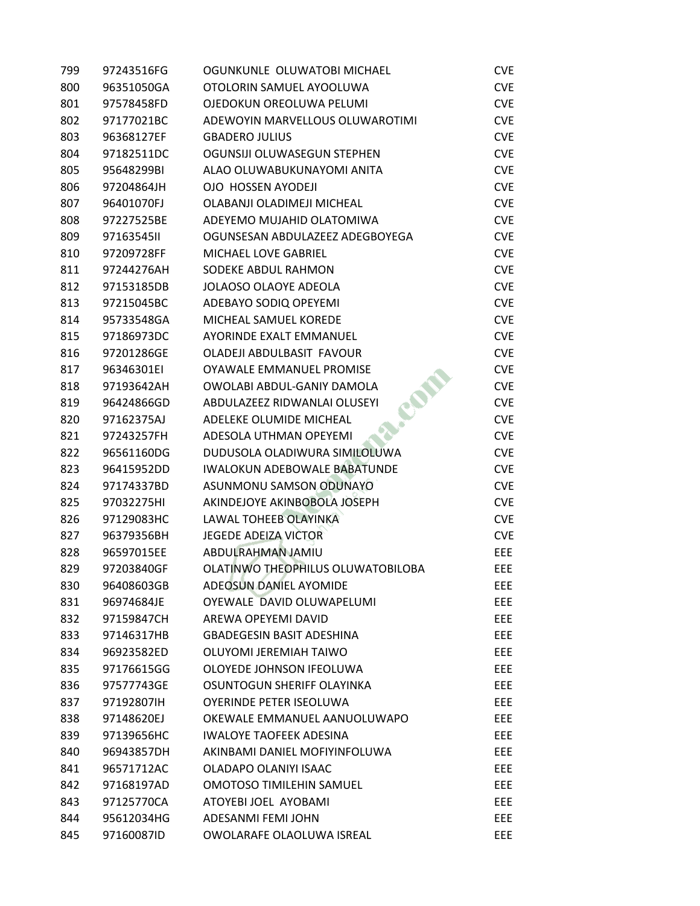| | | | |
|---|---|---|---|
| 799 | 97243516FG | OGUNKUNLE OLUWATOBI MICHAEL | CVE |
| 800 | 96351050GA | OTOLORIN SAMUEL AYOOLUWA | CVE |
| 801 | 97578458FD | OJEDOKUN OREOLUWA PELUMI | CVE |
| 802 | 97177021BC | ADEWOYIN MARVELLOUS OLUWAROTIMI | CVE |
| 803 | 96368127EF | GBADERO JULIUS | CVE |
| 804 | 97182511DC | OGUNSIJI OLUWASEGUN STEPHEN | CVE |
| 805 | 95648299BI | ALAO OLUWABUKUNAYOMI ANITA | CVE |
| 806 | 97204864JH | OJO HOSSEN AYODEJI | CVE |
| 807 | 96401070FJ | OLABANJI OLADIMEJI MICHEAL | CVE |
| 808 | 97227525BE | ADEYEMO MUJAHID OLATOMIWA | CVE |
| 809 | 97163545II | OGUNSESAN ABDULAZEEZ ADEGBOYEGA | CVE |
| 810 | 97209728FF | MICHAEL LOVE GABRIEL | CVE |
| 811 | 97244276AH | SODEKE ABDUL RAHMON | CVE |
| 812 | 97153185DB | JOLAOSO OLAOYE ADEOLA | CVE |
| 813 | 97215045BC | ADEBAYO SODIQ OPEYEMI | CVE |
| 814 | 95733548GA | MICHEAL SAMUEL KOREDE | CVE |
| 815 | 97186973DC | AYORINDE EXALT EMMANUEL | CVE |
| 816 | 97201286GE | OLADEJI ABDULBASIT FAVOUR | CVE |
| 817 | 96346301EI | OYAWALE EMMANUEL PROMISE | CVE |
| 818 | 97193642AH | OWOLABI ABDUL-GANIY DAMOLA | CVE |
| 819 | 96424866GD | ABDULAZEEZ RIDWANLAI OLUSEYI | CVE |
| 820 | 97162375AJ | ADELEKE OLUMIDE MICHEAL | CVE |
| 821 | 97243257FH | ADESOLA UTHMAN OPEYEMI | CVE |
| 822 | 96561160DG | DUDUSOLA OLADIWURA SIMILOLUWA | CVE |
| 823 | 96415952DD | IWALOKUN ADEBOWALE BABATUNDE | CVE |
| 824 | 97174337BD | ASUNMONU SAMSON ODUNAYO | CVE |
| 825 | 97032275HI | AKINDEJOYE AKINBOBOLA JOSEPH | CVE |
| 826 | 97129083HC | LAWAL TOHEEB OLAYINKA | CVE |
| 827 | 96379356BH | JEGEDE ADEIZA VICTOR | CVE |
| 828 | 96597015EE | ABDULRAHMAN JAMIU | EEE |
| 829 | 97203840GF | OLATINWO THEOPHILUS OLUWATOBILOBA | EEE |
| 830 | 96408603GB | ADEOSUN DANIEL AYOMIDE | EEE |
| 831 | 96974684JE | OYEWALE DAVID OLUWAPELUMI | EEE |
| 832 | 97159847CH | AREWA OPEYEMI DAVID | EEE |
| 833 | 97146317HB | GBADEGESIN BASIT ADESHINA | EEE |
| 834 | 96923582ED | OLUYOMI JEREMIAH TAIWO | EEE |
| 835 | 97176615GG | OLOYEDE JOHNSON IFEOLUWA | EEE |
| 836 | 97577743GE | OSUNTOGUN SHERIFF OLAYINKA | EEE |
| 837 | 97192807IH | OYERINDE PETER ISEOLUWA | EEE |
| 838 | 97148620EJ | OKEWALE EMMANUEL AANUOLUWAPO | EEE |
| 839 | 97139656HC | IWALOYE TAOFEEK ADESINA | EEE |
| 840 | 96943857DH | AKINBAMI DANIEL MOFIYINFOLUWA | EEE |
| 841 | 96571712AC | OLADAPO OLANIYI ISAAC | EEE |
| 842 | 97168197AD | OMOTOSO TIMILEHIN SAMUEL | EEE |
| 843 | 97125770CA | ATOYEBI JOEL AYOBAMI | EEE |
| 844 | 95612034HG | ADESANMI FEMI JOHN | EEE |
| 845 | 97160087ID | OWOLARAFE OLAOLUWA ISREAL | EEE |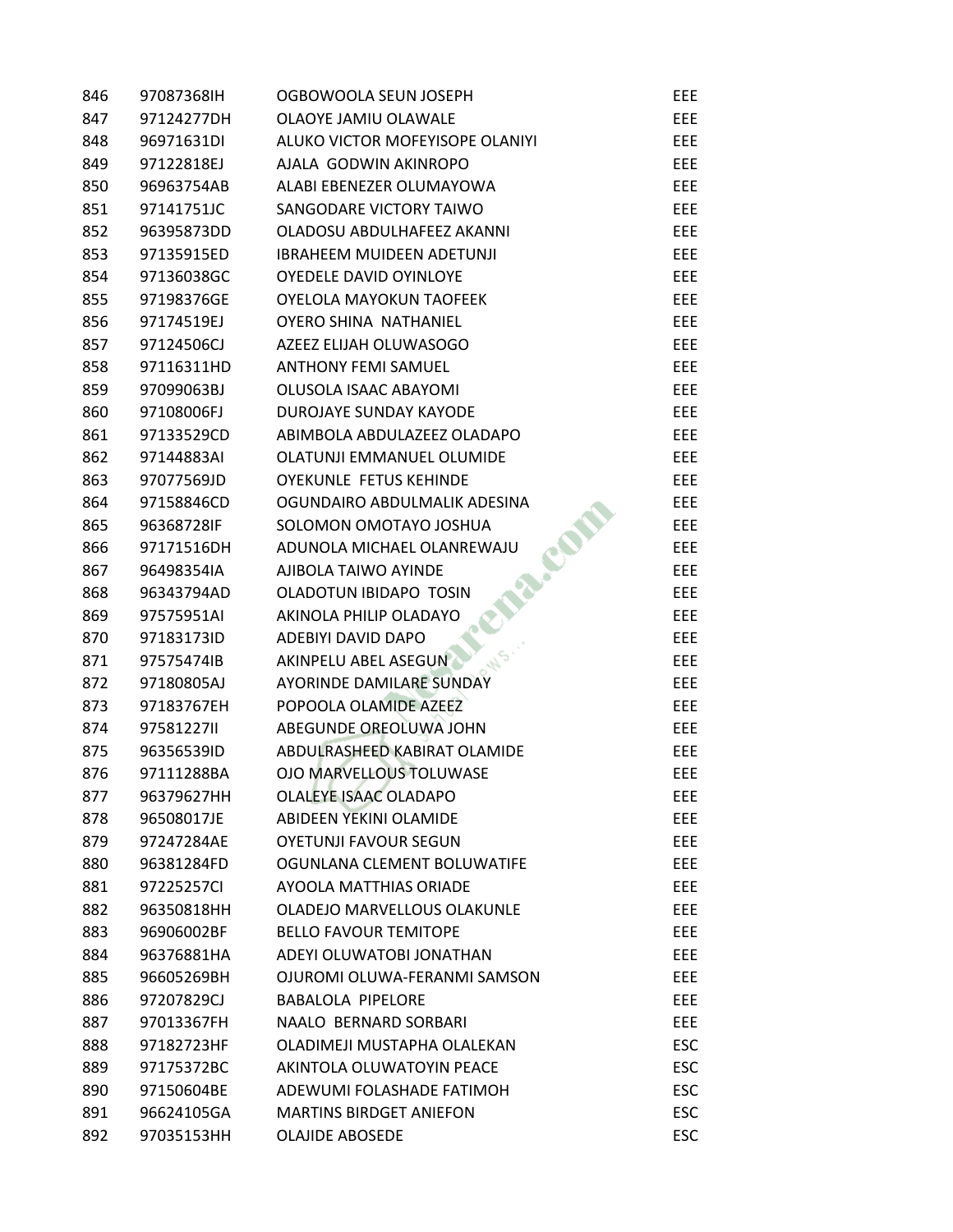| | | | |
|---|---|---|---|
| 846 | 97087368IH | OGBOWOOLA SEUN JOSEPH | EEE |
| 847 | 97124277DH | OLAOYE JAMIU OLAWALE | EEE |
| 848 | 96971631DI | ALUKO VICTOR MOFEYISOPE OLANIYI | EEE |
| 849 | 97122818EJ | AJALA GODWIN AKINROPO | EEE |
| 850 | 96963754AB | ALABI EBENEZER OLUMAYOWA | EEE |
| 851 | 97141751JC | SANGODARE VICTORY TAIWO | EEE |
| 852 | 96395873DD | OLADOSU ABDULHAFEEZ AKANNI | EEE |
| 853 | 97135915ED | IBRAHEEM MUIDEEN ADETUNJI | EEE |
| 854 | 97136038GC | OYEDELE DAVID OYINLOYE | EEE |
| 855 | 97198376GE | OYELOLA MAYOKUN TAOFEEK | EEE |
| 856 | 97174519EJ | OYERO SHINA NATHANIEL | EEE |
| 857 | 97124506CJ | AZEEZ ELIJAH OLUWASOGO | EEE |
| 858 | 97116311HD | ANTHONY FEMI SAMUEL | EEE |
| 859 | 97099063BJ | OLUSOLA ISAAC ABAYOMI | EEE |
| 860 | 97108006FJ | DUROJAYE SUNDAY KAYODE | EEE |
| 861 | 97133529CD | ABIMBOLA ABDULAZEEZ OLADAPO | EEE |
| 862 | 97144883AI | OLATUNJI EMMANUEL OLUMIDE | EEE |
| 863 | 97077569JD | OYEKUNLE FETUS KEHINDE | EEE |
| 864 | 97158846CD | OGUNDAIRO ABDULMALIK ADESINA | EEE |
| 865 | 96368728IF | SOLOMON OMOTAYO JOSHUA | EEE |
| 866 | 97171516DH | ADUNOLA MICHAEL OLANREWAJU | EEE |
| 867 | 96498354IA | AJIBOLA TAIWO AYINDE | EEE |
| 868 | 96343794AD | OLADOTUN IBIDAPO TOSIN | EEE |
| 869 | 97575951AI | AKINOLA PHILIP OLADAYO | EEE |
| 870 | 97183173ID | ADEBIYI DAVID DAPO | EEE |
| 871 | 97575474IB | AKINPELU ABEL ASEGUN | EEE |
| 872 | 97180805AJ | AYORINDE DAMILARE SUNDAY | EEE |
| 873 | 97183767EH | POPOOLA OLAMIDE AZEEZ | EEE |
| 874 | 97581227II | ABEGUNDE OREOLUWA JOHN | EEE |
| 875 | 96356539ID | ABDULRASHEED KABIRAT OLAMIDE | EEE |
| 876 | 97111288BA | OJO MARVELLOUS TOLUWASE | EEE |
| 877 | 96379627HH | OLALEYE ISAAC OLADAPO | EEE |
| 878 | 96508017JE | ABIDEEN YEKINI OLAMIDE | EEE |
| 879 | 97247284AE | OYETUNJI FAVOUR SEGUN | EEE |
| 880 | 96381284FD | OGUNLANA CLEMENT BOLUWATIFE | EEE |
| 881 | 97225257CI | AYOOLA MATTHIAS ORIADE | EEE |
| 882 | 96350818HH | OLADEJO MARVELLOUS OLAKUNLE | EEE |
| 883 | 96906002BF | BELLO FAVOUR TEMITOPE | EEE |
| 884 | 96376881HA | ADEYI OLUWATOBI JONATHAN | EEE |
| 885 | 96605269BH | OJUROMI OLUWA-FERANMI SAMSON | EEE |
| 886 | 97207829CJ | BABALOLA PIPELORE | EEE |
| 887 | 97013367FH | NAALO BERNARD SORBARI | EEE |
| 888 | 97182723HF | OLADIMEJI MUSTAPHA OLALEKAN | ESC |
| 889 | 97175372BC | AKINTOLA OLUWATOYIN PEACE | ESC |
| 890 | 97150604BE | ADEWUMI FOLASHADE FATIMOH | ESC |
| 891 | 96624105GA | MARTINS BIRDGET ANIEFON | ESC |
| 892 | 97035153HH | OLAJIDE ABOSEDE | ESC |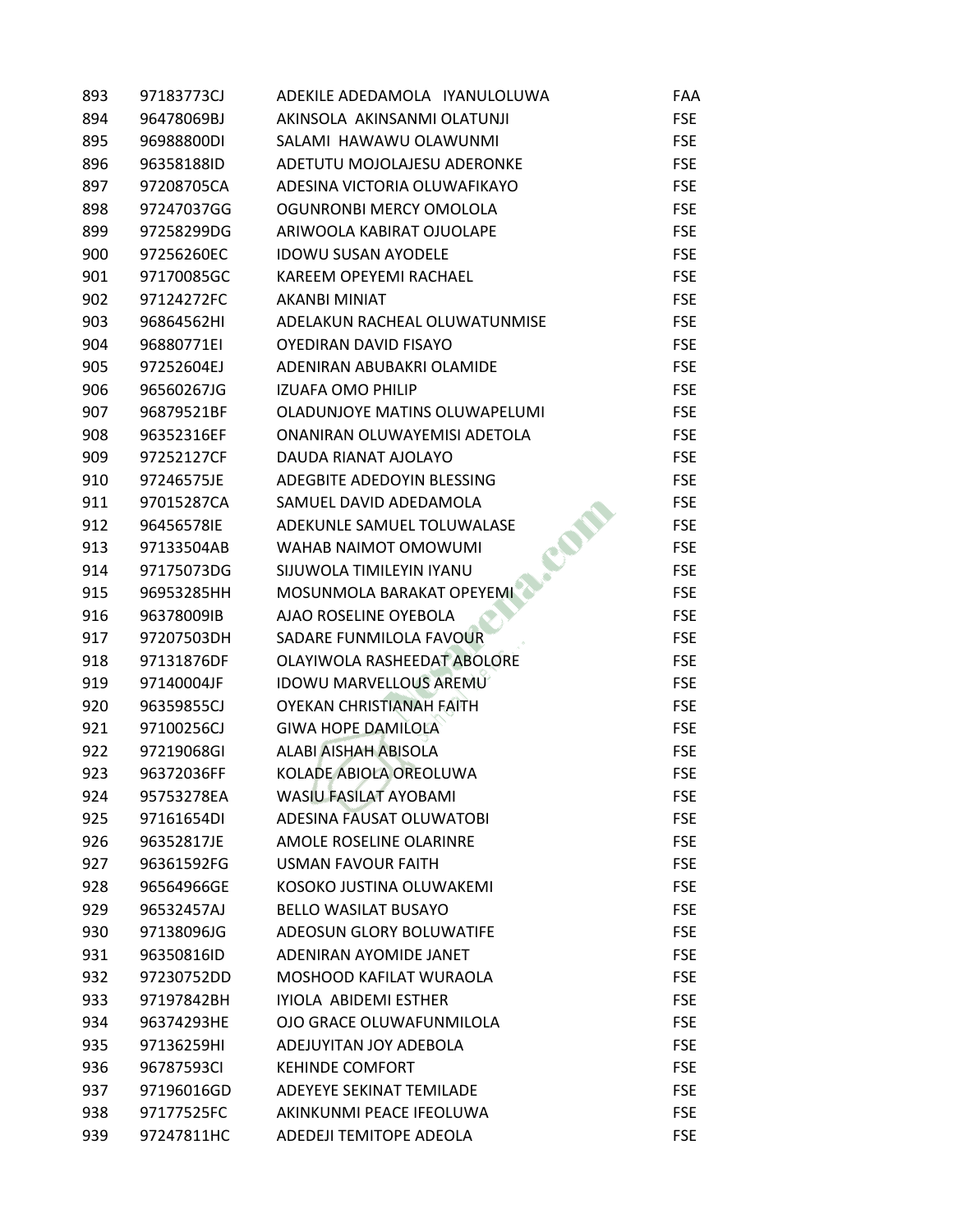| | | | |
|---|---|---|---|
| 893 | 97183773CJ | ADEKILE ADEDAMOLA IYANULOLUWA | FAA |
| 894 | 96478069BJ | AKINSOLA AKINSANMI OLATUNJI | FSE |
| 895 | 96988800DI | SALAMI HAWAWU OLAWUNMI | FSE |
| 896 | 96358188ID | ADETUTU MOJOLAJESU ADERONKE | FSE |
| 897 | 97208705CA | ADESINA VICTORIA OLUWAFIKAYO | FSE |
| 898 | 97247037GG | OGUNRONBI MERCY OMOLOLA | FSE |
| 899 | 97258299DG | ARIWOOLA KABIRAT OJUOLAPE | FSE |
| 900 | 97256260EC | IDOWU SUSAN AYODELE | FSE |
| 901 | 97170085GC | KAREEM OPEYEMI RACHAEL | FSE |
| 902 | 97124272FC | AKANBI MINIAT | FSE |
| 903 | 96864562HI | ADELAKUN RACHEAL OLUWATUNMISE | FSE |
| 904 | 96880771EI | OYEDIRAN DAVID FISAYO | FSE |
| 905 | 97252604EJ | ADENIRAN ABUBAKRI OLAMIDE | FSE |
| 906 | 96560267JG | IZUAFA OMO PHILIP | FSE |
| 907 | 96879521BF | OLADUNJOYE MATINS OLUWAPELUMI | FSE |
| 908 | 96352316EF | ONANIRAN OLUWAYEMISI ADETOLA | FSE |
| 909 | 97252127CF | DAUDA RIANAT AJOLAYO | FSE |
| 910 | 97246575JE | ADEGBITE ADEDOYIN BLESSING | FSE |
| 911 | 97015287CA | SAMUEL DAVID ADEDAMOLA | FSE |
| 912 | 96456578IE | ADEKUNLE SAMUEL TOLUWALASE | FSE |
| 913 | 97133504AB | WAHAB NAIMOT OMOWUMI | FSE |
| 914 | 97175073DG | SIJUWOLA TIMILEYIN IYANU | FSE |
| 915 | 96953285HH | MOSUNMOLA BARAKAT OPEYEMI | FSE |
| 916 | 96378009IB | AJAO ROSELINE OYEBOLA | FSE |
| 917 | 97207503DH | SADARE FUNMILOLA FAVOUR | FSE |
| 918 | 97131876DF | OLAYIWOLA RASHEEDAT ABOLORE | FSE |
| 919 | 97140004JF | IDOWU MARVELLOUS AREMU | FSE |
| 920 | 96359855CJ | OYEKAN CHRISTIANAH FAITH | FSE |
| 921 | 97100256CJ | GIWA HOPE DAMILOLA | FSE |
| 922 | 97219068GI | ALABI AISHAH ABISOLA | FSE |
| 923 | 96372036FF | KOLADE ABIOLA OREOLUWA | FSE |
| 924 | 95753278EA | WASIU FASILAT AYOBAMI | FSE |
| 925 | 97161654DI | ADESINA FAUSAT OLUWATOBI | FSE |
| 926 | 96352817JE | AMOLE ROSELINE OLARINRE | FSE |
| 927 | 96361592FG | USMAN FAVOUR FAITH | FSE |
| 928 | 96564966GE | KOSOKO JUSTINA OLUWAKEMI | FSE |
| 929 | 96532457AJ | BELLO WASILAT BUSAYO | FSE |
| 930 | 97138096JG | ADEOSUN GLORY BOLUWATIFE | FSE |
| 931 | 96350816ID | ADENIRAN AYOMIDE JANET | FSE |
| 932 | 97230752DD | MOSHOOD KAFILAT WURAOLA | FSE |
| 933 | 97197842BH | IYIOLA ABIDEMI ESTHER | FSE |
| 934 | 96374293HE | OJO GRACE OLUWAFUNMILOLA | FSE |
| 935 | 97136259HI | ADEJUYITAN JOY ADEBOLA | FSE |
| 936 | 96787593CI | KEHINDE COMFORT | FSE |
| 937 | 97196016GD | ADEYEYE SEKINAT TEMILADE | FSE |
| 938 | 97177525FC | AKINKUNMI PEACE IFEOLUWA | FSE |
| 939 | 97247811HC | ADEDEJI TEMITOPE ADEOLA | FSE |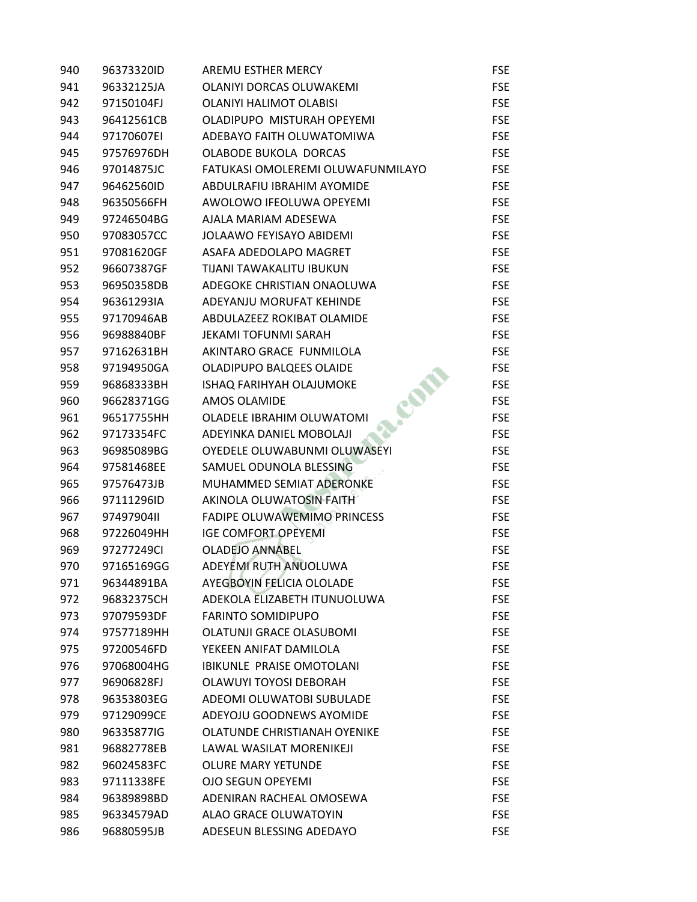| | | | |
|---|---|---|---|
| 940 | 96373320ID | AREMU ESTHER MERCY | FSE |
| 941 | 96332125JA | OLANIYI DORCAS OLUWAKEMI | FSE |
| 942 | 97150104FJ | OLANIYI HALIMOT OLABISI | FSE |
| 943 | 96412561CB | OLADIPUPO MISTURAH OPEYEMI | FSE |
| 944 | 97170607EI | ADEBAYO FAITH OLUWATOMIWA | FSE |
| 945 | 97576976DH | OLABODE BUKOLA DORCAS | FSE |
| 946 | 97014875JC | FATUKASI OMOLEREMI OLUWAFUNMILAYO | FSE |
| 947 | 96462560ID | ABDULRAFIU IBRAHIM AYOMIDE | FSE |
| 948 | 96350566FH | AWOLOWO IFEOLUWA OPEYEMI | FSE |
| 949 | 97246504BG | AJALA MARIAM ADESEWA | FSE |
| 950 | 97083057CC | JOLAAWO FEYISAYO ABIDEMI | FSE |
| 951 | 97081620GF | ASAFA ADEDOLAPO MAGRET | FSE |
| 952 | 96607387GF | TIJANI TAWAKALITU IBUKUN | FSE |
| 953 | 96950358DB | ADEGOKE CHRISTIAN ONAOLUWA | FSE |
| 954 | 96361293IA | ADEYANJU MORUFAT KEHINDE | FSE |
| 955 | 97170946AB | ABDULAZEEZ ROKIBAT OLAMIDE | FSE |
| 956 | 96988840BF | JEKAMI TOFUNMI SARAH | FSE |
| 957 | 97162631BH | AKINTARO GRACE FUNMILOLA | FSE |
| 958 | 97194950GA | OLADIPUPO BALQEES OLAIDE | FSE |
| 959 | 96868333BH | ISHAQ FARIHYAH OLAJUMOKE | FSE |
| 960 | 96628371GG | AMOS OLAMIDE | FSE |
| 961 | 96517755HH | OLADELE IBRAHIM OLUWATOMI | FSE |
| 962 | 97173354FC | ADEYINKA DANIEL MOBOLAJI | FSE |
| 963 | 96985089BG | OYEDELE OLUWABUNMI OLUWASEYI | FSE |
| 964 | 97581468EE | SAMUEL ODUNOLA BLESSING | FSE |
| 965 | 97576473JB | MUHAMMED SEMIAT ADERONKE | FSE |
| 966 | 97111296ID | AKINOLA OLUWATOSIN FAITH | FSE |
| 967 | 97497904II | FADIPE OLUWAWEMIMO PRINCESS | FSE |
| 968 | 97226049HH | IGE COMFORT OPEYEMI | FSE |
| 969 | 97277249CI | OLADEJO ANNABEL | FSE |
| 970 | 97165169GG | ADEYEMI RUTH ANUOLUWA | FSE |
| 971 | 96344891BA | AYEGBOYIN FELICIA OLOLADE | FSE |
| 972 | 96832375CH | ADEKOLA ELIZABETH ITUNUOLUWA | FSE |
| 973 | 97079593DF | FARINTO SOMIDIPUPO | FSE |
| 974 | 97577189HH | OLATUNJI GRACE OLASUBOMI | FSE |
| 975 | 97200546FD | YEKEEN ANIFAT DAMILOLA | FSE |
| 976 | 97068004HG | IBIKUNLE PRAISE OMOTOLANI | FSE |
| 977 | 96906828FJ | OLAWUYI TOYOSI DEBORAH | FSE |
| 978 | 96353803EG | ADEOMI OLUWATOBI SUBULADE | FSE |
| 979 | 97129099CE | ADEYOJU GOODNEWS AYOMIDE | FSE |
| 980 | 96335877IG | OLATUNDE CHRISTIANAH OYENIKE | FSE |
| 981 | 96882778EB | LAWAL WASILAT MORENIKEJI | FSE |
| 982 | 96024583FC | OLURE MARY YETUNDE | FSE |
| 983 | 97111338FE | OJO SEGUN OPEYEMI | FSE |
| 984 | 96389898BD | ADENIRAN RACHEAL OMOSEWA | FSE |
| 985 | 96334579AD | ALAO GRACE OLUWATOYIN | FSE |
| 986 | 96880595JB | ADESEUN BLESSING ADEDAYO | FSE |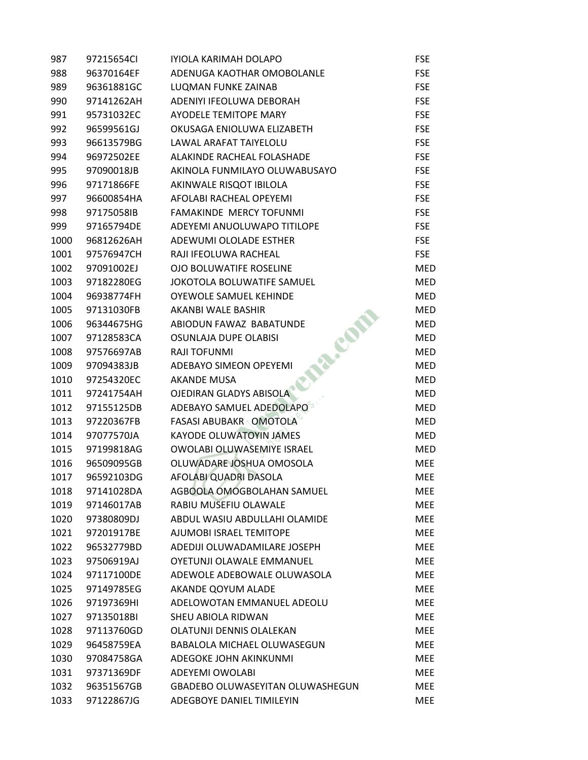| | | | |
|---|---|---|---|
| 987 | 97215654CI | IYIOLA KARIMAH DOLAPO | FSE |
| 988 | 96370164EF | ADENUGA KAOTHAR OMOBOLANLE | FSE |
| 989 | 96361881GC | LUQMAN FUNKE ZAINAB | FSE |
| 990 | 97141262AH | ADENIYI IFEOLUWA DEBORAH | FSE |
| 991 | 95731032EC | AYODELE TEMITOPE MARY | FSE |
| 992 | 96599561GJ | OKUSAGA ENIOLUWA ELIZABETH | FSE |
| 993 | 96613579BG | LAWAL ARAFAT TAIYELOLU | FSE |
| 994 | 96972502EE | ALAKINDE RACHEAL FOLASHADE | FSE |
| 995 | 97090018JB | AKINOLA FUNMILAYO OLUWABUSAYO | FSE |
| 996 | 97171866FE | AKINWALE RISQOT IBILOLA | FSE |
| 997 | 96600854HA | AFOLABI RACHEAL OPEYEMI | FSE |
| 998 | 97175058IB | FAMAKINDE MERCY TOFUNMI | FSE |
| 999 | 97165794DE | ADEYEMI ANUOLUWAPO TITILOPE | FSE |
| 1000 | 96812626AH | ADEWUMI OLOLADE ESTHER | FSE |
| 1001 | 97576947CH | RAJI IFEOLUWA RACHEAL | FSE |
| 1002 | 97091002EJ | OJO BOLUWATIFE ROSELINE | MED |
| 1003 | 97182280EG | JOKOTOLA BOLUWATIFE SAMUEL | MED |
| 1004 | 96938774FH | OYEWOLE SAMUEL KEHINDE | MED |
| 1005 | 97131030FB | AKANBI WALE BASHIR | MED |
| 1006 | 96344675HG | ABIODUN FAWAZ BABATUNDE | MED |
| 1007 | 97128583CA | OSUNLAJA DUPE OLABISI | MED |
| 1008 | 97576697AB | RAJI TOFUNMI | MED |
| 1009 | 97094383JB | ADEBAYO SIMEON OPEYEMI | MED |
| 1010 | 97254320EC | AKANDE MUSA | MED |
| 1011 | 97241754AH | OJEDIRAN GLADYS ABISOLA | MED |
| 1012 | 97155125DB | ADEBAYO SAMUEL ADEDOLAPO | MED |
| 1013 | 97220367FB | FASASI ABUBAKR OMOTOLA | MED |
| 1014 | 97077570JA | KAYODE OLUWATOYIN JAMES | MED |
| 1015 | 97199818AG | OWOLABI OLUWASEMIYE ISRAEL | MED |
| 1016 | 96509095GB | OLUWADARE JOSHUA OMOSOLA | MEE |
| 1017 | 96592103DG | AFOLABI QUADRI DASOLA | MEE |
| 1018 | 97141028DA | AGBOOLA OMOGBOLAHAN SAMUEL | MEE |
| 1019 | 97146017AB | RABIU MUSEFIU OLAWALE | MEE |
| 1020 | 97380809DJ | ABDUL WASIU ABDULLAHI OLAMIDE | MEE |
| 1021 | 97201917BE | AJUMOBI ISRAEL TEMITOPE | MEE |
| 1022 | 96532779BD | ADEDIJI OLUWADAMILARE JOSEPH | MEE |
| 1023 | 97506919AJ | OYETUNJI OLAWALE EMMANUEL | MEE |
| 1024 | 97117100DE | ADEWOLE ADEBOWALE OLUWASOLA | MEE |
| 1025 | 97149785EG | AKANDE QOYUM ALADE | MEE |
| 1026 | 97197369HI | ADELOWOTAN EMMANUEL ADEOLU | MEE |
| 1027 | 97135018BI | SHEU ABIOLA RIDWAN | MEE |
| 1028 | 97113760GD | OLATUNJI DENNIS OLALEKAN | MEE |
| 1029 | 96458759EA | BABALOLA MICHAEL OLUWASEGUN | MEE |
| 1030 | 97084758GA | ADEGOKE JOHN AKINKUNMI | MEE |
| 1031 | 97371369DF | ADEYEMI OWOLABI | MEE |
| 1032 | 96351567GB | GBADEBO OLUWASEYITAN OLUWASHEGUN | MEE |
| 1033 | 97122867JG | ADEGBOYE DANIEL TIMILEYIN | MEE |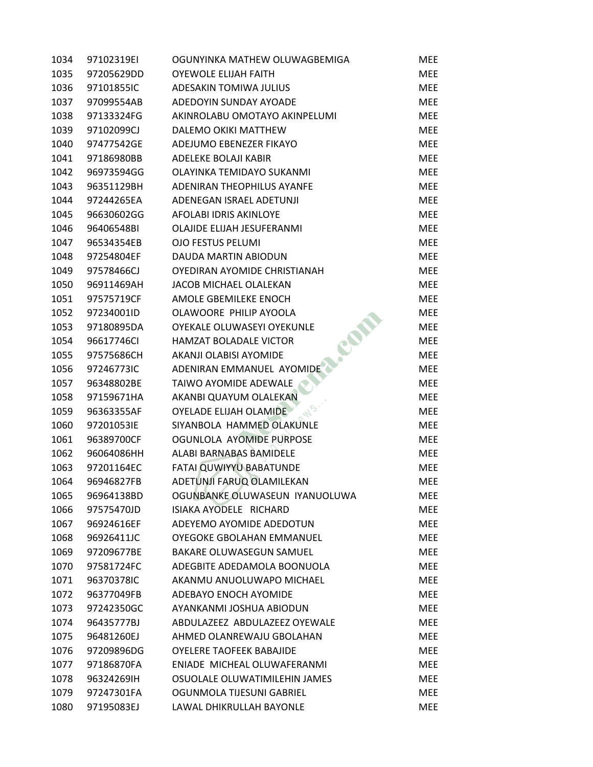| | | | |
|---|---|---|---|
| 1034 | 97102319EI | OGUNYINKA MATHEW OLUWAGBEMIGA | MEE |
| 1035 | 97205629DD | OYEWOLE ELIJAH FAITH | MEE |
| 1036 | 97101855IC | ADESAKIN TOMIWA JULIUS | MEE |
| 1037 | 97099554AB | ADEDOYIN SUNDAY AYOADE | MEE |
| 1038 | 97133324FG | AKINROLABU OMOTAYO AKINPELUMI | MEE |
| 1039 | 97102099CJ | DALEMO OKIKI MATTHEW | MEE |
| 1040 | 97477542GE | ADEJUMO EBENEZER FIKAYO | MEE |
| 1041 | 97186980BB | ADELEKE BOLAJI KABIR | MEE |
| 1042 | 96973594GG | OLAYINKA TEMIDAYO SUKANMI | MEE |
| 1043 | 96351129BH | ADENIRAN THEOPHILUS AYANFE | MEE |
| 1044 | 97244265EA | ADENEGAN ISRAEL ADETUNJI | MEE |
| 1045 | 96630602GG | AFOLABI IDRIS AKINLOYE | MEE |
| 1046 | 96406548BI | OLAJIDE ELIJAH JESUFERANMI | MEE |
| 1047 | 96534354EB | OJO FESTUS PELUMI | MEE |
| 1048 | 97254804EF | DAUDA MARTIN ABIODUN | MEE |
| 1049 | 97578466CJ | OYEDIRAN AYOMIDE CHRISTIANAH | MEE |
| 1050 | 96911469AH | JACOB MICHAEL OLALEKAN | MEE |
| 1051 | 97575719CF | AMOLE GBEMILEKE ENOCH | MEE |
| 1052 | 97234001ID | OLAWOORE PHILIP AYOOLA | MEE |
| 1053 | 97180895DA | OYEKALE OLUWASEYI OYEKUNLE | MEE |
| 1054 | 96617746CI | HAMZAT BOLADALE VICTOR | MEE |
| 1055 | 97575686CH | AKANJI OLABISI AYOMIDE | MEE |
| 1056 | 97246773IC | ADENIRAN EMMANUEL AYOMIDE | MEE |
| 1057 | 96348802BE | TAIWO AYOMIDE ADEWALE | MEE |
| 1058 | 97159671HA | AKANBI QUAYUM OLALEKAN | MEE |
| 1059 | 96363355AF | OYELADE ELIJAH OLAMIDE | MEE |
| 1060 | 97201053IE | SIYANBOLA HAMMED OLAKUNLE | MEE |
| 1061 | 96389700CF | OGUNLOLA AYOMIDE PURPOSE | MEE |
| 1062 | 96064086HH | ALABI BARNABAS BAMIDELE | MEE |
| 1063 | 97201164EC | FATAI QUWIYYU BABATUNDE | MEE |
| 1064 | 96946827FB | ADETUNJI FARUQ OLAMILEKAN | MEE |
| 1065 | 96964138BD | OGUNBANKE OLUWASEUN IYANUOLUWA | MEE |
| 1066 | 97575470JD | ISIAKA AYODELE RICHARD | MEE |
| 1067 | 96924616EF | ADEYEMO AYOMIDE ADEDOTUN | MEE |
| 1068 | 96926411JC | OYEGOKE GBOLAHAN EMMANUEL | MEE |
| 1069 | 97209677BE | BAKARE OLUWASEGUN SAMUEL | MEE |
| 1070 | 97581724FC | ADEGBITE ADEDAMOLA BOONUOLA | MEE |
| 1071 | 96370378IC | AKANMU ANUOLUWAPO MICHAEL | MEE |
| 1072 | 96377049FB | ADEBAYO ENOCH AYOMIDE | MEE |
| 1073 | 97242350GC | AYANKANMI JOSHUA ABIODUN | MEE |
| 1074 | 96435777BJ | ABDULAZEEZ ABDULAZEEZ OYEWALE | MEE |
| 1075 | 96481260EJ | AHMED OLANREWAJU GBOLAHAN | MEE |
| 1076 | 97209896DG | OYELERE TAOFEEK BABAJIDE | MEE |
| 1077 | 97186870FA | ENIADE MICHEAL OLUWAFERANMI | MEE |
| 1078 | 96324269IH | OSUOLALE OLUWATIMILEHIN JAMES | MEE |
| 1079 | 97247301FA | OGUNMOLA TIJESUNI GABRIEL | MEE |
| 1080 | 97195083EJ | LAWAL DHIKRULLAH BAYONLE | MEE |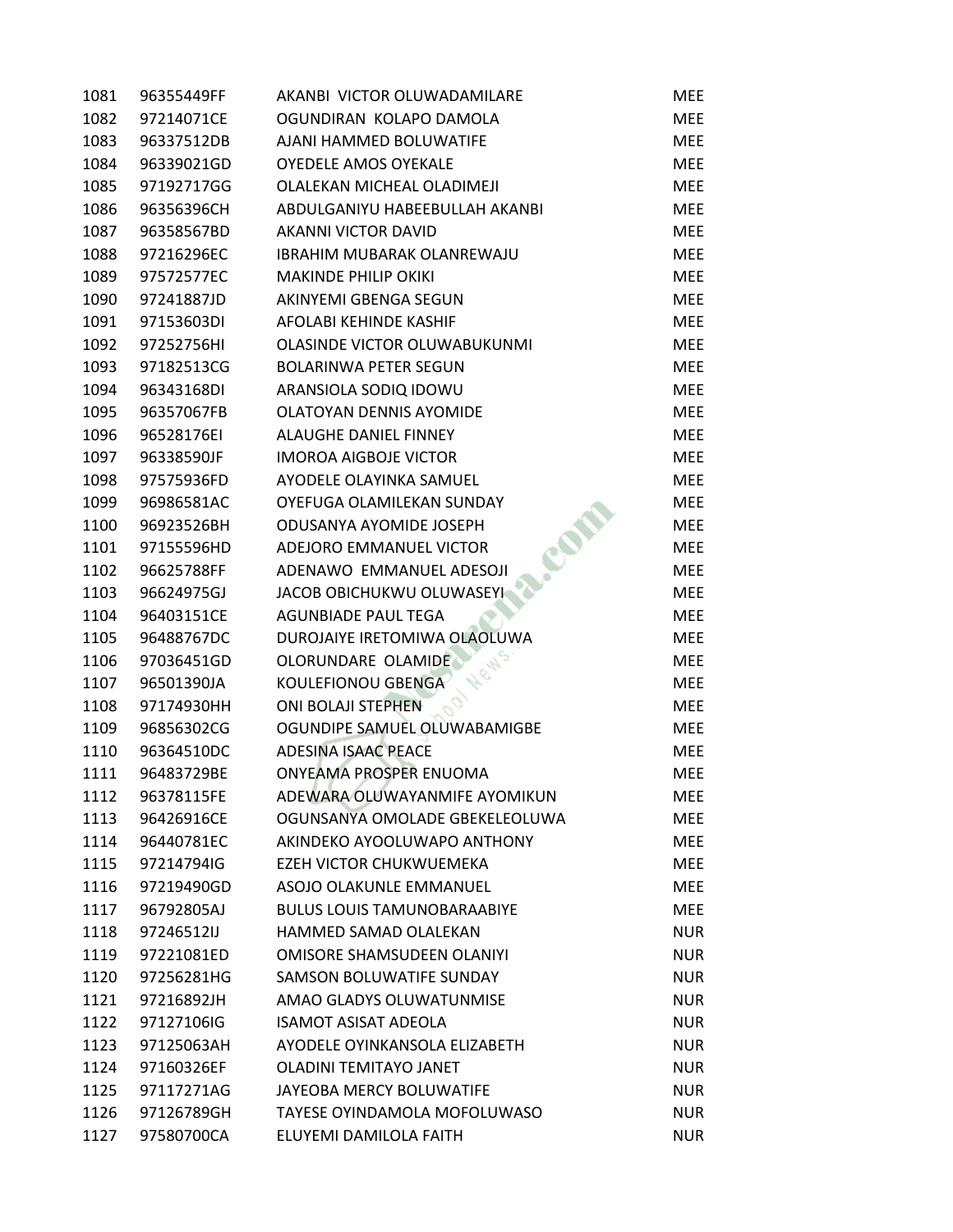| | | | |
|---|---|---|---|
| 1081 | 96355449FF | AKANBI VICTOR OLUWADAMILARE | MEE |
| 1082 | 97214071CE | OGUNDIRAN KOLAPO DAMOLA | MEE |
| 1083 | 96337512DB | AJANI HAMMED BOLUWATIFE | MEE |
| 1084 | 96339021GD | OYEDELE AMOS OYEKALE | MEE |
| 1085 | 97192717GG | OLALEKAN MICHEAL OLADIMEJI | MEE |
| 1086 | 96356396CH | ABDULGANIYU HABEEBULLAH AKANBI | MEE |
| 1087 | 96358567BD | AKANNI VICTOR DAVID | MEE |
| 1088 | 97216296EC | IBRAHIM MUBARAK OLANREWAJU | MEE |
| 1089 | 97572577EC | MAKINDE PHILIP OKIKI | MEE |
| 1090 | 97241887JD | AKINYEMI GBENGA SEGUN | MEE |
| 1091 | 97153603DI | AFOLABI KEHINDE KASHIF | MEE |
| 1092 | 97252756HI | OLASINDE VICTOR OLUWABUKUNMI | MEE |
| 1093 | 97182513CG | BOLARINWA PETER SEGUN | MEE |
| 1094 | 96343168DI | ARANSIOLA SODIQ IDOWU | MEE |
| 1095 | 96357067FB | OLATOYAN DENNIS AYOMIDE | MEE |
| 1096 | 96528176EI | ALAUGHE DANIEL FINNEY | MEE |
| 1097 | 96338590JF | IMOROA AIGBOJE VICTOR | MEE |
| 1098 | 97575936FD | AYODELE OLAYINKA SAMUEL | MEE |
| 1099 | 96986581AC | OYEFUGA OLAMILEKAN SUNDAY | MEE |
| 1100 | 96923526BH | ODUSANYA AYOMIDE JOSEPH | MEE |
| 1101 | 97155596HD | ADEJORO EMMANUEL VICTOR | MEE |
| 1102 | 96625788FF | ADENAWO EMMANUEL ADESOJI | MEE |
| 1103 | 96624975GJ | JACOB OBICHUKWU OLUWASEYI | MEE |
| 1104 | 96403151CE | AGUNBIADE PAUL TEGA | MEE |
| 1105 | 96488767DC | DUROJAIYE IRETOMIWA OLAOLUWA | MEE |
| 1106 | 97036451GD | OLORUNDARE OLAMIDE | MEE |
| 1107 | 96501390JA | KOULEFIONOU GBENGA | MEE |
| 1108 | 97174930HH | ONI BOLAJI STEPHEN | MEE |
| 1109 | 96856302CG | OGUNDIPE SAMUEL OLUWABAMIGBE | MEE |
| 1110 | 96364510DC | ADESINA ISAAC PEACE | MEE |
| 1111 | 96483729BE | ONYEAMA PROSPER ENUOMA | MEE |
| 1112 | 96378115FE | ADEWARA OLUWAYANMIFE AYOMIKUN | MEE |
| 1113 | 96426916CE | OGUNSANYA OMOLADE GBEKELEOLUWA | MEE |
| 1114 | 96440781EC | AKINDEKO AYOOLUWAPO ANTHONY | MEE |
| 1115 | 97214794IG | EZEH VICTOR CHUKWUEMEKA | MEE |
| 1116 | 97219490GD | ASOJO OLAKUNLE EMMANUEL | MEE |
| 1117 | 96792805AJ | BULUS LOUIS TAMUNOBARAABIYE | MEE |
| 1118 | 97246512IJ | HAMMED SAMAD OLALEKAN | NUR |
| 1119 | 97221081ED | OMISORE SHAMSUDEEN OLANIYI | NUR |
| 1120 | 97256281HG | SAMSON BOLUWATIFE SUNDAY | NUR |
| 1121 | 97216892JH | AMAO GLADYS OLUWATUNMISE | NUR |
| 1122 | 97127106IG | ISAMOT ASISAT ADEOLA | NUR |
| 1123 | 97125063AH | AYODELE OYINKANSOLA ELIZABETH | NUR |
| 1124 | 97160326EF | OLADINI TEMITAYO JANET | NUR |
| 1125 | 97117271AG | JAYEOBA MERCY BOLUWATIFE | NUR |
| 1126 | 97126789GH | TAYESE OYINDAMOLA MOFOLUWASO | NUR |
| 1127 | 97580700CA | ELUYEMI DAMILOLA FAITH | NUR |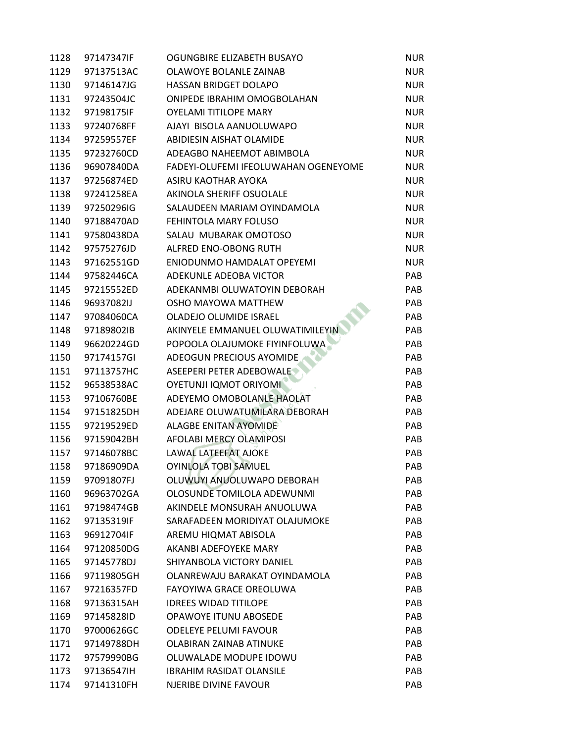| | | | |
|---|---|---|---|
| 1128 | 97147347IF | OGUNGBIRE ELIZABETH BUSAYO | NUR |
| 1129 | 97137513AC | OLAWOYE BOLANLE ZAINAB | NUR |
| 1130 | 97146147JG | HASSAN BRIDGET DOLAPO | NUR |
| 1131 | 97243504JC | ONIPEDE IBRAHIM OMOGBOLAHAN | NUR |
| 1132 | 97198175IF | OYELAMI TITILOPE MARY | NUR |
| 1133 | 97240768FF | AJAYI BISOLA AANUOLUWAPO | NUR |
| 1134 | 97259557EF | ABIDIESIN AISHAT OLAMIDE | NUR |
| 1135 | 97232760CD | ADEAGBO NAHEEMOT ABIMBOLA | NUR |
| 1136 | 96907840DA | FADEYI-OLUFEMI IFEOLUWAHAN OGENEYOME | NUR |
| 1137 | 97256874ED | ASIRU KAOTHAR AYOKA | NUR |
| 1138 | 97241258EA | AKINOLA SHERIFF OSUOLALE | NUR |
| 1139 | 97250296IG | SALAUDEEN MARIAM OYINDAMOLA | NUR |
| 1140 | 97188470AD | FEHINTOLA MARY FOLUSO | NUR |
| 1141 | 97580438DA | SALAU MUBARAK OMOTOSO | NUR |
| 1142 | 97575276JD | ALFRED ENO-OBONG RUTH | NUR |
| 1143 | 97162551GD | ENIODUNMO HAMDALAT OPEYEMI | NUR |
| 1144 | 97582446CA | ADEKUNLE ADEOBA VICTOR | PAB |
| 1145 | 97215552ED | ADEKANMBI OLUWATOYIN DEBORAH | PAB |
| 1146 | 96937082IJ | OSHO MAYOWA MATTHEW | PAB |
| 1147 | 97084060CA | OLADEJO OLUMIDE ISRAEL | PAB |
| 1148 | 97189802IB | AKINYELE EMMANUEL OLUWATIMILEYIN | PAB |
| 1149 | 96620224GD | POPOOLA OLAJUMOKE FIYINFOLUWA | PAB |
| 1150 | 97174157GI | ADEOGUN PRECIOUS AYOMIDE | PAB |
| 1151 | 97113757HC | ASEEPERI PETER ADEBOWALE | PAB |
| 1152 | 96538538AC | OYETUNJI IQMOT ORIYOMI | PAB |
| 1153 | 97106760BE | ADEYEMO OMOBOLANLE HAOLAT | PAB |
| 1154 | 97151825DH | ADEJARE OLUWATUMILARA DEBORAH | PAB |
| 1155 | 97219529ED | ALAGBE ENITAN AYOMIDE | PAB |
| 1156 | 97159042BH | AFOLABI MERCY OLAMIPOSI | PAB |
| 1157 | 97146078BC | LAWAL LATEEFAT AJOKE | PAB |
| 1158 | 97186909DA | OYINLOLA TOBI SAMUEL | PAB |
| 1159 | 97091807FJ | OLUWUYI ANUOLUWAPO DEBORAH | PAB |
| 1160 | 96963702GA | OLOSUNDE TOMILOLA ADEWUNMI | PAB |
| 1161 | 97198474GB | AKINDELE MONSURAH ANUOLUWA | PAB |
| 1162 | 97135319IF | SARAFADEEN MORIDIYAT OLAJUMOKE | PAB |
| 1163 | 96912704IF | AREMU HIQMAT ABISOLA | PAB |
| 1164 | 97120850DG | AKANBI ADEFOYEKE MARY | PAB |
| 1165 | 97145778DJ | SHIYANBOLA VICTORY DANIEL | PAB |
| 1166 | 97119805GH | OLANREWAJU BARAKAT OYINDAMOLA | PAB |
| 1167 | 97216357FD | FAYOYIWA GRACE OREOLUWA | PAB |
| 1168 | 97136315AH | IDREES WIDAD TITILOPE | PAB |
| 1169 | 97145828ID | OPAWOYE ITUNU ABOSEDE | PAB |
| 1170 | 97000626GC | ODELEYE PELUMI FAVOUR | PAB |
| 1171 | 97149788DH | OLABIRAN ZAINAB ATINUKE | PAB |
| 1172 | 97579990BG | OLUWALADE MODUPE IDOWU | PAB |
| 1173 | 97136547IH | IBRAHIM RASIDAT OLANSILE | PAB |
| 1174 | 97141310FH | NJERIBE DIVINE FAVOUR | PAB |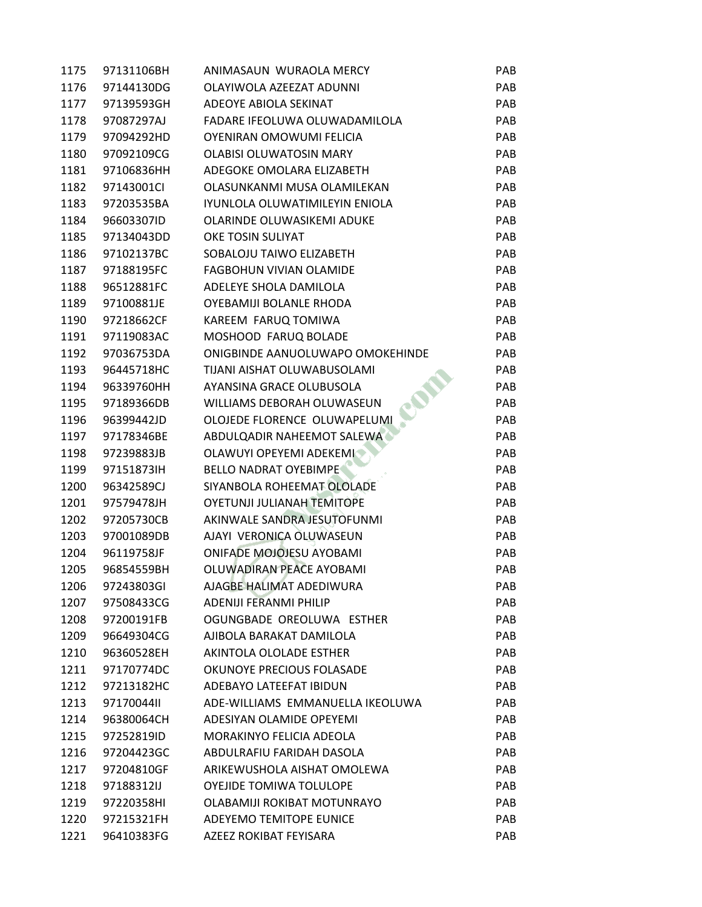| 1175 | 97131106BH | ANIMASAUN WURAOLA MERCY | PAB |
|---|---|---|---|
| 1176 | 97144130DG | OLAYIWOLA AZEEZAT ADUNNI | PAB |
| 1177 | 97139593GH | ADEOYE ABIOLA SEKINAT | PAB |
| 1178 | 97087297AJ | FADARE IFEOLUWA OLUWADAMILOLA | PAB |
| 1179 | 97094292HD | OYENIRAN OMOWUMI FELICIA | PAB |
| 1180 | 97092109CG | OLABISI OLUWATOSIN MARY | PAB |
| 1181 | 97106836HH | ADEGOKE OMOLARA ELIZABETH | PAB |
| 1182 | 97143001CI | OLASUNKANMI MUSA OLAMILEKAN | PAB |
| 1183 | 97203535BA | IYUNLOLA OLUWATIMILEYIN ENIOLA | PAB |
| 1184 | 96603307ID | OLARINDE OLUWASIKEMI ADUKE | PAB |
| 1185 | 97134043DD | OKE TOSIN SULIYAT | PAB |
| 1186 | 97102137BC | SOBALOJU TAIWO ELIZABETH | PAB |
| 1187 | 97188195FC | FAGBOHUN VIVIAN OLAMIDE | PAB |
| 1188 | 96512881FC | ADELEYE SHOLA DAMILOLA | PAB |
| 1189 | 97100881JE | OYEBAMIJI BOLANLE RHODA | PAB |
| 1190 | 97218662CF | KAREEM FARUQ TOMIWA | PAB |
| 1191 | 97119083AC | MOSHOOD FARUQ BOLADE | PAB |
| 1192 | 97036753DA | ONIGBINDE AANUOLUWAPO OMOKEHINDE | PAB |
| 1193 | 96445718HC | TIJANI AISHAT OLUWABUSOLAMI | PAB |
| 1194 | 96339760HH | AYANSINA GRACE OLUBUSOLA | PAB |
| 1195 | 97189366DB | WILLIAMS DEBORAH OLUWASEUN | PAB |
| 1196 | 96399442JD | OLOJEDE FLORENCE OLUWAPELUMI | PAB |
| 1197 | 97178346BE | ABDULQADIR NAHEEMOT SALEWA | PAB |
| 1198 | 97239883JB | OLAWUYI OPEYEMI ADEKEMI | PAB |
| 1199 | 97151873IH | BELLO NADRAT OYEBIMPE | PAB |
| 1200 | 96342589CJ | SIYANBOLA ROHEEMAT OLOLADE | PAB |
| 1201 | 97579478JH | OYETUNJI JULIANAH TEMITOPE | PAB |
| 1202 | 97205730CB | AKINWALE SANDRA JESUTOFUNMI | PAB |
| 1203 | 97001089DB | AJAYI VERONICA OLUWASEUN | PAB |
| 1204 | 96119758JF | ONIFADE MOJOJESU AYOBAMI | PAB |
| 1205 | 96854559BH | OLUWADIRAN PEACE AYOBAMI | PAB |
| 1206 | 97243803GI | AJAGBE HALIMAT ADEDIWURA | PAB |
| 1207 | 97508433CG | ADENIJI FERANMI PHILIP | PAB |
| 1208 | 97200191FB | OGUNGBADE OREOLUWA ESTHER | PAB |
| 1209 | 96649304CG | AJIBOLA BARAKAT DAMILOLA | PAB |
| 1210 | 96360528EH | AKINTOLA OLOLADE ESTHER | PAB |
| 1211 | 97170774DC | OKUNOYE PRECIOUS FOLASADE | PAB |
| 1212 | 97213182HC | ADEBAYO LATEEFAT IBIDUN | PAB |
| 1213 | 97170044II | ADE-WILLIAMS EMMANUELLA IKEOLUWA | PAB |
| 1214 | 96380064CH | ADESIYAN OLAMIDE OPEYEMI | PAB |
| 1215 | 97252819ID | MORAKINYO FELICIA ADEOLA | PAB |
| 1216 | 97204423GC | ABDULRAFIU FARIDAH DASOLA | PAB |
| 1217 | 97204810GF | ARIKEWUSHOLA AISHAT OMOLEWA | PAB |
| 1218 | 97188312IJ | OYEJIDE TOMIWA TOLULOPE | PAB |
| 1219 | 97220358HI | OLABAMIJI ROKIBAT MOTUNRAYO | PAB |
| 1220 | 97215321FH | ADEYEMO TEMITOPE EUNICE | PAB |
| 1221 | 96410383FG | AZEEZ ROKIBAT FEYISARA | PAB |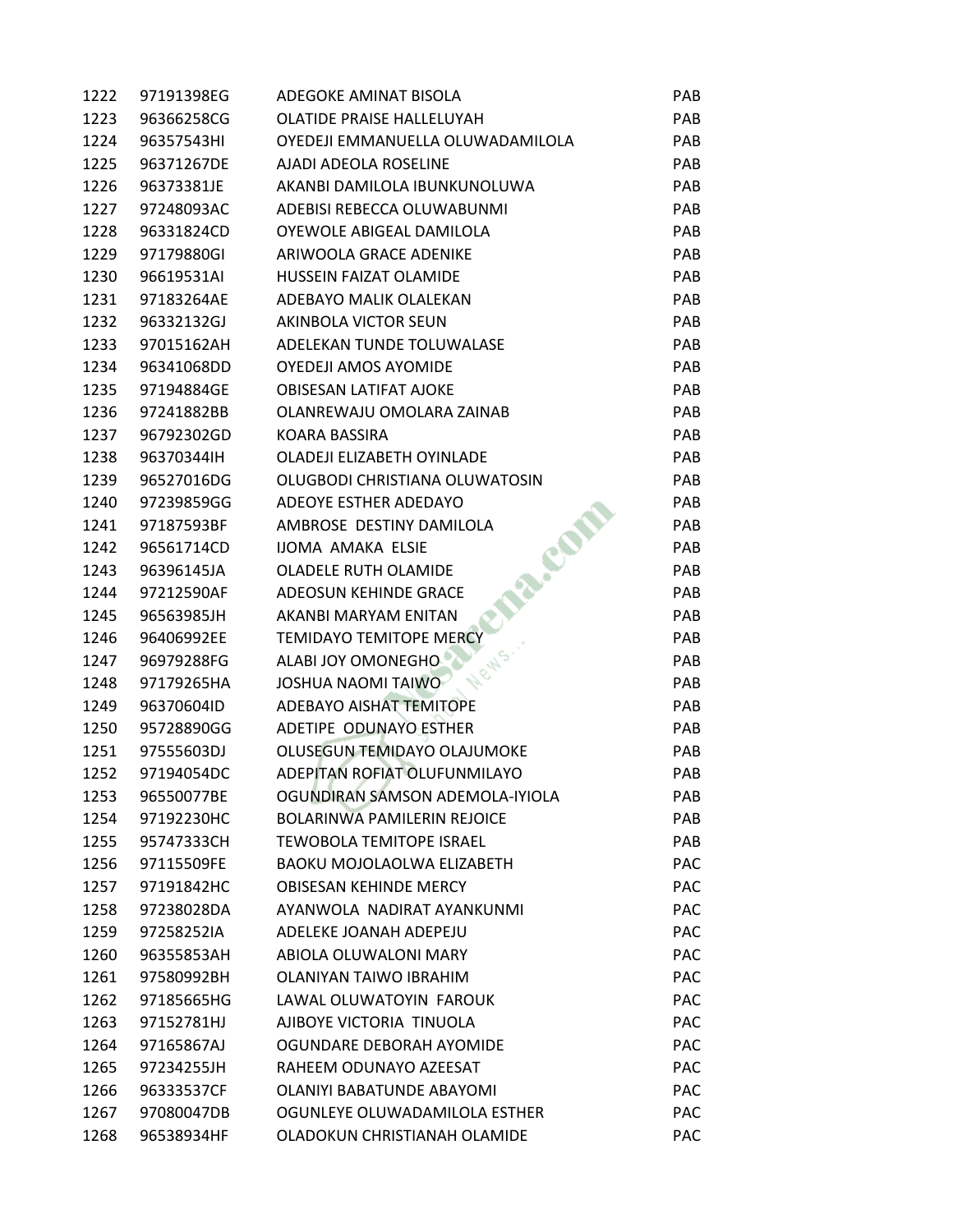| | | | |
|---|---|---|---|
| 1222 | 97191398EG | ADEGOKE AMINAT BISOLA | PAB |
| 1223 | 96366258CG | OLATIDE PRAISE HALLELUYAH | PAB |
| 1224 | 96357543HI | OYEDEJI EMMANUELLA OLUWADAMILOLA | PAB |
| 1225 | 96371267DE | AJADI ADEOLA ROSELINE | PAB |
| 1226 | 96373381JE | AKANBI DAMILOLA IBUNKUNOLUWA | PAB |
| 1227 | 97248093AC | ADEBISI REBECCA OLUWABUNMI | PAB |
| 1228 | 96331824CD | OYEWOLE ABIGEAL DAMILOLA | PAB |
| 1229 | 97179880GI | ARIWOOLA GRACE ADENIKE | PAB |
| 1230 | 96619531AI | HUSSEIN FAIZAT OLAMIDE | PAB |
| 1231 | 97183264AE | ADEBAYO MALIK OLALEKAN | PAB |
| 1232 | 96332132GJ | AKINBOLA VICTOR SEUN | PAB |
| 1233 | 97015162AH | ADELEKAN TUNDE TOLUWALASE | PAB |
| 1234 | 96341068DD | OYEDEJI AMOS AYOMIDE | PAB |
| 1235 | 97194884GE | OBISESAN LATIFAT AJOKE | PAB |
| 1236 | 97241882BB | OLANREWAJU OMOLARA ZAINAB | PAB |
| 1237 | 96792302GD | KOARA BASSIRA | PAB |
| 1238 | 96370344IH | OLADEJI ELIZABETH OYINLADE | PAB |
| 1239 | 96527016DG | OLUGBODI CHRISTIANA OLUWATOSIN | PAB |
| 1240 | 97239859GG | ADEOYE ESTHER ADEDAYO | PAB |
| 1241 | 97187593BF | AMBROSE DESTINY DAMILOLA | PAB |
| 1242 | 96561714CD | IJOMA AMAKA ELSIE | PAB |
| 1243 | 96396145JA | OLADELE RUTH OLAMIDE | PAB |
| 1244 | 97212590AF | ADEOSUN KEHINDE GRACE | PAB |
| 1245 | 96563985JH | AKANBI MARYAM ENITAN | PAB |
| 1246 | 96406992EE | TEMIDAYO TEMITOPE MERCY | PAB |
| 1247 | 96979288FG | ALABI JOY OMONEGHO | PAB |
| 1248 | 97179265HA | JOSHUA NAOMI TAIWO | PAB |
| 1249 | 96370604ID | ADEBAYO AISHAT TEMITOPE | PAB |
| 1250 | 95728890GG | ADETIPE ODUNAYO ESTHER | PAB |
| 1251 | 97555603DJ | OLUSEGUN TEMIDAYO OLAJUMOKE | PAB |
| 1252 | 97194054DC | ADEPITAN ROFIAT OLUFUNMILAYO | PAB |
| 1253 | 96550077BE | OGUNDIRAN SAMSON ADEMOLA-IYIOLA | PAB |
| 1254 | 97192230HC | BOLARINWA PAMILERIN REJOICE | PAB |
| 1255 | 95747333CH | TEWOBOLA TEMITOPE ISRAEL | PAB |
| 1256 | 97115509FE | BAOKU MOJOLAOLWA ELIZABETH | PAC |
| 1257 | 97191842HC | OBISESAN KEHINDE MERCY | PAC |
| 1258 | 97238028DA | AYANWOLA NADIRAT AYANKUNMI | PAC |
| 1259 | 97258252IA | ADELEKE JOANAH ADEPEJU | PAC |
| 1260 | 96355853AH | ABIOLA OLUWALONI MARY | PAC |
| 1261 | 97580992BH | OLANIYAN TAIWO IBRAHIM | PAC |
| 1262 | 97185665HG | LAWAL OLUWATOYIN FAROUK | PAC |
| 1263 | 97152781HJ | AJIBOYE VICTORIA TINUOLA | PAC |
| 1264 | 97165867AJ | OGUNDARE DEBORAH AYOMIDE | PAC |
| 1265 | 97234255JH | RAHEEM ODUNAYO AZEESAT | PAC |
| 1266 | 96333537CF | OLANIYI BABATUNDE ABAYOMI | PAC |
| 1267 | 97080047DB | OGUNLEYE OLUWADAMILOLA ESTHER | PAC |
| 1268 | 96538934HF | OLADOKUN CHRISTIANAH OLAMIDE | PAC |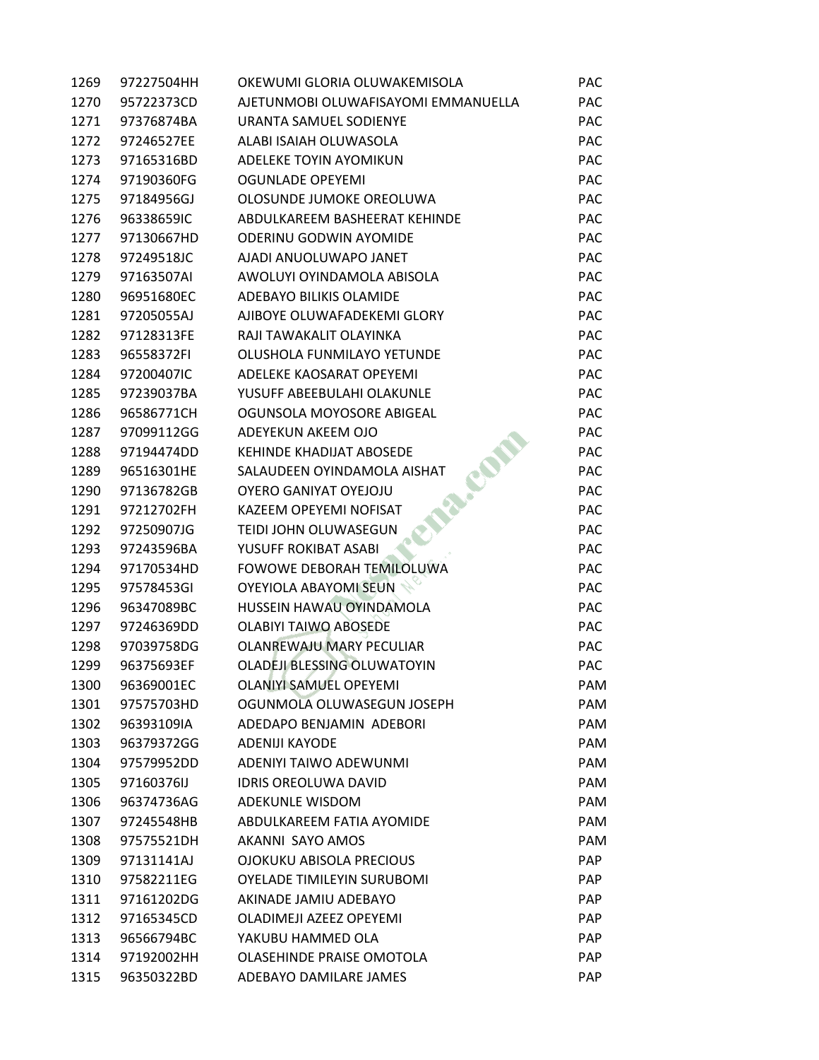| | | | |
|---|---|---|---|
| 1269 | 97227504HH | OKEWUMI GLORIA OLUWAKEMISOLA | PAC |
| 1270 | 95722373CD | AJETUNMOBI OLUWAFISAYOMI EMMANUELLA | PAC |
| 1271 | 97376874BA | URANTA SAMUEL SODIENYE | PAC |
| 1272 | 97246527EE | ALABI ISAIAH OLUWASOLA | PAC |
| 1273 | 97165316BD | ADELEKE TOYIN AYOMIKUN | PAC |
| 1274 | 97190360FG | OGUNLADE OPEYEMI | PAC |
| 1275 | 97184956GJ | OLOSUNDE JUMOKE OREOLUWA | PAC |
| 1276 | 96338659IC | ABDULKAREEM BASHEERAT KEHINDE | PAC |
| 1277 | 97130667HD | ODERINU GODWIN AYOMIDE | PAC |
| 1278 | 97249518JC | AJADI ANUOLUWAPO JANET | PAC |
| 1279 | 97163507AI | AWOLUYI OYINDAMOLA ABISOLA | PAC |
| 1280 | 96951680EC | ADEBAYO BILIKIS OLAMIDE | PAC |
| 1281 | 97205055AJ | AJIBOYE OLUWAFADEKEMI GLORY | PAC |
| 1282 | 97128313FE | RAJI TAWAKALIT OLAYINKA | PAC |
| 1283 | 96558372FI | OLUSHOLA FUNMILAYO YETUNDE | PAC |
| 1284 | 97200407IC | ADELEKE KAOSARAT OPEYEMI | PAC |
| 1285 | 97239037BA | YUSUFF ABEEBULAHI OLAKUNLE | PAC |
| 1286 | 96586771CH | OGUNSOLA MOYOSORE ABIGEAL | PAC |
| 1287 | 97099112GG | ADEYEKUN AKEEM OJO | PAC |
| 1288 | 97194474DD | KEHINDE KHADIJAT ABOSEDE | PAC |
| 1289 | 96516301HE | SALAUDEEN OYINDAMOLA AISHAT | PAC |
| 1290 | 97136782GB | OYERO GANIYAT OYEJOJU | PAC |
| 1291 | 97212702FH | KAZEEM OPEYEMI NOFISAT | PAC |
| 1292 | 97250907JG | TEIDI JOHN OLUWASEGUN | PAC |
| 1293 | 97243596BA | YUSUFF ROKIBAT ASABI | PAC |
| 1294 | 97170534HD | FOWOWE DEBORAH TEMILOLUWA | PAC |
| 1295 | 97578453GI | OYEYIOLA ABAYOMI SEUN | PAC |
| 1296 | 96347089BC | HUSSEIN HAWAU OYINDAMOLA | PAC |
| 1297 | 97246369DD | OLABIYI TAIWO ABOSEDE | PAC |
| 1298 | 97039758DG | OLANREWAJU MARY PECULIAR | PAC |
| 1299 | 96375693EF | OLADEJI BLESSING OLUWATOYIN | PAC |
| 1300 | 96369001EC | OLANIYI SAMUEL OPEYEMI | PAM |
| 1301 | 97575703HD | OGUNMOLA OLUWASEGUN JOSEPH | PAM |
| 1302 | 96393109IA | ADEDAPO BENJAMIN ADEBORI | PAM |
| 1303 | 96379372GG | ADENIJI KAYODE | PAM |
| 1304 | 97579952DD | ADENIYI TAIWO ADEWUNMI | PAM |
| 1305 | 97160376IJ | IDRIS OREOLUWA DAVID | PAM |
| 1306 | 96374736AG | ADEKUNLE WISDOM | PAM |
| 1307 | 97245548HB | ABDULKAREEM FATIA AYOMIDE | PAM |
| 1308 | 97575521DH | AKANNI SAYO AMOS | PAM |
| 1309 | 97131141AJ | OJOKUKU ABISOLA PRECIOUS | PAP |
| 1310 | 97582211EG | OYELADE TIMILEYIN SURUBOMI | PAP |
| 1311 | 97161202DG | AKINADE JAMIU ADEBAYO | PAP |
| 1312 | 97165345CD | OLADIMEJI AZEEZ OPEYEMI | PAP |
| 1313 | 96566794BC | YAKUBU HAMMED OLA | PAP |
| 1314 | 97192002HH | OLASEHINDE PRAISE OMOTOLA | PAP |
| 1315 | 96350322BD | ADEBAYO DAMILARE JAMES | PAP |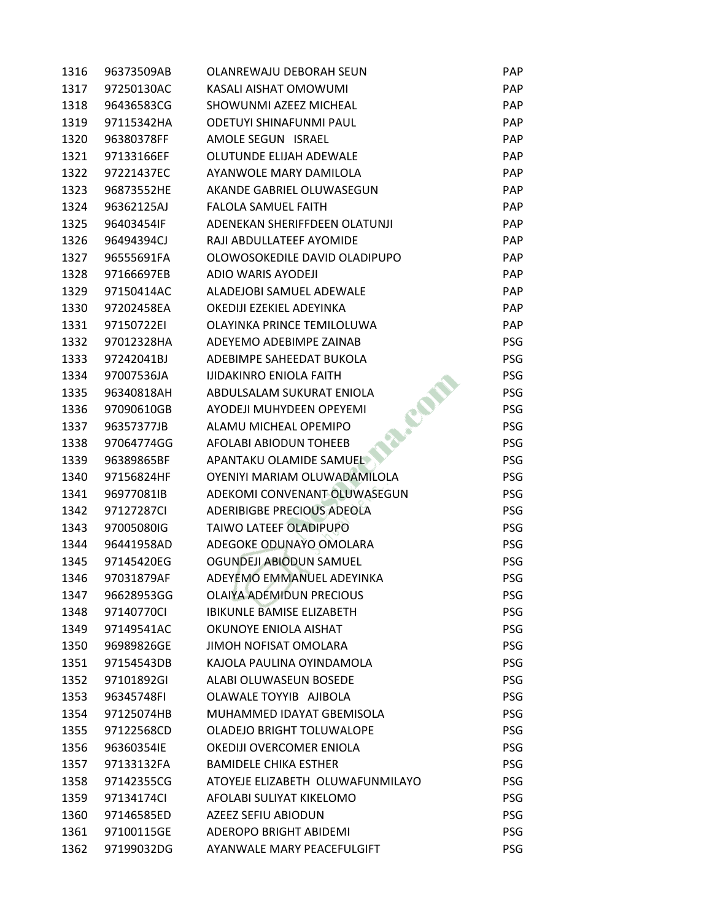| | | | |
|---|---|---|---|
| 1316 | 96373509AB | OLANREWAJU DEBORAH SEUN | PAP |
| 1317 | 97250130AC | KASALI AISHAT OMOWUMI | PAP |
| 1318 | 96436583CG | SHOWUNMI AZEEZ MICHEAL | PAP |
| 1319 | 97115342HA | ODETUYI SHINAFUNMI PAUL | PAP |
| 1320 | 96380378FF | AMOLE SEGUN ISRAEL | PAP |
| 1321 | 97133166EF | OLUTUNDE ELIJAH ADEWALE | PAP |
| 1322 | 97221437EC | AYANWOLE MARY DAMILOLA | PAP |
| 1323 | 96873552HE | AKANDE GABRIEL OLUWASEGUN | PAP |
| 1324 | 96362125AJ | FALOLA SAMUEL FAITH | PAP |
| 1325 | 96403454IF | ADENEKAN SHERIFFDEEN OLATUNJI | PAP |
| 1326 | 96494394CJ | RAJI ABDULLATEEF AYOMIDE | PAP |
| 1327 | 96555691FA | OLOWOSOKEDILE DAVID OLADIPUPO | PAP |
| 1328 | 97166697EB | ADIO WARIS AYODEJI | PAP |
| 1329 | 97150414AC | ALADEJOBI SAMUEL ADEWALE | PAP |
| 1330 | 97202458EA | OKEDIJI EZEKIEL ADEYINKA | PAP |
| 1331 | 97150722EI | OLAYINKA PRINCE TEMILOLUWA | PAP |
| 1332 | 97012328HA | ADEYEMO ADEBIMPE ZAINAB | PSG |
| 1333 | 97242041BJ | ADEBIMPE SAHEEDAT BUKOLA | PSG |
| 1334 | 97007536JA | IJIDAKINRO ENIOLA FAITH | PSG |
| 1335 | 96340818AH | ABDULSALAM SUKURAT ENIOLA | PSG |
| 1336 | 97090610GB | AYODEJI MUHYDEEN OPEYEMI | PSG |
| 1337 | 96357377JB | ALAMU MICHEAL OPEMIPO | PSG |
| 1338 | 97064774GG | AFOLABI ABIODUN TOHEEB | PSG |
| 1339 | 96389865BF | APANTAKU OLAMIDE SAMUEL | PSG |
| 1340 | 97156824HF | OYENIYI MARIAM OLUWADAMILOLA | PSG |
| 1341 | 96977081IB | ADEKOMI CONVENANT OLUWASEGUN | PSG |
| 1342 | 97127287CI | ADERIBIGBE PRECIOUS ADEOLA | PSG |
| 1343 | 97005080IG | TAIWO LATEEF OLADIPUPO | PSG |
| 1344 | 96441958AD | ADEGOKE ODUNAYO OMOLARA | PSG |
| 1345 | 97145420EG | OGUNDEJI ABIODUN SAMUEL | PSG |
| 1346 | 97031879AF | ADEYEMO EMMANUEL ADEYINKA | PSG |
| 1347 | 96628953GG | OLAIYA ADEMIDUN PRECIOUS | PSG |
| 1348 | 97140770CI | IBIKUNLE BAMISE ELIZABETH | PSG |
| 1349 | 97149541AC | OKUNOYE ENIOLA AISHAT | PSG |
| 1350 | 96989826GE | JIMOH NOFISAT OMOLARA | PSG |
| 1351 | 97154543DB | KAJOLA PAULINA OYINDAMOLA | PSG |
| 1352 | 97101892GI | ALABI OLUWASEUN BOSEDE | PSG |
| 1353 | 96345748FI | OLAWALE TOYYIB AJIBOLA | PSG |
| 1354 | 97125074HB | MUHAMMED IDAYAT GBEMISOLA | PSG |
| 1355 | 97122568CD | OLADEJO BRIGHT TOLUWALOPE | PSG |
| 1356 | 96360354IE | OKEDIJI OVERCOMER ENIOLA | PSG |
| 1357 | 97133132FA | BAMIDELE CHIKA ESTHER | PSG |
| 1358 | 97142355CG | ATOYEJE ELIZABETH OLUWAFUNMILAYO | PSG |
| 1359 | 97134174CI | AFOLABI SULIYAT KIKELOMO | PSG |
| 1360 | 97146585ED | AZEEZ SEFIU ABIODUN | PSG |
| 1361 | 97100115GE | ADEROPO BRIGHT ABIDEMI | PSG |
| 1362 | 97199032DG | AYANWALE MARY PEACEFULGIFT | PSG |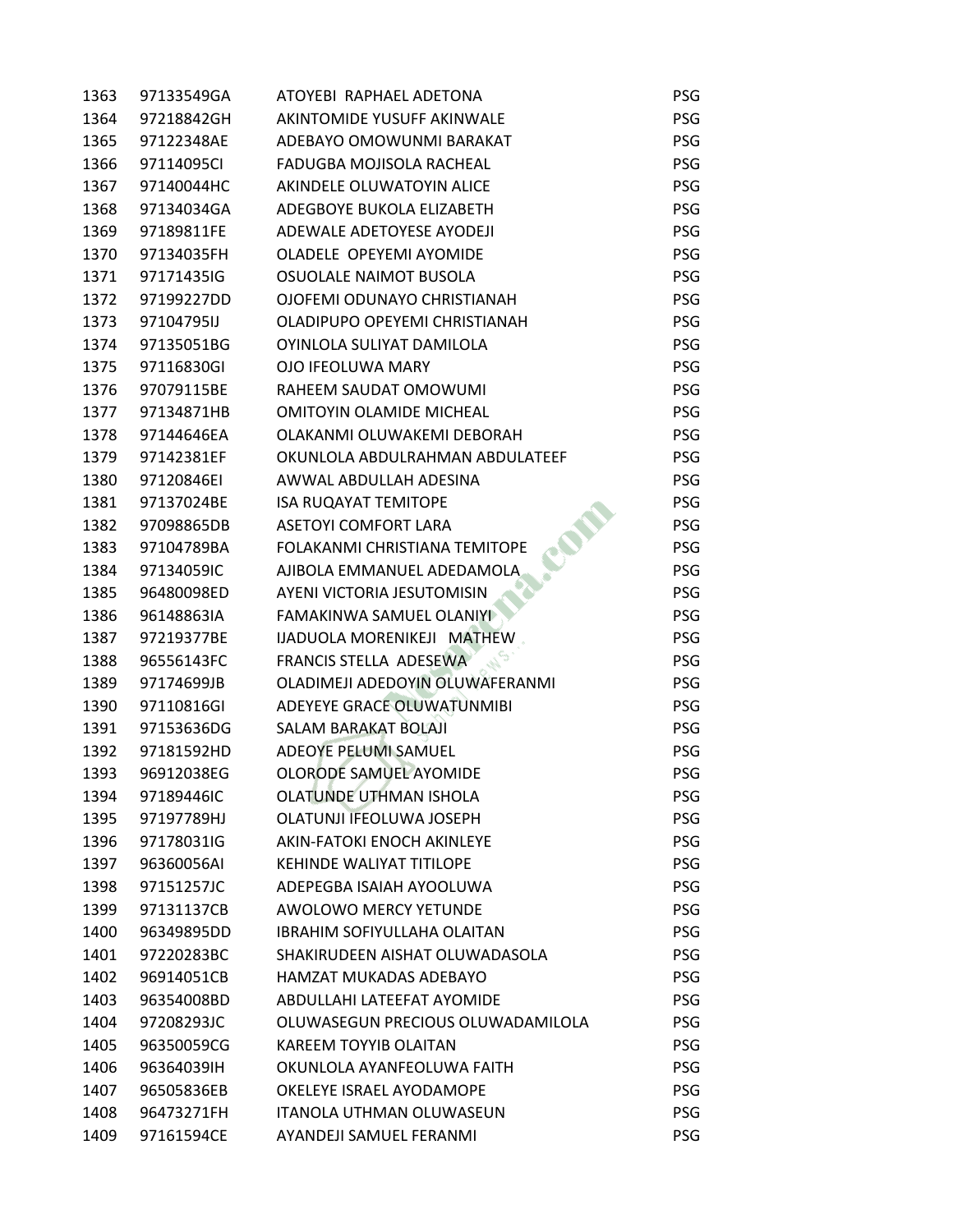| | | | |
|---|---|---|---|
| 1363 | 97133549GA | ATOYEBI RAPHAEL ADETONA | PSG |
| 1364 | 97218842GH | AKINTOMIDE YUSUFF AKINWALE | PSG |
| 1365 | 97122348AE | ADEBAYO OMOWUNMI BARAKAT | PSG |
| 1366 | 97114095CI | FADUGBA MOJISOLA RACHEAL | PSG |
| 1367 | 97140044HC | AKINDELE OLUWATOYIN ALICE | PSG |
| 1368 | 97134034GA | ADEGBOYE BUKOLA ELIZABETH | PSG |
| 1369 | 97189811FE | ADEWALE ADETOYESE AYODEJI | PSG |
| 1370 | 97134035FH | OLADELE OPEYEMI AYOMIDE | PSG |
| 1371 | 97171435IG | OSUOLALE NAIMOT BUSOLA | PSG |
| 1372 | 97199227DD | OJOFEMI ODUNAYO CHRISTIANAH | PSG |
| 1373 | 97104795IJ | OLADIPUPO OPEYEMI CHRISTIANAH | PSG |
| 1374 | 97135051BG | OYINLOLA SULIYAT DAMILOLA | PSG |
| 1375 | 97116830GI | OJO IFEOLUWA MARY | PSG |
| 1376 | 97079115BE | RAHEEM SAUDAT OMOWUMI | PSG |
| 1377 | 97134871HB | OMITOYIN OLAMIDE MICHEAL | PSG |
| 1378 | 97144646EA | OLAKANMI OLUWAKEMI DEBORAH | PSG |
| 1379 | 97142381EF | OKUNLOLA ABDULRAHMAN ABDULATEEF | PSG |
| 1380 | 97120846EI | AWWAL ABDULLAH ADESINA | PSG |
| 1381 | 97137024BE | ISA RUQAYAT TEMITOPE | PSG |
| 1382 | 97098865DB | ASETOYI COMFORT LARA | PSG |
| 1383 | 97104789BA | FOLAKANMI CHRISTIANA TEMITOPE | PSG |
| 1384 | 97134059IC | AJIBOLA EMMANUEL ADEDAMOLA | PSG |
| 1385 | 96480098ED | AYENI VICTORIA JESUTOMISIN | PSG |
| 1386 | 96148863IA | FAMAKINWA SAMUEL OLANIYI | PSG |
| 1387 | 97219377BE | IJADUOLA MORENIKEJI MATHEW | PSG |
| 1388 | 96556143FC | FRANCIS STELLA ADESEWA | PSG |
| 1389 | 97174699JB | OLADIMEJI ADEDOYIN OLUWAFERANMI | PSG |
| 1390 | 97110816GI | ADEYEYE GRACE OLUWATUNMIBI | PSG |
| 1391 | 97153636DG | SALAM BARAKAT BOLAJI | PSG |
| 1392 | 97181592HD | ADEOYE PELUMI SAMUEL | PSG |
| 1393 | 96912038EG | OLORODE SAMUEL AYOMIDE | PSG |
| 1394 | 97189446IC | OLATUNDE UTHMAN ISHOLA | PSG |
| 1395 | 97197789HJ | OLATUNJI IFEOLUWA JOSEPH | PSG |
| 1396 | 97178031IG | AKIN-FATOKI ENOCH AKINLEYE | PSG |
| 1397 | 96360056AI | KEHINDE WALIYAT TITILOPE | PSG |
| 1398 | 97151257JC | ADEPEGBA ISAIAH AYOOLUWA | PSG |
| 1399 | 97131137CB | AWOLOWO MERCY YETUNDE | PSG |
| 1400 | 96349895DD | IBRAHIM SOFIYULLAHA OLAITAN | PSG |
| 1401 | 97220283BC | SHAKIRUDEEN AISHAT OLUWADASOLA | PSG |
| 1402 | 96914051CB | HAMZAT MUKADAS ADEBAYO | PSG |
| 1403 | 96354008BD | ABDULLAHI LATEEFAT AYOMIDE | PSG |
| 1404 | 97208293JC | OLUWASEGUN PRECIOUS OLUWADAMILOLA | PSG |
| 1405 | 96350059CG | KAREEM TOYYIB OLAITAN | PSG |
| 1406 | 96364039IH | OKUNLOLA AYANFEOLUWA FAITH | PSG |
| 1407 | 96505836EB | OKELEYE ISRAEL AYODAMOPE | PSG |
| 1408 | 96473271FH | ITANOLA UTHMAN OLUWASEUN | PSG |
| 1409 | 97161594CE | AYANDEJI SAMUEL FERANMI | PSG |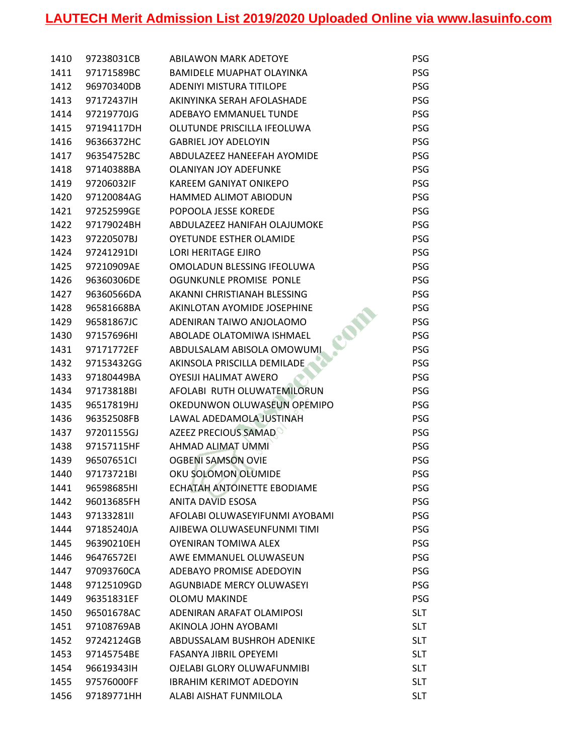| | | | |
|---|---|---|---|
| 1410 | 97238031CB | ABILAWON MARK ADETOYE | PSG |
| 1411 | 97171589BC | BAMIDELE MUAPHAT OLAYINKA | PSG |
| 1412 | 96970340DB | ADENIYI MISTURA TITILOPE | PSG |
| 1413 | 97172437IH | AKINYINKA SERAH AFOLASHADE | PSG |
| 1414 | 97219770JG | ADEBAYO EMMANUEL TUNDE | PSG |
| 1415 | 97194117DH | OLUTUNDE PRISCILLA IFEOLUWA | PSG |
| 1416 | 96366372HC | GABRIEL JOY ADELOYIN | PSG |
| 1417 | 96354752BC | ABDULAZEEZ HANEEFAH AYOMIDE | PSG |
| 1418 | 97140388BA | OLANIYAN JOY ADEFUNKE | PSG |
| 1419 | 97206032IF | KAREEM GANIYAT ONIKEPO | PSG |
| 1420 | 97120084AG | HAMMED ALIMOT ABIODUN | PSG |
| 1421 | 97252599GE | POPOOLA JESSE KOREDE | PSG |
| 1422 | 97179024BH | ABDULAZEEZ HANIFAH OLAJUMOKE | PSG |
| 1423 | 97220507BJ | OYETUNDE ESTHER OLAMIDE | PSG |
| 1424 | 97241291DI | LORI HERITAGE EJIRO | PSG |
| 1425 | 97210909AE | OMOLADUN BLESSING IFEOLUWA | PSG |
| 1426 | 96360306DE | OGUNKUNLE PROMISE PONLE | PSG |
| 1427 | 96360566DA | AKANNI CHRISTIANAH BLESSING | PSG |
| 1428 | 96581668BA | AKINLOTAN AYOMIDE JOSEPHINE | PSG |
| 1429 | 96581867JC | ADENIRAN TAIWO ANJOLAOMO | PSG |
| 1430 | 97157696HI | ABOLADE OLATOMIWA ISHMAEL | PSG |
| 1431 | 97171772EF | ABDULSALAM ABISOLA OMOWUMI | PSG |
| 1432 | 97153432GG | AKINSOLA PRISCILLA DEMILADE | PSG |
| 1433 | 97180449BA | OYESIJI HALIMAT AWERO | PSG |
| 1434 | 97173818BI | AFOLABI RUTH OLUWATEMILORUN | PSG |
| 1435 | 96517819HJ | OKEDUNWON OLUWASEUN OPEMIPO | PSG |
| 1436 | 96352508FB | LAWAL ADEDAMOLA JUSTINAH | PSG |
| 1437 | 97201155GJ | AZEEZ PRECIOUS SAMAD | PSG |
| 1438 | 97157115HF | AHMAD ALIMAT UMMI | PSG |
| 1439 | 96507651CI | OGBENI SAMSON OVIE | PSG |
| 1440 | 97173721BI | OKU SOLOMON OLUMIDE | PSG |
| 1441 | 96598685HI | ECHATAH ANTOINETTE EBODIAME | PSG |
| 1442 | 96013685FH | ANITA DAVID ESOSA | PSG |
| 1443 | 97133281II | AFOLABI OLUWASEYIFUNMI AYOBAMI | PSG |
| 1444 | 97185240JA | AJIBEWA OLUWASEUNFUNMI TIMI | PSG |
| 1445 | 96390210EH | OYENIRAN TOMIWA ALEX | PSG |
| 1446 | 96476572EI | AWE EMMANUEL OLUWASEUN | PSG |
| 1447 | 97093760CA | ADEBAYO PROMISE ADEDOYIN | PSG |
| 1448 | 97125109GD | AGUNBIADE MERCY OLUWASEYI | PSG |
| 1449 | 96351831EF | OLOMU MAKINDE | PSG |
| 1450 | 96501678AC | ADENIRAN ARAFAT OLAMIPOSI | SLT |
| 1451 | 97108769AB | AKINOLA JOHN AYOBAMI | SLT |
| 1452 | 97242124GB | ABDUSSALAM BUSHROH ADENIKE | SLT |
| 1453 | 97145754BE | FASANYA JIBRIL OPEYEMI | SLT |
| 1454 | 96619343IH | OJELABI GLORY OLUWAFUNMIBI | SLT |
| 1455 | 97576000FF | IBRAHIM KERIMOT ADEDOYIN | SLT |
| 1456 | 97189771HH | ALABI AISHAT FUNMILOLA | SLT |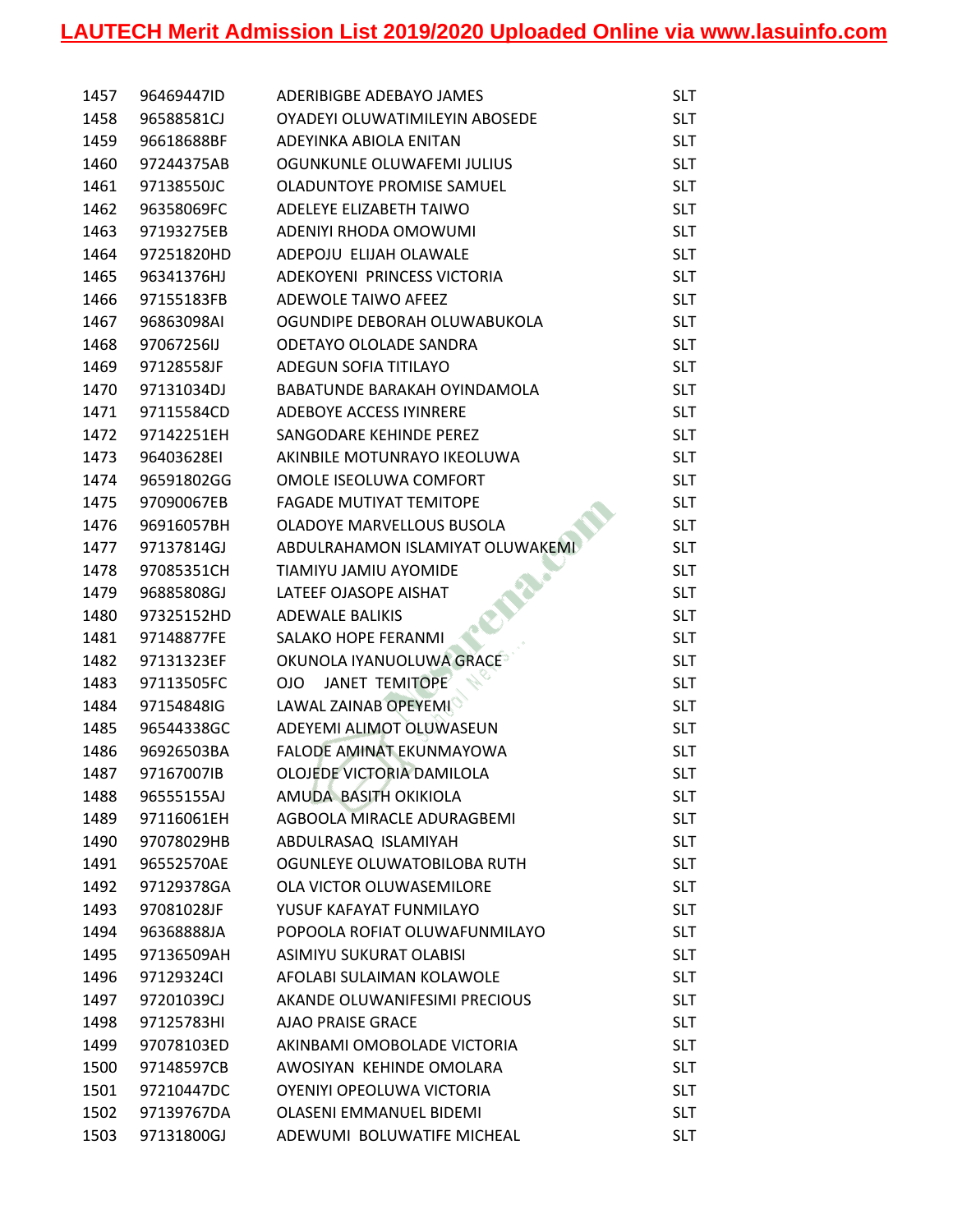| | | | |
|---|---|---|---|
| 1457 | 96469447ID | ADERIBIGBE ADEBAYO JAMES | SLT |
| 1458 | 96588581CJ | OYADEYI OLUWATIMILEYIN ABOSEDE | SLT |
| 1459 | 96618688BF | ADEYINKA ABIOLA ENITAN | SLT |
| 1460 | 97244375AB | OGUNKUNLE OLUWAFEMI JULIUS | SLT |
| 1461 | 97138550JC | OLADUNTOYE PROMISE SAMUEL | SLT |
| 1462 | 96358069FC | ADELEYE ELIZABETH TAIWO | SLT |
| 1463 | 97193275EB | ADENIYI RHODA OMOWUMI | SLT |
| 1464 | 97251820HD | ADEPOJU ELIJAH OLAWALE | SLT |
| 1465 | 96341376HJ | ADEKOYENI PRINCESS VICTORIA | SLT |
| 1466 | 97155183FB | ADEWOLE TAIWO AFEEZ | SLT |
| 1467 | 96863098AI | OGUNDIPE DEBORAH OLUWABUKOLA | SLT |
| 1468 | 97067256IJ | ODETAYO OLOLADE SANDRA | SLT |
| 1469 | 97128558JF | ADEGUN SOFIA TITILAYO | SLT |
| 1470 | 97131034DJ | BABATUNDE BARAKAH OYINDAMOLA | SLT |
| 1471 | 97115584CD | ADEBOYE ACCESS IYINRERE | SLT |
| 1472 | 97142251EH | SANGODARE KEHINDE PEREZ | SLT |
| 1473 | 96403628EI | AKINBILE MOTUNRAYO IKEOLUWA | SLT |
| 1474 | 96591802GG | OMOLE ISEOLUWA COMFORT | SLT |
| 1475 | 97090067EB | FAGADE MUTIYAT TEMITOPE | SLT |
| 1476 | 96916057BH | OLADOYE MARVELLOUS BUSOLA | SLT |
| 1477 | 97137814GJ | ABDULRAHAMON ISLAMIYAT OLUWAKEMI | SLT |
| 1478 | 97085351CH | TIAMIYU JAMIU AYOMIDE | SLT |
| 1479 | 96885808GJ | LATEEF OJASOPE AISHAT | SLT |
| 1480 | 97325152HD | ADEWALE BALIKIS | SLT |
| 1481 | 97148877FE | SALAKO HOPE FERANMI | SLT |
| 1482 | 97131323EF | OKUNOLA IYANUOLUWA GRACE | SLT |
| 1483 | 97113505FC | OJO JANET TEMITOPE | SLT |
| 1484 | 97154848IG | LAWAL ZAINAB OPEYEMI | SLT |
| 1485 | 96544338GC | ADEYEMI ALIMOT OLUWASEUN | SLT |
| 1486 | 96926503BA | FALODE AMINAT EKUNMAYOWA | SLT |
| 1487 | 97167007IB | OLOJEDE VICTORIA DAMILOLA | SLT |
| 1488 | 96555155AJ | AMUDA BASITH OKIKIOLA | SLT |
| 1489 | 97116061EH | AGBOOLA MIRACLE ADURAGBEMI | SLT |
| 1490 | 97078029HB | ABDULRASAQ ISLAMIYAH | SLT |
| 1491 | 96552570AE | OGUNLEYE OLUWATOBILOBA RUTH | SLT |
| 1492 | 97129378GA | OLA VICTOR OLUWASEMILORE | SLT |
| 1493 | 97081028JF | YUSUF KAFAYAT FUNMILAYO | SLT |
| 1494 | 96368888JA | POPOOLA ROFIAT OLUWAFUNMILAYO | SLT |
| 1495 | 97136509AH | ASIMIYU SUKURAT OLABISI | SLT |
| 1496 | 97129324CI | AFOLABI SULAIMAN KOLAWOLE | SLT |
| 1497 | 97201039CJ | AKANDE OLUWANIFESIMI PRECIOUS | SLT |
| 1498 | 97125783HI | AJAO PRAISE GRACE | SLT |
| 1499 | 97078103ED | AKINBAMI OMOBOLADE VICTORIA | SLT |
| 1500 | 97148597CB | AWOSIYAN KEHINDE OMOLARA | SLT |
| 1501 | 97210447DC | OYENIYI OPEOLUWA VICTORIA | SLT |
| 1502 | 97139767DA | OLASENI EMMANUEL BIDEMI | SLT |
| 1503 | 97131800GJ | ADEWUMI BOLUWATIFE MICHEAL | SLT |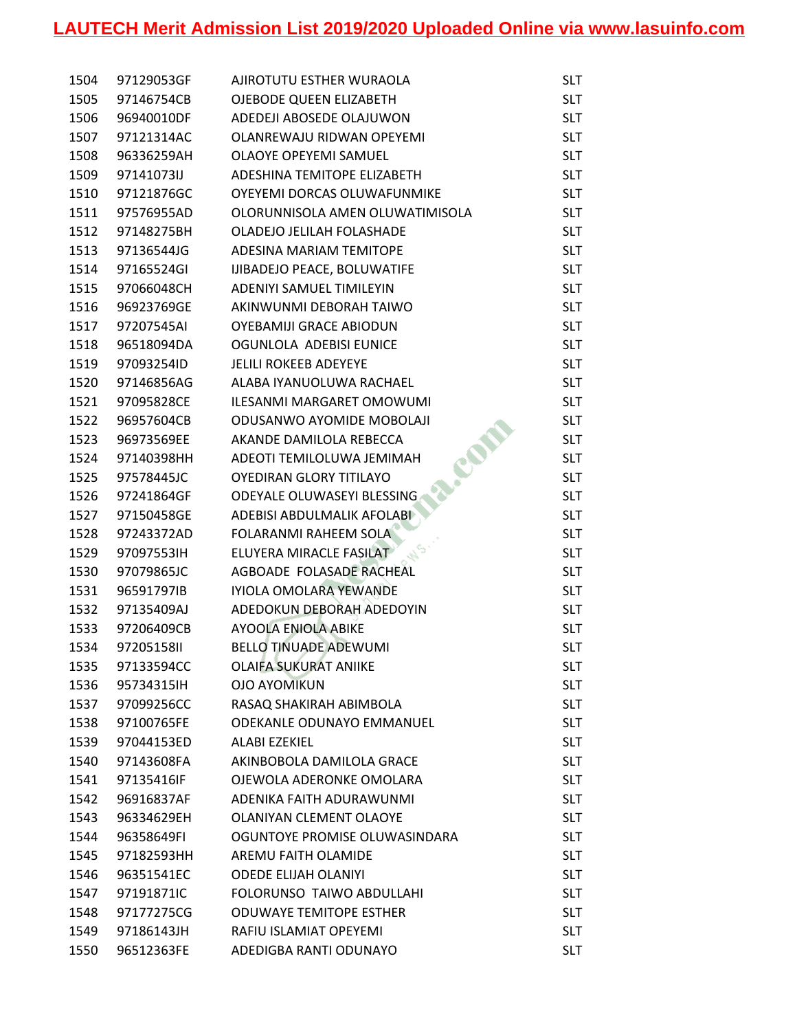| | | | |
|---|---|---|---|
| 1504 | 97129053GF | AJIROTUTU ESTHER WURAOLA | SLT |
| 1505 | 97146754CB | OJEBODE QUEEN ELIZABETH | SLT |
| 1506 | 96940010DF | ADEDEJI ABOSEDE OLAJUWON | SLT |
| 1507 | 97121314AC | OLANREWAJU RIDWAN OPEYEMI | SLT |
| 1508 | 96336259AH | OLAOYE OPEYEMI SAMUEL | SLT |
| 1509 | 97141073IJ | ADESHINA TEMITOPE ELIZABETH | SLT |
| 1510 | 97121876GC | OYEYEMI DORCAS OLUWAFUNMIKE | SLT |
| 1511 | 97576955AD | OLORUNNISOLA AMEN OLUWATIMISOLA | SLT |
| 1512 | 97148275BH | OLADEJO JELILAH FOLASHADE | SLT |
| 1513 | 97136544JG | ADESINA MARIAM TEMITOPE | SLT |
| 1514 | 97165524GI | IJIBADEJO PEACE, BOLUWATIFE | SLT |
| 1515 | 97066048CH | ADENIYI SAMUEL TIMILEYIN | SLT |
| 1516 | 96923769GE | AKINWUNMI DEBORAH TAIWO | SLT |
| 1517 | 97207545AI | OYEBAMIJI GRACE ABIODUN | SLT |
| 1518 | 96518094DA | OGUNLOLA ADEBISI EUNICE | SLT |
| 1519 | 97093254ID | JELILI ROKEEB ADEYEYE | SLT |
| 1520 | 97146856AG | ALABA IYANUOLUWA RACHAEL | SLT |
| 1521 | 97095828CE | ILESANMI MARGARET OMOWUMI | SLT |
| 1522 | 96957604CB | ODUSANWO AYOMIDE MOBOLAJI | SLT |
| 1523 | 96973569EE | AKANDE DAMILOLA REBECCA | SLT |
| 1524 | 97140398HH | ADEOTI TEMILOLUWA JEMIMAH | SLT |
| 1525 | 97578445JC | OYEDIRAN GLORY TITILAYO | SLT |
| 1526 | 97241864GF | ODEYALE OLUWASEYI BLESSING | SLT |
| 1527 | 97150458GE | ADEBISI ABDULMALIK AFOLABI | SLT |
| 1528 | 97243372AD | FOLARANMI RAHEEM SOLA | SLT |
| 1529 | 97097553IH | ELUYERA MIRACLE FASILAT | SLT |
| 1530 | 97079865JC | AGBOADE FOLASADE RACHEAL | SLT |
| 1531 | 96591797IB | IYIOLA OMOLARA YEWANDE | SLT |
| 1532 | 97135409AJ | ADEDOKUN DEBORAH ADEDOYIN | SLT |
| 1533 | 97206409CB | AYOOLA ENIOLA ABIKE | SLT |
| 1534 | 97205158II | BELLO TINUADE ADEWUMI | SLT |
| 1535 | 97133594CC | OLAIFA SUKURAT ANIIKE | SLT |
| 1536 | 95734315IH | OJO AYOMIKUN | SLT |
| 1537 | 97099256CC | RASAQ SHAKIRAH ABIMBOLA | SLT |
| 1538 | 97100765FE | ODEKANLE ODUNAYO EMMANUEL | SLT |
| 1539 | 97044153ED | ALABI EZEKIEL | SLT |
| 1540 | 97143608FA | AKINBOBOLA DAMILOLA GRACE | SLT |
| 1541 | 97135416IF | OJEWOLA ADERONKE OMOLARA | SLT |
| 1542 | 96916837AF | ADENIKA FAITH ADURAWUNMI | SLT |
| 1543 | 96334629EH | OLANIYAN CLEMENT OLAOYE | SLT |
| 1544 | 96358649FI | OGUNTOYE PROMISE OLUWASINDARA | SLT |
| 1545 | 97182593HH | AREMU FAITH OLAMIDE | SLT |
| 1546 | 96351541EC | ODEDE ELIJAH OLANIYI | SLT |
| 1547 | 97191871IC | FOLORUNSO TAIWO ABDULLAHI | SLT |
| 1548 | 97177275CG | ODUWAYE TEMITOPE ESTHER | SLT |
| 1549 | 97186143JH | RAFIU ISLAMIAT OPEYEMI | SLT |
| 1550 | 96512363FE | ADEDIGBA RANTI ODUNAYO | SLT |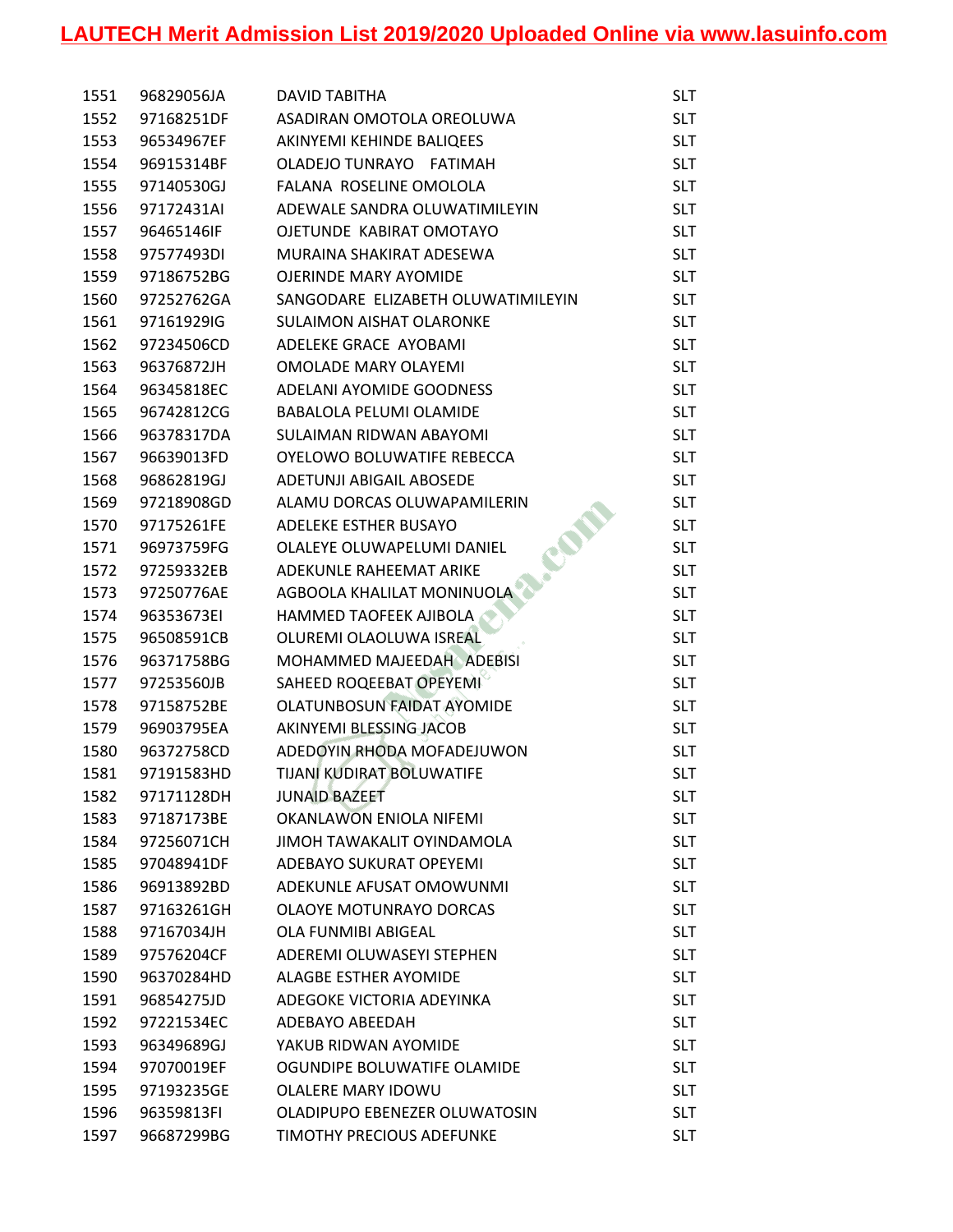| | | | |
|---|---|---|---|
| 1551 | 96829056JA | DAVID TABITHA | SLT |
| 1552 | 97168251DF | ASADIRAN OMOTOLA OREOLUWA | SLT |
| 1553 | 96534967EF | AKINYEMI KEHINDE BALIQEES | SLT |
| 1554 | 96915314BF | OLADEJO TUNRAYO FATIMAH | SLT |
| 1555 | 97140530GJ | FALANA ROSELINE OMOLOLA | SLT |
| 1556 | 97172431AI | ADEWALE SANDRA OLUWATIMILEYIN | SLT |
| 1557 | 96465146IF | OJETUNDE KABIRAT OMOTAYO | SLT |
| 1558 | 97577493DI | MURAINA SHAKIRAT ADESEWA | SLT |
| 1559 | 97186752BG | OJERINDE MARY AYOMIDE | SLT |
| 1560 | 97252762GA | SANGODARE ELIZABETH OLUWATIMILEYIN | SLT |
| 1561 | 97161929IG | SULAIMON AISHAT OLARONKE | SLT |
| 1562 | 97234506CD | ADELEKE GRACE AYOBAMI | SLT |
| 1563 | 96376872JH | OMOLADE MARY OLAYEMI | SLT |
| 1564 | 96345818EC | ADELANI AYOMIDE GOODNESS | SLT |
| 1565 | 96742812CG | BABALOLA PELUMI OLAMIDE | SLT |
| 1566 | 96378317DA | SULAIMAN RIDWAN ABAYOMI | SLT |
| 1567 | 96639013FD | OYELOWO BOLUWATIFE REBECCA | SLT |
| 1568 | 96862819GJ | ADETUNJI ABIGAIL ABOSEDE | SLT |
| 1569 | 97218908GD | ALAMU DORCAS OLUWAPAMILERIN | SLT |
| 1570 | 97175261FE | ADELEKE ESTHER BUSAYO | SLT |
| 1571 | 96973759FG | OLALEYE OLUWAPELUMI DANIEL | SLT |
| 1572 | 97259332EB | ADEKUNLE RAHEEMAT ARIKE | SLT |
| 1573 | 97250776AE | AGBOOLA KHALILAT MONINUOLA | SLT |
| 1574 | 96353673EI | HAMMED TAOFEEK AJIBOLA | SLT |
| 1575 | 96508591CB | OLUREMI OLAOLUWA ISREAL | SLT |
| 1576 | 96371758BG | MOHAMMED MAJEEDAH ADEBISI | SLT |
| 1577 | 97253560JB | SAHEED ROQEEBAT OPEYEMI | SLT |
| 1578 | 97158752BE | OLATUNBOSUN FAIDAT AYOMIDE | SLT |
| 1579 | 96903795EA | AKINYEMI BLESSING JACOB | SLT |
| 1580 | 96372758CD | ADEDOYIN RHODA MOFADEJUWON | SLT |
| 1581 | 97191583HD | TIJANI KUDIRAT BOLUWATIFE | SLT |
| 1582 | 97171128DH | JUNAID BAZEET | SLT |
| 1583 | 97187173BE | OKANLAWON ENIOLA NIFEMI | SLT |
| 1584 | 97256071CH | JIMOH TAWAKALIT OYINDAMOLA | SLT |
| 1585 | 97048941DF | ADEBAYO SUKURAT OPEYEMI | SLT |
| 1586 | 96913892BD | ADEKUNLE AFUSAT OMOWUNMI | SLT |
| 1587 | 97163261GH | OLAOYE MOTUNRAYO DORCAS | SLT |
| 1588 | 97167034JH | OLA FUNMIBI ABIGEAL | SLT |
| 1589 | 97576204CF | ADEREMI OLUWASEYI STEPHEN | SLT |
| 1590 | 96370284HD | ALAGBE ESTHER AYOMIDE | SLT |
| 1591 | 96854275JD | ADEGOKE VICTORIA ADEYINKA | SLT |
| 1592 | 97221534EC | ADEBAYO ABEEDAH | SLT |
| 1593 | 96349689GJ | YAKUB RIDWAN AYOMIDE | SLT |
| 1594 | 97070019EF | OGUNDIPE BOLUWATIFE OLAMIDE | SLT |
| 1595 | 97193235GE | OLALERE MARY IDOWU | SLT |
| 1596 | 96359813FI | OLADIPUPO EBENEZER OLUWATOSIN | SLT |
| 1597 | 96687299BG | TIMOTHY PRECIOUS ADEFUNKE | SLT |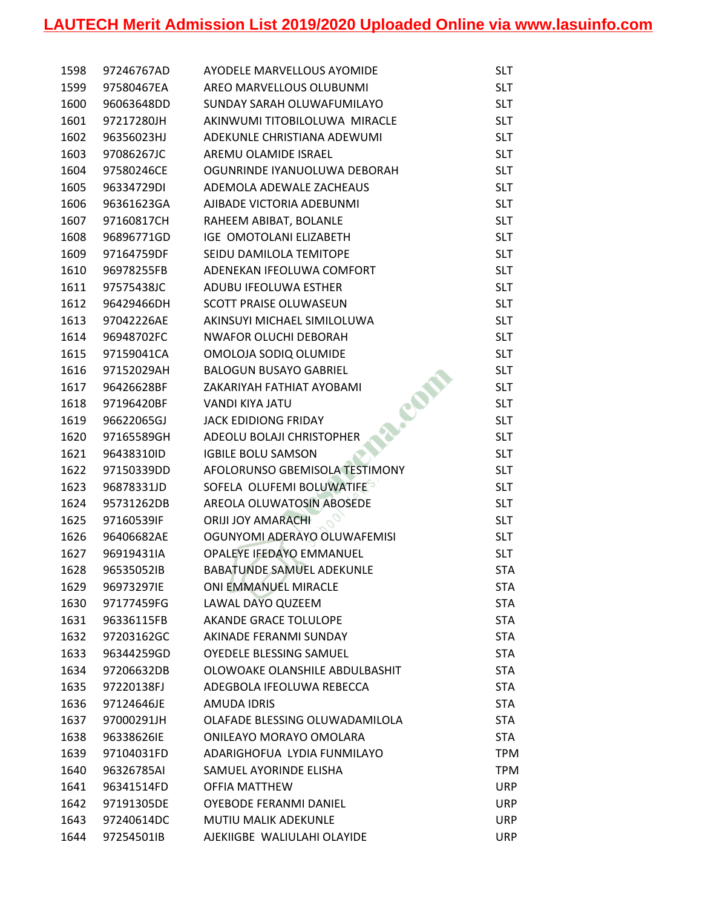| | | | |
|---|---|---|---|
| 1598 | 97246767AD | AYODELE MARVELLOUS AYOMIDE | SLT |
| 1599 | 97580467EA | AREO MARVELLOUS OLUBUNMI | SLT |
| 1600 | 96063648DD | SUNDAY SARAH OLUWAFUMILAYO | SLT |
| 1601 | 97217280JH | AKINWUMI TITOBILOLUWA MIRACLE | SLT |
| 1602 | 96356023HJ | ADEKUNLE CHRISTIANA ADEWUMI | SLT |
| 1603 | 97086267JC | AREMU OLAMIDE ISRAEL | SLT |
| 1604 | 97580246CE | OGUNRINDE IYANUOLUWA DEBORAH | SLT |
| 1605 | 96334729DI | ADEMOLA ADEWALE ZACHEAUS | SLT |
| 1606 | 96361623GA | AJIBADE VICTORIA ADEBUNMI | SLT |
| 1607 | 97160817CH | RAHEEM ABIBAT, BOLANLE | SLT |
| 1608 | 96896771GD | IGE OMOTOLANI ELIZABETH | SLT |
| 1609 | 97164759DF | SEIDU DAMILOLA TEMITOPE | SLT |
| 1610 | 96978255FB | ADENEKAN IFEOLUWA COMFORT | SLT |
| 1611 | 97575438JC | ADUBU IFEOLUWA ESTHER | SLT |
| 1612 | 96429466DH | SCOTT PRAISE OLUWASEUN | SLT |
| 1613 | 97042226AE | AKINSUYI MICHAEL SIMILOLUWA | SLT |
| 1614 | 96948702FC | NWAFOR OLUCHI DEBORAH | SLT |
| 1615 | 97159041CA | OMOLOJA SODIQ OLUMIDE | SLT |
| 1616 | 97152029AH | BALOGUN BUSAYO GABRIEL | SLT |
| 1617 | 96426628BF | ZAKARIYAH FATHIAT AYOBAMI | SLT |
| 1618 | 97196420BF | VANDI KIYA JATU | SLT |
| 1619 | 96622065GJ | JACK EDIDIONG FRIDAY | SLT |
| 1620 | 97165589GH | ADEOLU BOLAJI CHRISTOPHER | SLT |
| 1621 | 96438310ID | IGBILE BOLU SAMSON | SLT |
| 1622 | 97150339DD | AFOLORUNSO GBEMISOLA TESTIMONY | SLT |
| 1623 | 96878331JD | SOFELA OLUFEMI BOLUWATIFE | SLT |
| 1624 | 95731262DB | AREOLA OLUWATOSIN ABOSEDE | SLT |
| 1625 | 97160539IF | ORIJI JOY AMARACHI | SLT |
| 1626 | 96406682AE | OGUNYOMI ADERAYO OLUWAFEMISI | SLT |
| 1627 | 96919431IA | OPALEYE IFEDAYO EMMANUEL | SLT |
| 1628 | 96535052IB | BABATUNDE SAMUEL ADEKUNLE | STA |
| 1629 | 96973297IE | ONI EMMANUEL MIRACLE | STA |
| 1630 | 97177459FG | LAWAL DAYO QUZEEM | STA |
| 1631 | 96336115FB | AKANDE GRACE TOLULOPE | STA |
| 1632 | 97203162GC | AKINADE FERANMI SUNDAY | STA |
| 1633 | 96344259GD | OYEDELE BLESSING SAMUEL | STA |
| 1634 | 97206632DB | OLOWOAKE OLANSHILE ABDULBASHIT | STA |
| 1635 | 97220138FJ | ADEGBOLA IFEOLUWA REBECCA | STA |
| 1636 | 97124646JE | AMUDA IDRIS | STA |
| 1637 | 97000291JH | OLAFADE BLESSING OLUWADAMILOLA | STA |
| 1638 | 96338626IE | ONILEAYO MORAYO OMOLARA | STA |
| 1639 | 97104031FD | ADARIGHOFUA LYDIA FUNMILAYO | TPM |
| 1640 | 96326785AI | SAMUEL AYORINDE ELISHA | TPM |
| 1641 | 96341514FD | OFFIA MATTHEW | URP |
| 1642 | 97191305DE | OYEBODE FERANMI DANIEL | URP |
| 1643 | 97240614DC | MUTIU MALIK ADEKUNLE | URP |
| 1644 | 97254501IB | AJEKIIGBE WALIULAHI OLAYIDE | URP |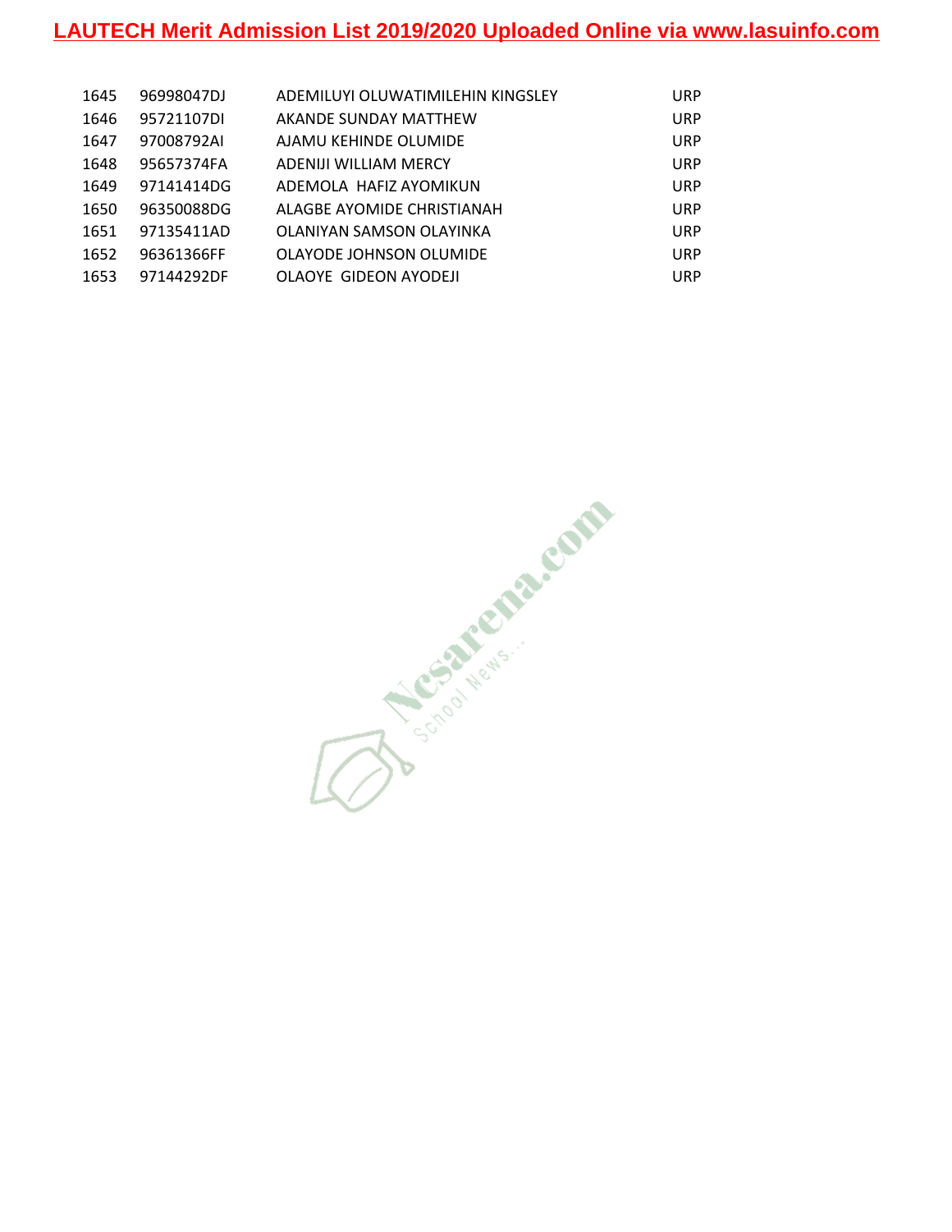| | | | |
|---|---|---|---|
| 1645 | 96998047DJ | ADEMILUYI OLUWATIMILEHIN KINGSLEY | URP |
| 1646 | 95721107DI | AKANDE SUNDAY MATTHEW | URP |
| 1647 | 97008792AI | AJAMU KEHINDE OLUMIDE | URP |
| 1648 | 95657374FA | ADENIJI WILLIAM MERCY | URP |
| 1649 | 97141414DG | ADEMOLA HAFIZ AYOMIKUN | URP |
| 1650 | 96350088DG | ALAGBE AYOMIDE CHRISTIANAH | URP |
| 1651 | 97135411AD | OLANIYAN SAMSON OLAYINKA | URP |
| 1652 | 96361366FF | OLAYODE JOHNSON OLUMIDE | URP |
| 1653 | 97144292DF | OLAOYE GIDEON AYODEJI | URP |